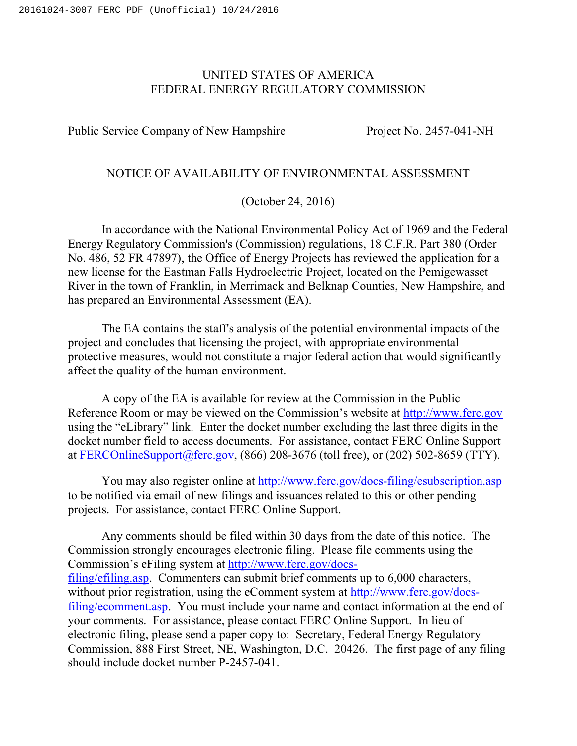UNITED STATES OF AMERICA
FEDERAL ENERGY REGULATORY COMMISSION

Public Service Company of New Hampshire Project No. 2457-041-NH

NOTICE OF AVAILABILITY OF ENVIRONMENTAL ASSESSMENT

(October 24, 2016)

In accordance with the National Environmental Policy Act of 1969 and the Federal Energy Regulatory Commission's (Commission) regulations, 18 C.F.R. Part 380 (Order No. 486, 52 FR 47897), the Office of Energy Projects has reviewed the application for a new license for the Eastman Falls Hydroelectric Project, located on the Pemigewasset River in the town of Franklin, in Merrimack and Belknap Counties, New Hampshire, and has prepared an Environmental Assessment (EA).

The EA contains the staff's analysis of the potential environmental impacts of the project and concludes that licensing the project, with appropriate environmental protective measures, would not constitute a major federal action that would significantly affect the quality of the human environment.

A copy of the EA is available for review at the Commission in the Public Reference Room or may be viewed on the Commission's website at http://www.ferc.gov using the "eLibrary" link. Enter the docket number excluding the last three digits in the docket number field to access documents. For assistance, contact FERC Online Support at FERCOnlineSupport@ferc.gov, (866) 208-3676 (toll free), or (202) 502-8659 (TTY).

You may also register online at http://www.ferc.gov/docs-filing/esubscription.asp to be notified via email of new filings and issuances related to this or other pending projects. For assistance, contact FERC Online Support.

Any comments should be filed within 30 days from the date of this notice. The Commission strongly encourages electronic filing. Please file comments using the Commission's eFiling system at http://www.ferc.gov/docs-filing/efiling.asp. Commenters can submit brief comments up to 6,000 characters, without prior registration, using the eComment system at http://www.ferc.gov/docs-filing/ecomment.asp. You must include your name and contact information at the end of your comments. For assistance, please contact FERC Online Support. In lieu of electronic filing, please send a paper copy to: Secretary, Federal Energy Regulatory Commission, 888 First Street, NE, Washington, D.C. 20426. The first page of any filing should include docket number P-2457-041.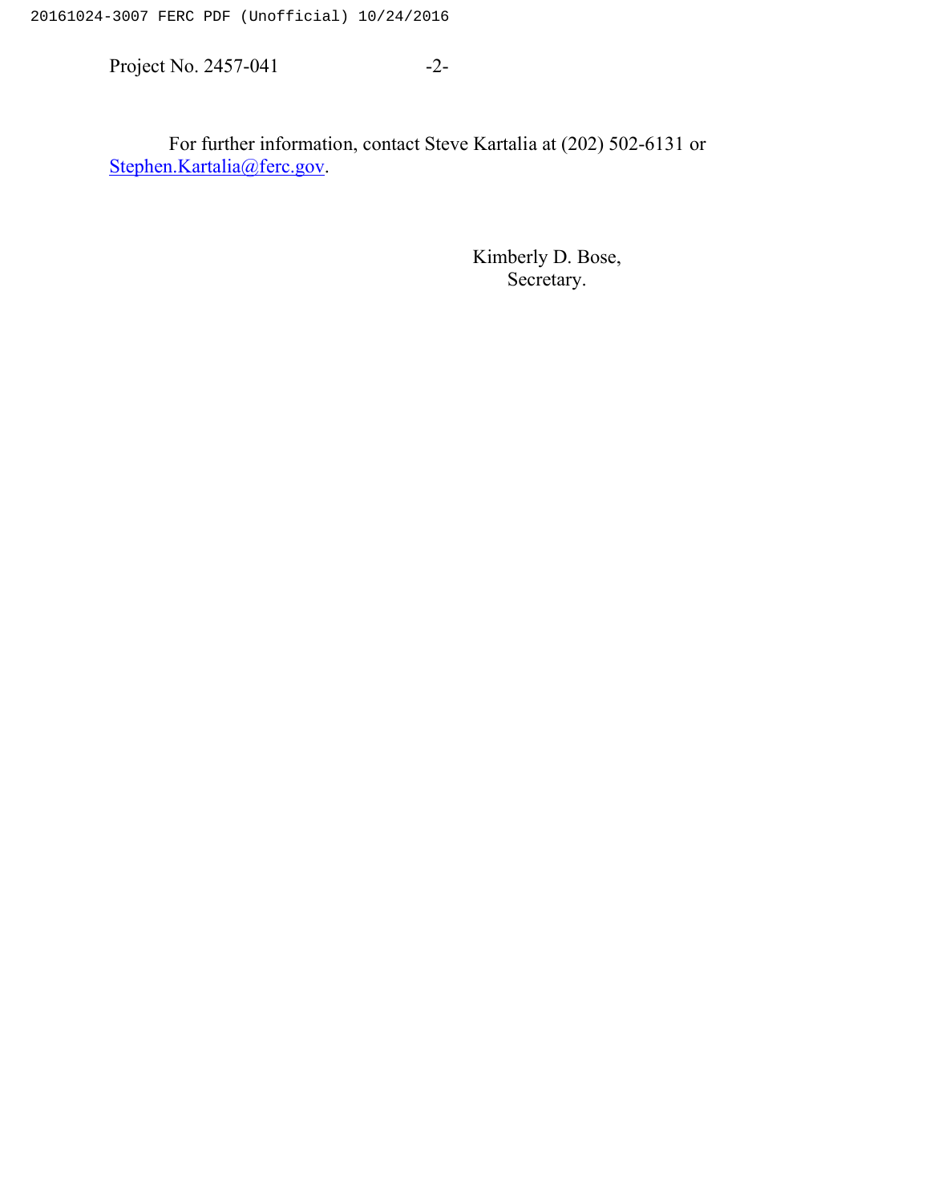For further information, contact Steve Kartalia at (202) 502-6131 or Stephen.Kartalia@ferc.gov.

Kimberly D. Bose,  
Secretary.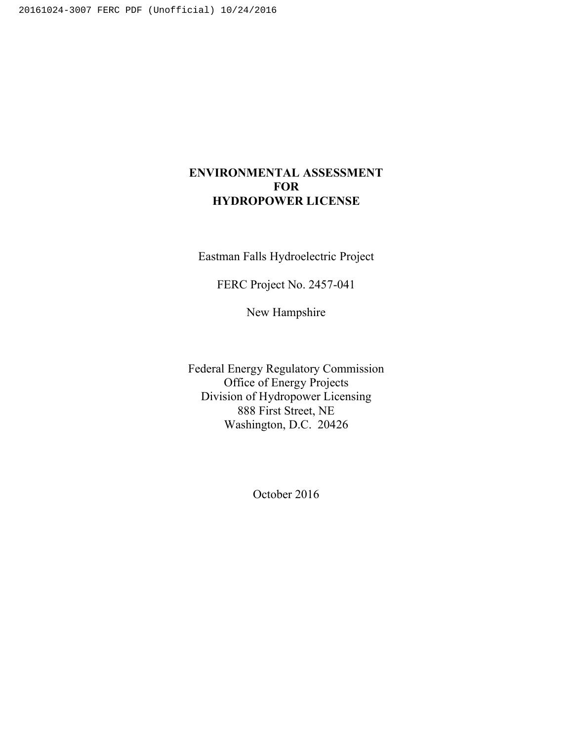# ENVIRONMENTAL ASSESSMENT FOR HYDROPOWER LICENSE

Eastman Falls Hydroelectric Project

FERC Project No. 2457-041

New Hampshire

Federal Energy Regulatory Commission
Office of Energy Projects
Division of Hydropower Licensing
888 First Street, NE
Washington, D.C. 20426

October 2016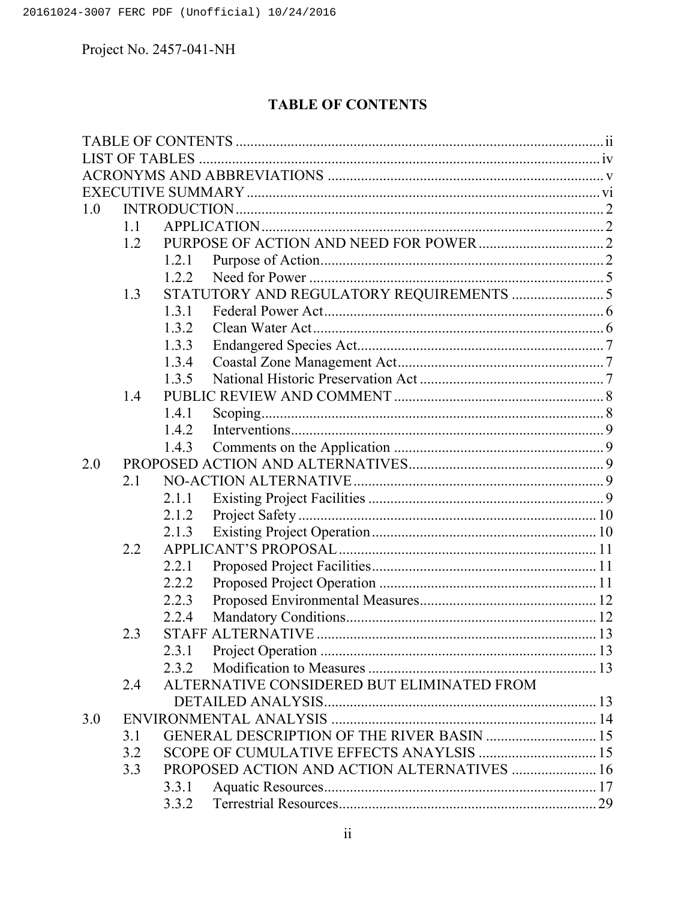Project No. 2457-041-NH

# TABLE OF CONTENTS

TABLE OF CONTENTS ..... ii
LIST OF TABLES ..... iv
ACRONYMS AND ABBREVIATIONS ..... v
EXECUTIVE SUMMARY ..... vi
1.0 INTRODUCTION ..... 2
- 1.1 APPLICATION ..... 2
- 1.2 PURPOSE OF ACTION AND NEED FOR POWER ..... 2
  - 1.2.1 Purpose of Action ..... 2
  - 1.2.2 Need for Power ..... 5
- 1.3 STATUTORY AND REGULATORY REQUIREMENTS ..... 5
  - 1.3.1 Federal Power Act ..... 6
  - 1.3.2 Clean Water Act ..... 6
  - 1.3.3 Endangered Species Act ..... 7
  - 1.3.4 Coastal Zone Management Act ..... 7
  - 1.3.5 National Historic Preservation Act ..... 7
- 1.4 PUBLIC REVIEW AND COMMENT ..... 8
  - 1.4.1 Scoping ..... 8
  - 1.4.2 Interventions ..... 9
  - 1.4.3 Comments on the Application ..... 9

2.0 PROPOSED ACTION AND ALTERNATIVES ..... 9
- 2.1 NO-ACTION ALTERNATIVE ..... 9
  - 2.1.1 Existing Project Facilities ..... 9
  - 2.1.2 Project Safety ..... 10
  - 2.1.3 Existing Project Operation ..... 10
- 2.2 APPLICANT'S PROPOSAL ..... 11
  - 2.2.1 Proposed Project Facilities ..... 11
  - 2.2.2 Proposed Project Operation ..... 11
  - 2.2.3 Proposed Environmental Measures ..... 12
  - 2.2.4 Mandatory Conditions ..... 12
- 2.3 STAFF ALTERNATIVE ..... 13
  - 2.3.1 Project Operation ..... 13
  - 2.3.2 Modification to Measures ..... 13
- 2.4 ALTERNATIVE CONSIDERED BUT ELIMINATED FROM DETAILED ANALYSIS ..... 13

3.0 ENVIRONMENTAL ANALYSIS ..... 14
- 3.1 GENERAL DESCRIPTION OF THE RIVER BASIN ..... 15
- 3.2 SCOPE OF CUMULATIVE EFFECTS ANAYLSIS ..... 15
- 3.3 PROPOSED ACTION AND ACTION ALTERNATIVES ..... 16
  - 3.3.1 Aquatic Resources ..... 17
  - 3.3.2 Terrestrial Resources ..... 29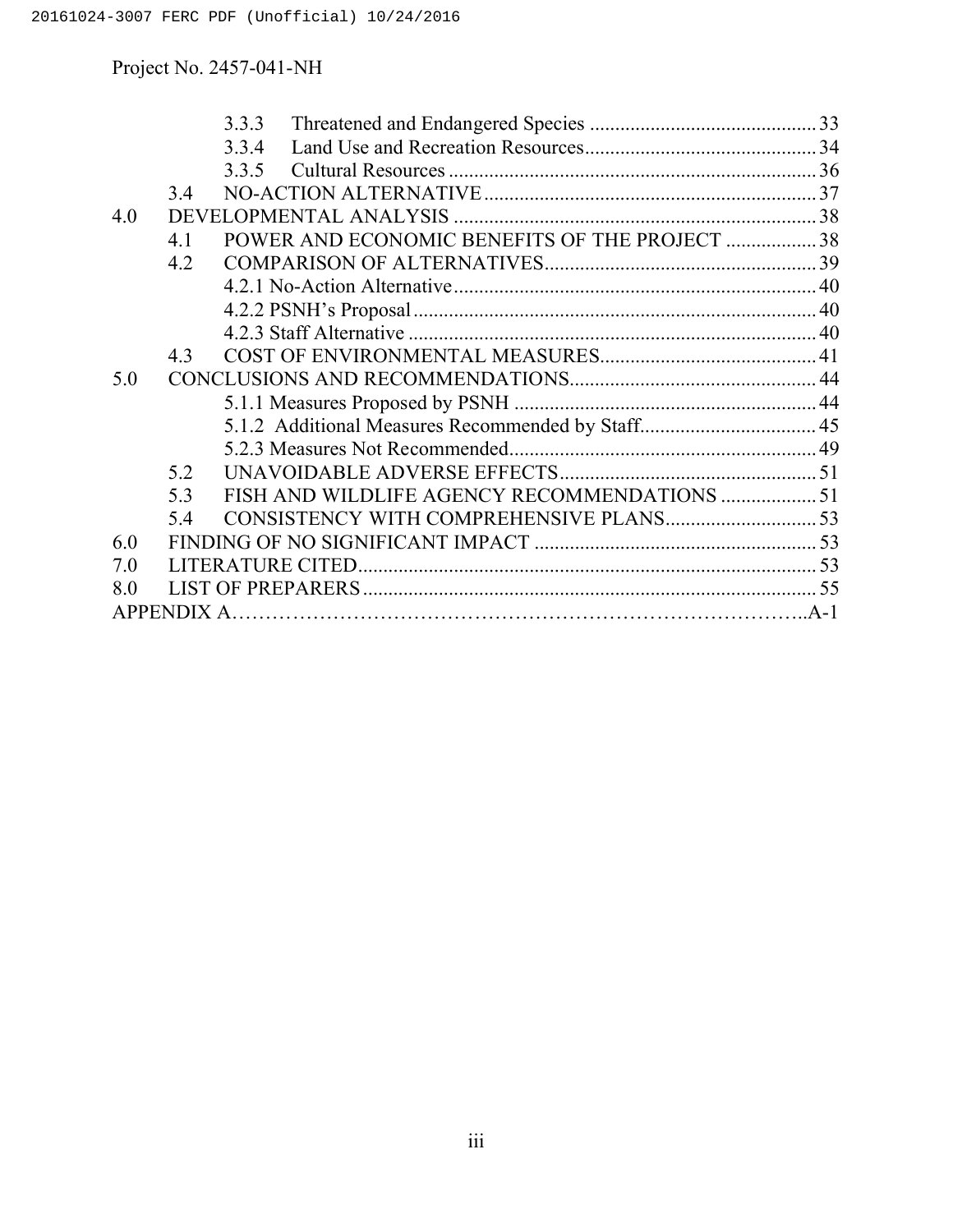3.3.3 Threatened and Endangered Species ............................................ 33
3.3.4 Land Use and Recreation Resources............................................. 34
3.3.5 Cultural Resources ........................................................................ 36
3.4 NO-ACTION ALTERNATIVE ................................................................ 37
4.0 DEVELOPMENTAL ANALYSIS ....................................................................... 38
4.1 POWER AND ECONOMIC BENEFITS OF THE PROJECT ................. 38
4.2 COMPARISON OF ALTERNATIVES..................................................... 39
4.2.1 No-Action Alternative..................................................................... 40
4.2.2 PSNH's Proposal .............................................................................. 40
4.2.3 Staff Alternative ............................................................................... 40
4.3 COST OF ENVIRONMENTAL MEASURES........................................... 41
5.0 CONCLUSIONS AND RECOMMENDATIONS................................................ 44
5.1.1 Measures Proposed by PSNH ........................................................... 44
5.1.2 Additional Measures Recommended by Staff.................................. 45
5.2.3 Measures Not Recommended............................................................ 49
5.2 UNAVOIDABLE ADVERSE EFFECTS.................................................. 51
5.3 FISH AND WILDLIFE AGENCY RECOMMENDATIONS .................. 51
5.4 CONSISTENCY WITH COMPREHENSIVE PLANS............................. 53
6.0 FINDING OF NO SIGNIFICANT IMPACT ....................................................... 53
7.0 LITERATURE CITED.......................................................................................... 53
8.0 LIST OF PREPARERS ......................................................................................... 55
APPENDIX A…………………………………………………………………………..A-1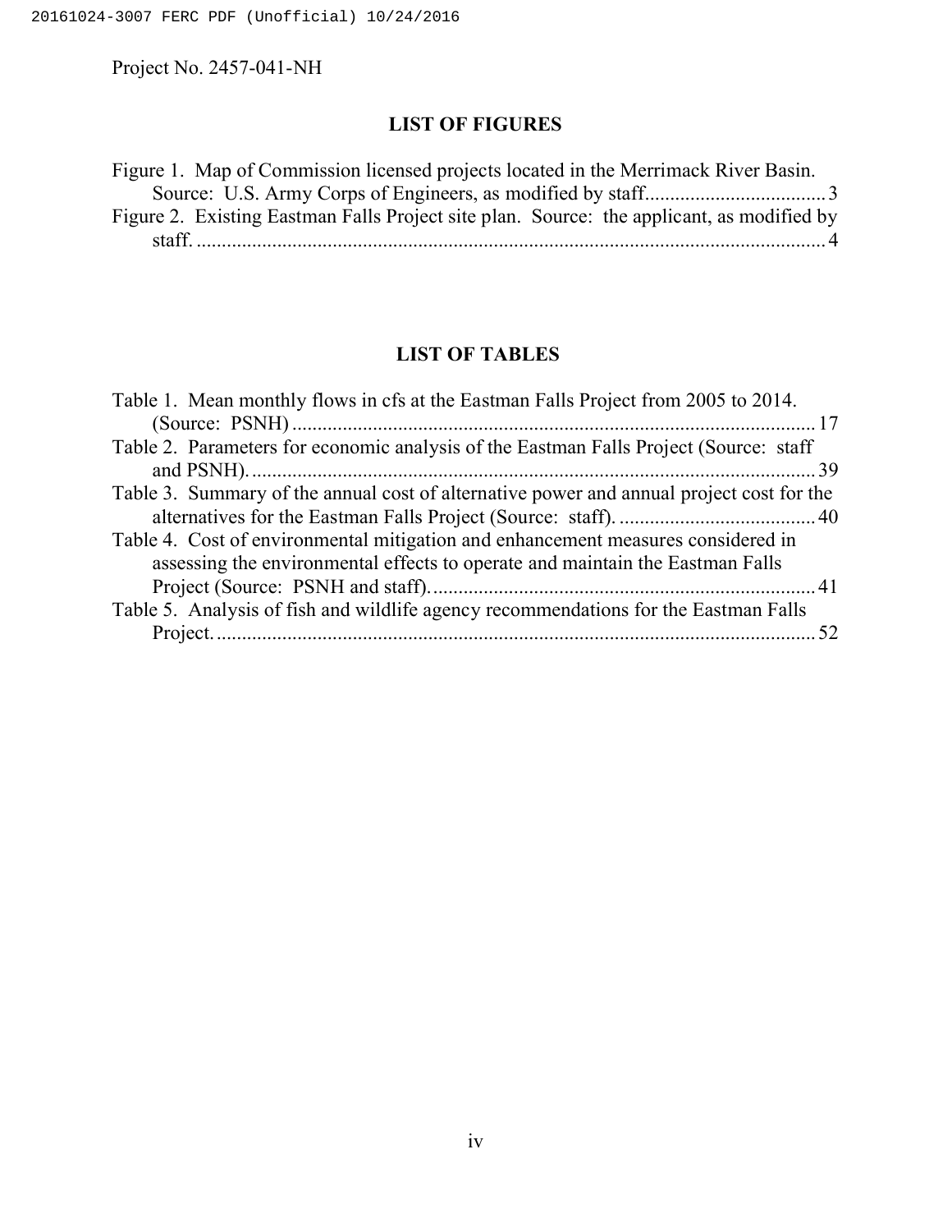Project No. 2457-041-NH

## LIST OF FIGURES

Figure 1. Map of Commission licensed projects located in the Merrimack River Basin. Source: U.S. Army Corps of Engineers, as modified by staff. .................................. 3

Figure 2. Existing Eastman Falls Project site plan. Source: the applicant, as modified by staff. ............................................................................................................ 4

## LIST OF TABLES

Table 1. Mean monthly flows in cfs at the Eastman Falls Project from 2005 to 2014. (Source: PSNH) ....................................................................................... 17

Table 2. Parameters for economic analysis of the Eastman Falls Project (Source: staff and PSNH). ............................................................................................... 39

Table 3. Summary of the annual cost of alternative power and annual project cost for the alternatives for the Eastman Falls Project (Source: staff). ..................................... 40

Table 4. Cost of environmental mitigation and enhancement measures considered in assessing the environmental effects to operate and maintain the Eastman Falls Project (Source: PSNH and staff). .......................................................................... 41

Table 5. Analysis of fish and wildlife agency recommendations for the Eastman Falls Project. ..................................................................................................................... 52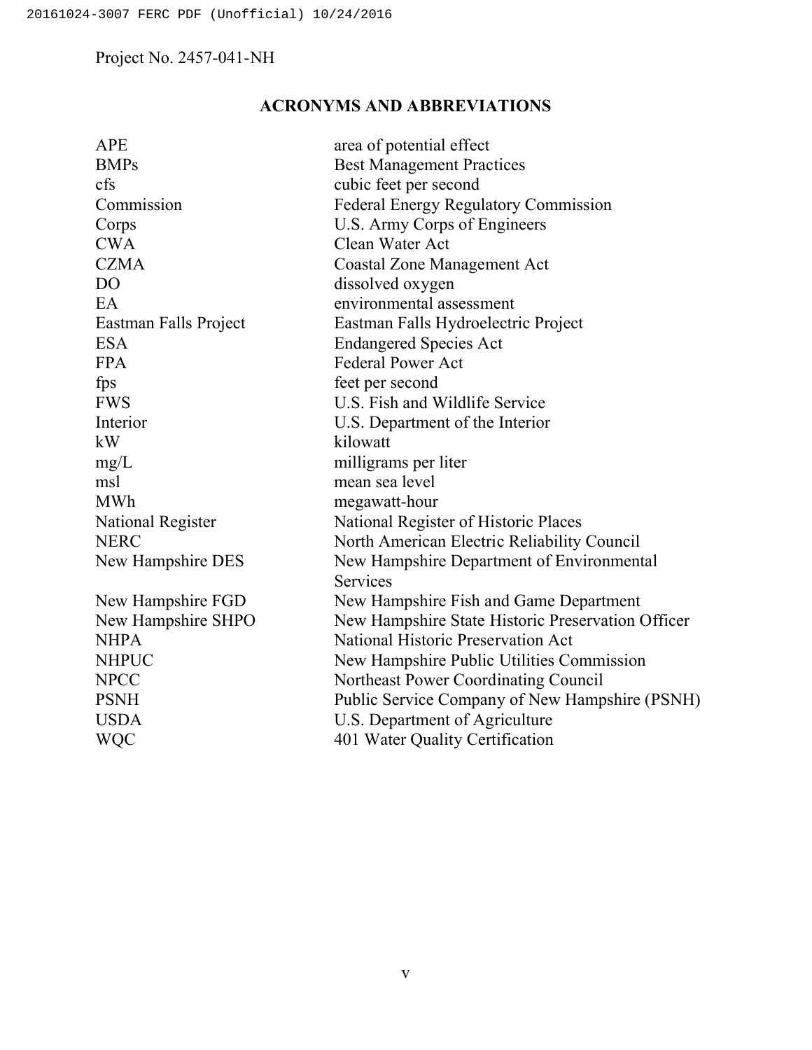Project No. 2457-041-NH

## ACRONYMS AND ABBREVIATIONS

| | |
|---|---|
| APE | area of potential effect |
| BMPs | Best Management Practices |
| cfs | cubic feet per second |
| Commission | Federal Energy Regulatory Commission |
| Corps | U.S. Army Corps of Engineers |
| CWA | Clean Water Act |
| CZMA | Coastal Zone Management Act |
| DO | dissolved oxygen |
| EA | environmental assessment |
| Eastman Falls Project | Eastman Falls Hydroelectric Project |
| ESA | Endangered Species Act |
| FPA | Federal Power Act |
| fps | feet per second |
| FWS | U.S. Fish and Wildlife Service |
| Interior | U.S. Department of the Interior |
| kW | kilowatt |
| mg/L | milligrams per liter |
| msl | mean sea level |
| MWh | megawatt-hour |
| National Register | National Register of Historic Places |
| NERC | North American Electric Reliability Council |
| New Hampshire DES | New Hampshire Department of Environmental Services |
| New Hampshire FGD | New Hampshire Fish and Game Department |
| New Hampshire SHPO | New Hampshire State Historic Preservation Officer |
| NHPA | National Historic Preservation Act |
| NHPUC | New Hampshire Public Utilities Commission |
| NPCC | Northeast Power Coordinating Council |
| PSNH | Public Service Company of New Hampshire (PSNH) |
| USDA | U.S. Department of Agriculture |
| WQC | 401 Water Quality Certification |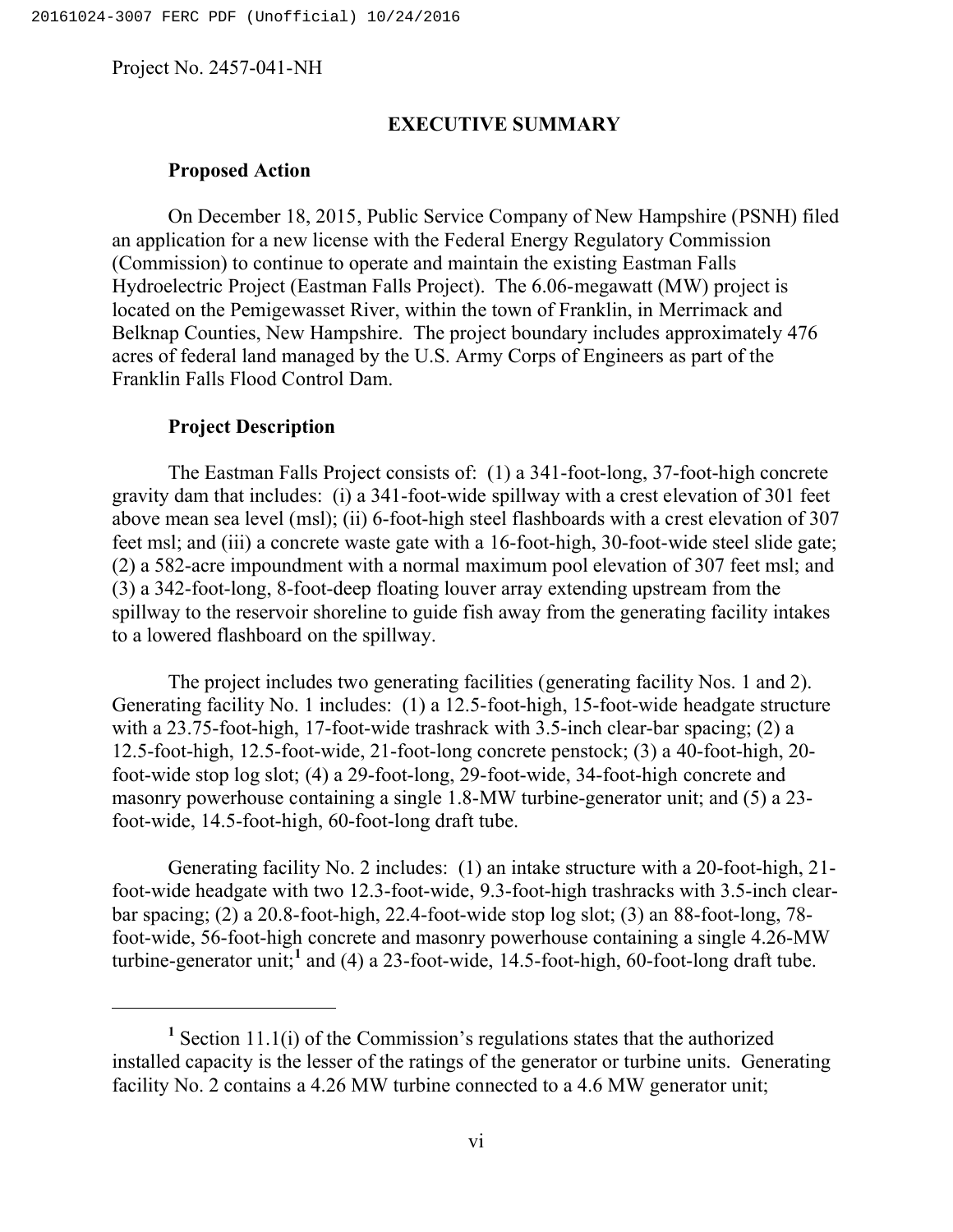Project No. 2457-041-NH

## EXECUTIVE SUMMARY

### Proposed Action

On December 18, 2015, Public Service Company of New Hampshire (PSNH) filed an application for a new license with the Federal Energy Regulatory Commission (Commission) to continue to operate and maintain the existing Eastman Falls Hydroelectric Project (Eastman Falls Project). The 6.06-megawatt (MW) project is located on the Pemigewasset River, within the town of Franklin, in Merrimack and Belknap Counties, New Hampshire. The project boundary includes approximately 476 acres of federal land managed by the U.S. Army Corps of Engineers as part of the Franklin Falls Flood Control Dam.

### Project Description

The Eastman Falls Project consists of: (1) a 341-foot-long, 37-foot-high concrete gravity dam that includes: (i) a 341-foot-wide spillway with a crest elevation of 301 feet above mean sea level (msl); (ii) 6-foot-high steel flashboards with a crest elevation of 307 feet msl; and (iii) a concrete waste gate with a 16-foot-high, 30-foot-wide steel slide gate; (2) a 582-acre impoundment with a normal maximum pool elevation of 307 feet msl; and (3) a 342-foot-long, 8-foot-deep floating louver array extending upstream from the spillway to the reservoir shoreline to guide fish away from the generating facility intakes to a lowered flashboard on the spillway.

The project includes two generating facilities (generating facility Nos. 1 and 2). Generating facility No. 1 includes: (1) a 12.5-foot-high, 15-foot-wide headgate structure with a 23.75-foot-high, 17-foot-wide trashrack with 3.5-inch clear-bar spacing; (2) a 12.5-foot-high, 12.5-foot-wide, 21-foot-long concrete penstock; (3) a 40-foot-high, 20-foot-wide stop log slot; (4) a 29-foot-long, 29-foot-wide, 34-foot-high concrete and masonry powerhouse containing a single 1.8-MW turbine-generator unit; and (5) a 23-foot-wide, 14.5-foot-high, 60-foot-long draft tube.

Generating facility No. 2 includes: (1) an intake structure with a 20-foot-high, 21-foot-wide headgate with two 12.3-foot-wide, 9.3-foot-high trashracks with 3.5-inch clear-bar spacing; (2) a 20.8-foot-high, 22.4-foot-wide stop log slot; (3) an 88-foot-long, 78-foot-wide, 56-foot-high concrete and masonry powerhouse containing a single 4.26-MW turbine-generator unit;[1] and (4) a 23-foot-wide, 14.5-foot-high, 60-foot-long draft tube.

---

[1] Section 11.1(i) of the Commission's regulations states that the authorized installed capacity is the lesser of the ratings of the generator or turbine units. Generating facility No. 2 contains a 4.26 MW turbine connected to a 4.6 MW generator unit;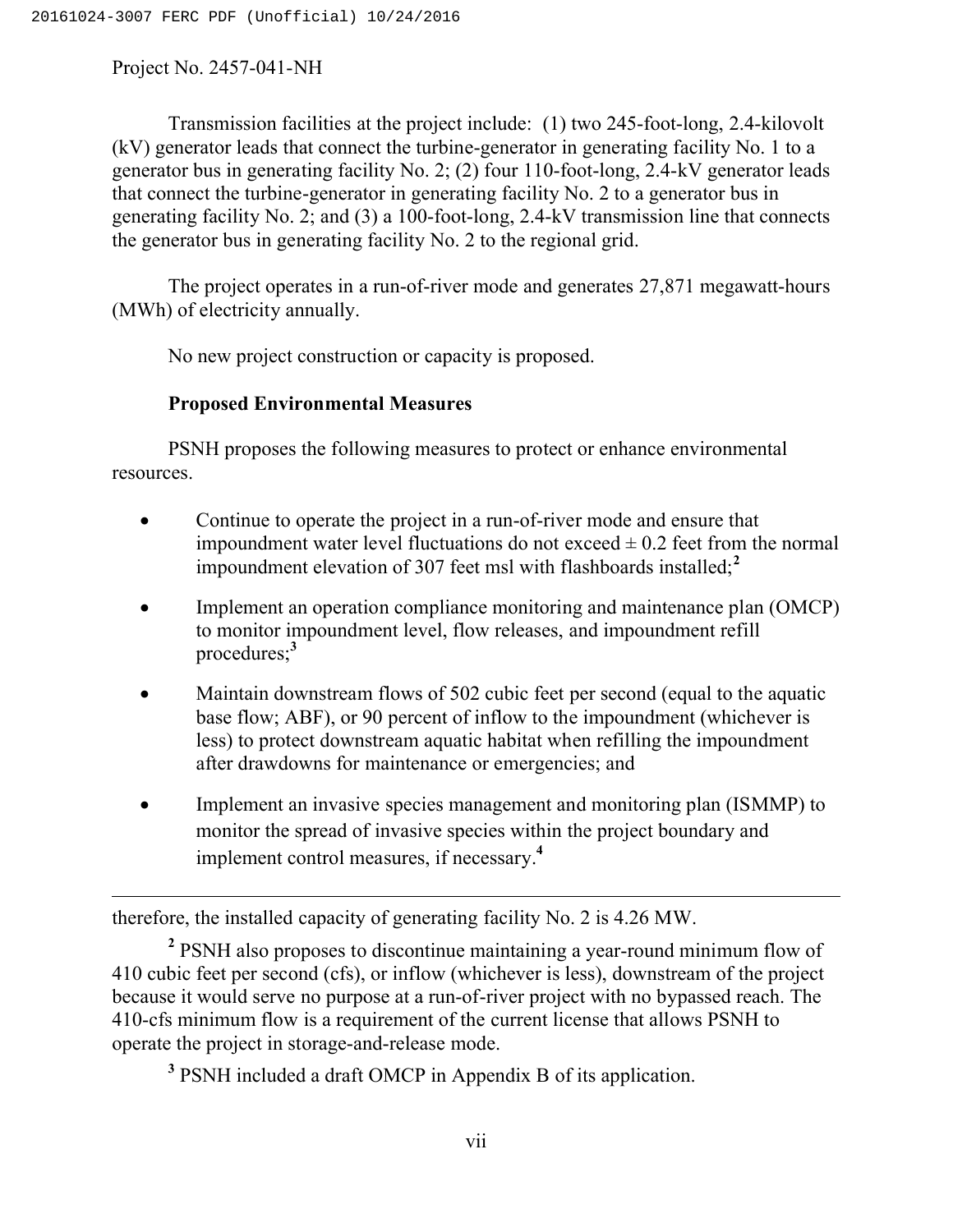Transmission facilities at the project include: (1) two 245-foot-long, 2.4-kilovolt (kV) generator leads that connect the turbine-generator in generating facility No. 1 to a generator bus in generating facility No. 2; (2) four 110-foot-long, 2.4-kV generator leads that connect the turbine-generator in generating facility No. 2 to a generator bus in generating facility No. 2; and (3) a 100-foot-long, 2.4-kV transmission line that connects the generator bus in generating facility No. 2 to the regional grid.

The project operates in a run-of-river mode and generates 27,871 megawatt-hours (MWh) of electricity annually.

No new project construction or capacity is proposed.

**Proposed Environmental Measures**

PSNH proposes the following measures to protect or enhance environmental resources.

- Continue to operate the project in a run-of-river mode and ensure that impoundment water level fluctuations do not exceed ± 0.2 feet from the normal impoundment elevation of 307 feet msl with flashboards installed;[2]
- Implement an operation compliance monitoring and maintenance plan (OMCP) to monitor impoundment level, flow releases, and impoundment refill procedures;[3]
- Maintain downstream flows of 502 cubic feet per second (equal to the aquatic base flow; ABF), or 90 percent of inflow to the impoundment (whichever is less) to protect downstream aquatic habitat when refilling the impoundment after drawdowns for maintenance or emergencies; and
- Implement an invasive species management and monitoring plan (ISMMP) to monitor the spread of invasive species within the project boundary and implement control measures, if necessary.[4]

---

therefore, the installed capacity of generating facility No. 2 is 4.26 MW.

[2] PSNH also proposes to discontinue maintaining a year-round minimum flow of 410 cubic feet per second (cfs), or inflow (whichever is less), downstream of the project because it would serve no purpose at a run-of-river project with no bypassed reach. The 410-cfs minimum flow is a requirement of the current license that allows PSNH to operate the project in storage-and-release mode.

[3] PSNH included a draft OMCP in Appendix B of its application.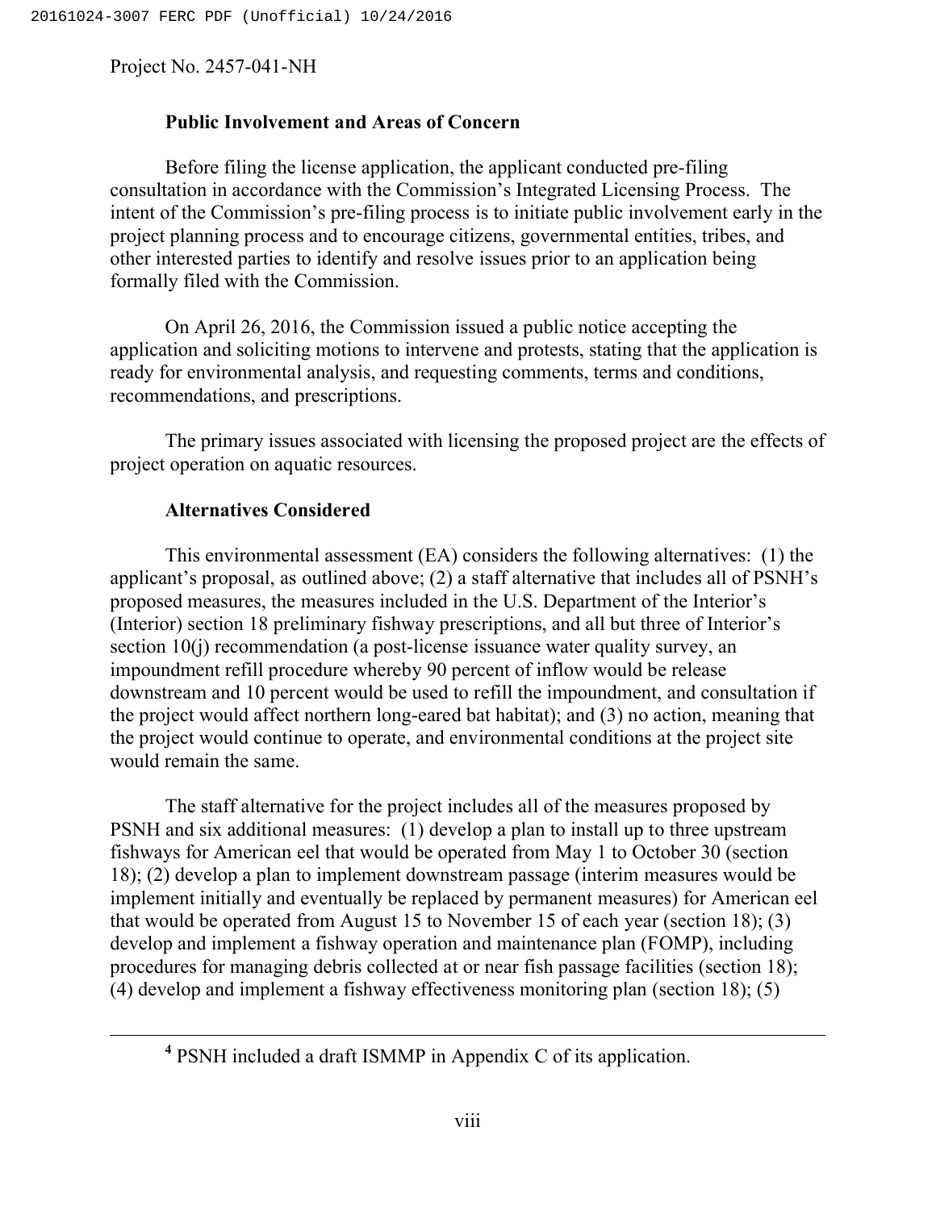### Public Involvement and Areas of Concern

Before filing the license application, the applicant conducted pre-filing consultation in accordance with the Commission's Integrated Licensing Process. The intent of the Commission's pre-filing process is to initiate public involvement early in the project planning process and to encourage citizens, governmental entities, tribes, and other interested parties to identify and resolve issues prior to an application being formally filed with the Commission.

On April 26, 2016, the Commission issued a public notice accepting the application and soliciting motions to intervene and protests, stating that the application is ready for environmental analysis, and requesting comments, terms and conditions, recommendations, and prescriptions.

The primary issues associated with licensing the proposed project are the effects of project operation on aquatic resources.

### Alternatives Considered

This environmental assessment (EA) considers the following alternatives: (1) the applicant's proposal, as outlined above; (2) a staff alternative that includes all of PSNH's proposed measures, the measures included in the U.S. Department of the Interior's (Interior) section 18 preliminary fishway prescriptions, and all but three of Interior's section 10(j) recommendation (a post-license issuance water quality survey, an impoundment refill procedure whereby 90 percent of inflow would be release downstream and 10 percent would be used to refill the impoundment, and consultation if the project would affect northern long-eared bat habitat); and (3) no action, meaning that the project would continue to operate, and environmental conditions at the project site would remain the same.

The staff alternative for the project includes all of the measures proposed by PSNH and six additional measures: (1) develop a plan to install up to three upstream fishways for American eel that would be operated from May 1 to October 30 (section 18); (2) develop a plan to implement downstream passage (interim measures would be implement initially and eventually be replaced by permanent measures) for American eel that would be operated from August 15 to November 15 of each year (section 18); (3) develop and implement a fishway operation and maintenance plan (FOMP), including procedures for managing debris collected at or near fish passage facilities (section 18); (4) develop and implement a fishway effectiveness monitoring plan (section 18); (5)

[4] PSNH included a draft ISMMP in Appendix C of its application.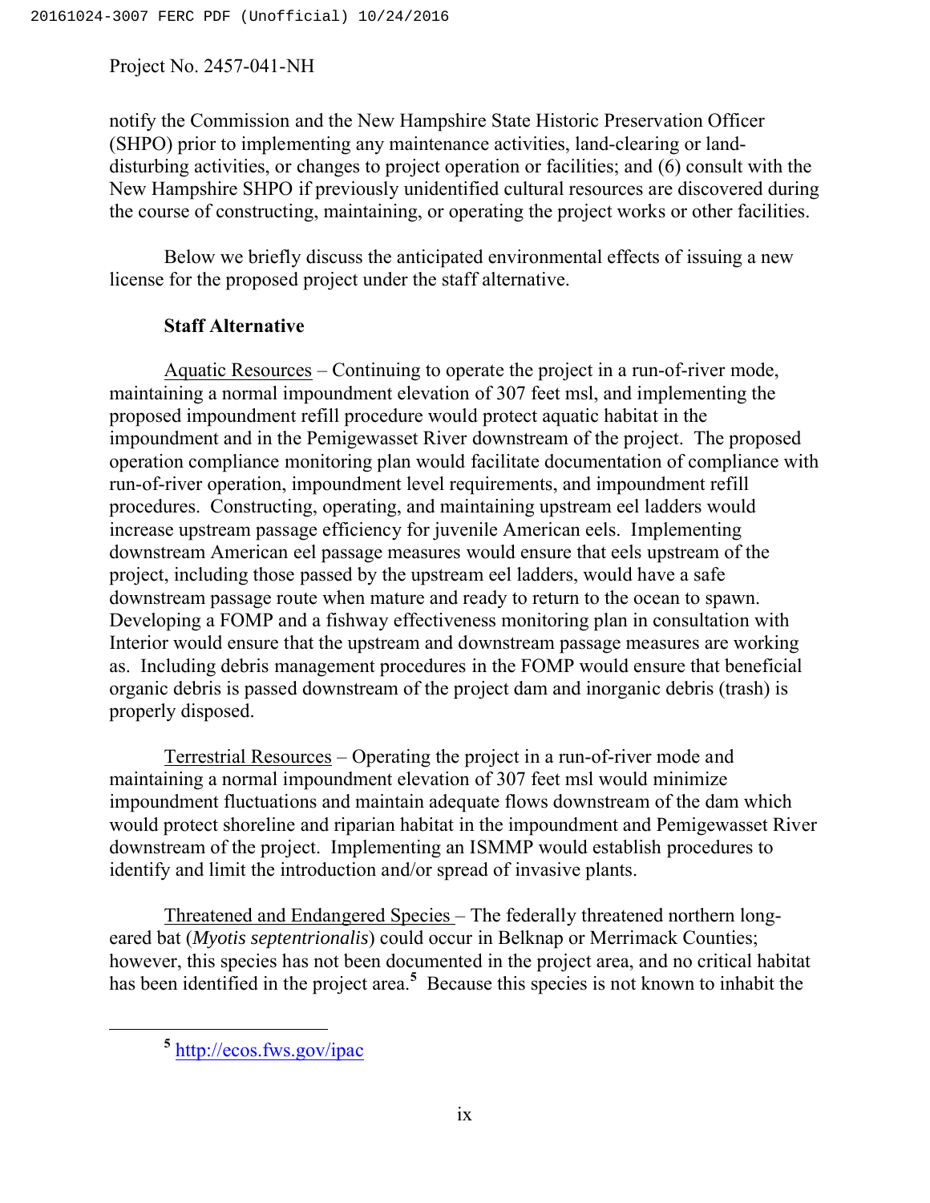notify the Commission and the New Hampshire State Historic Preservation Officer (SHPO) prior to implementing any maintenance activities, land-clearing or land-disturbing activities, or changes to project operation or facilities; and (6) consult with the New Hampshire SHPO if previously unidentified cultural resources are discovered during the course of constructing, maintaining, or operating the project works or other facilities.

Below we briefly discuss the anticipated environmental effects of issuing a new license for the proposed project under the staff alternative.

**Staff Alternative**

Aquatic Resources – Continuing to operate the project in a run-of-river mode, maintaining a normal impoundment elevation of 307 feet msl, and implementing the proposed impoundment refill procedure would protect aquatic habitat in the impoundment and in the Pemigewasset River downstream of the project. The proposed operation compliance monitoring plan would facilitate documentation of compliance with run-of-river operation, impoundment level requirements, and impoundment refill procedures. Constructing, operating, and maintaining upstream eel ladders would increase upstream passage efficiency for juvenile American eels. Implementing downstream American eel passage measures would ensure that eels upstream of the project, including those passed by the upstream eel ladders, would have a safe downstream passage route when mature and ready to return to the ocean to spawn. Developing a FOMP and a fishway effectiveness monitoring plan in consultation with Interior would ensure that the upstream and downstream passage measures are working as. Including debris management procedures in the FOMP would ensure that beneficial organic debris is passed downstream of the project dam and inorganic debris (trash) is properly disposed.

Terrestrial Resources – Operating the project in a run-of-river mode and maintaining a normal impoundment elevation of 307 feet msl would minimize impoundment fluctuations and maintain adequate flows downstream of the dam which would protect shoreline and riparian habitat in the impoundment and Pemigewasset River downstream of the project. Implementing an ISMMP would establish procedures to identify and limit the introduction and/or spread of invasive plants.

Threatened and Endangered Species – The federally threatened northern long-eared bat (*Myotis septentrionalis*) could occur in Belknap or Merrimack Counties; however, this species has not been documented in the project area, and no critical habitat has been identified in the project area.[5] Because this species is not known to inhabit the

[5] http://ecos.fws.gov/ipac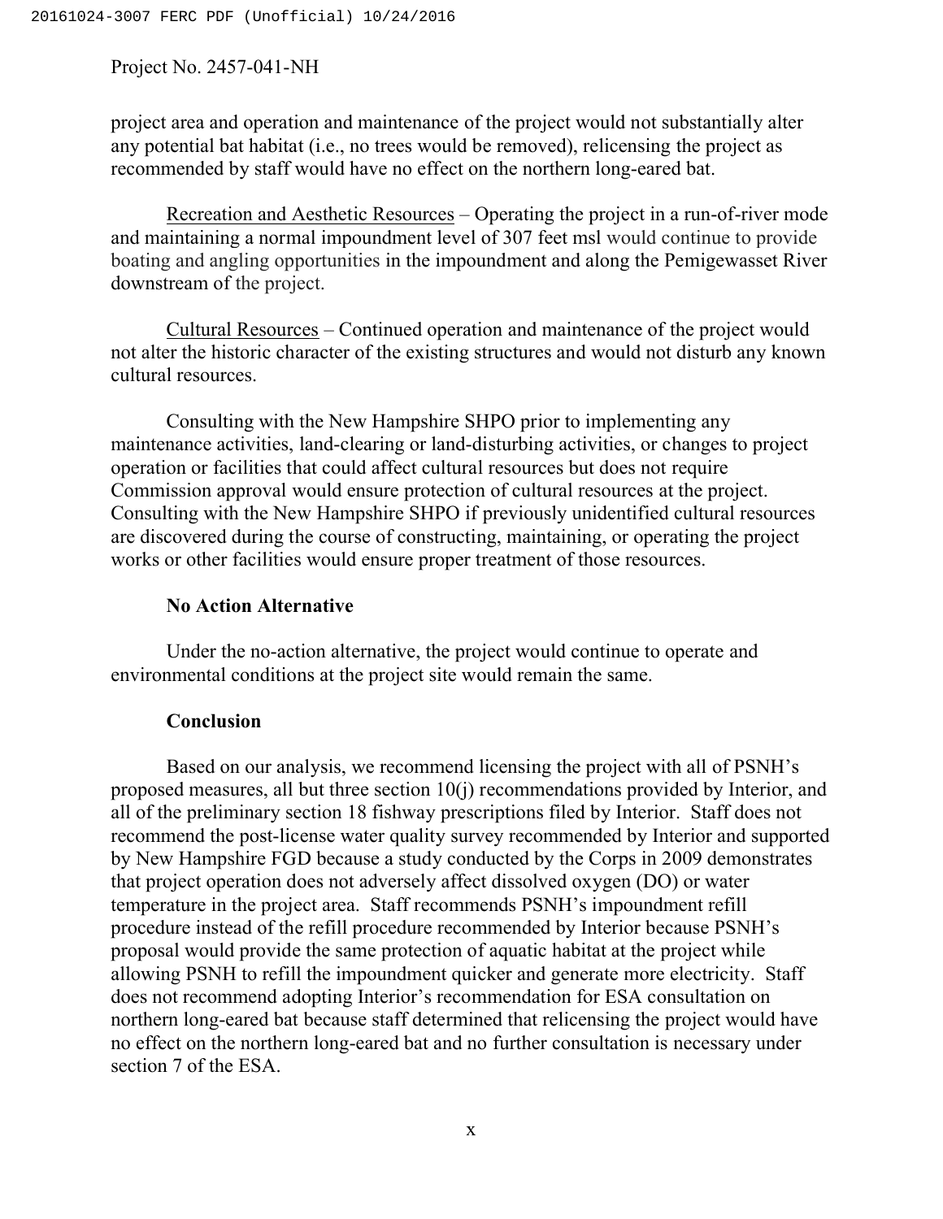project area and operation and maintenance of the project would not substantially alter any potential bat habitat (i.e., no trees would be removed), relicensing the project as recommended by staff would have no effect on the northern long-eared bat.

Recreation and Aesthetic Resources – Operating the project in a run-of-river mode and maintaining a normal impoundment level of 307 feet msl would continue to provide boating and angling opportunities in the impoundment and along the Pemigewasset River downstream of the project.

Cultural Resources – Continued operation and maintenance of the project would not alter the historic character of the existing structures and would not disturb any known cultural resources.

Consulting with the New Hampshire SHPO prior to implementing any maintenance activities, land-clearing or land-disturbing activities, or changes to project operation or facilities that could affect cultural resources but does not require Commission approval would ensure protection of cultural resources at the project. Consulting with the New Hampshire SHPO if previously unidentified cultural resources are discovered during the course of constructing, maintaining, or operating the project works or other facilities would ensure proper treatment of those resources.

### No Action Alternative

Under the no-action alternative, the project would continue to operate and environmental conditions at the project site would remain the same.

### Conclusion

Based on our analysis, we recommend licensing the project with all of PSNH's proposed measures, all but three section 10(j) recommendations provided by Interior, and all of the preliminary section 18 fishway prescriptions filed by Interior. Staff does not recommend the post-license water quality survey recommended by Interior and supported by New Hampshire FGD because a study conducted by the Corps in 2009 demonstrates that project operation does not adversely affect dissolved oxygen (DO) or water temperature in the project area. Staff recommends PSNH's impoundment refill procedure instead of the refill procedure recommended by Interior because PSNH's proposal would provide the same protection of aquatic habitat at the project while allowing PSNH to refill the impoundment quicker and generate more electricity. Staff does not recommend adopting Interior's recommendation for ESA consultation on northern long-eared bat because staff determined that relicensing the project would have no effect on the northern long-eared bat and no further consultation is necessary under section 7 of the ESA.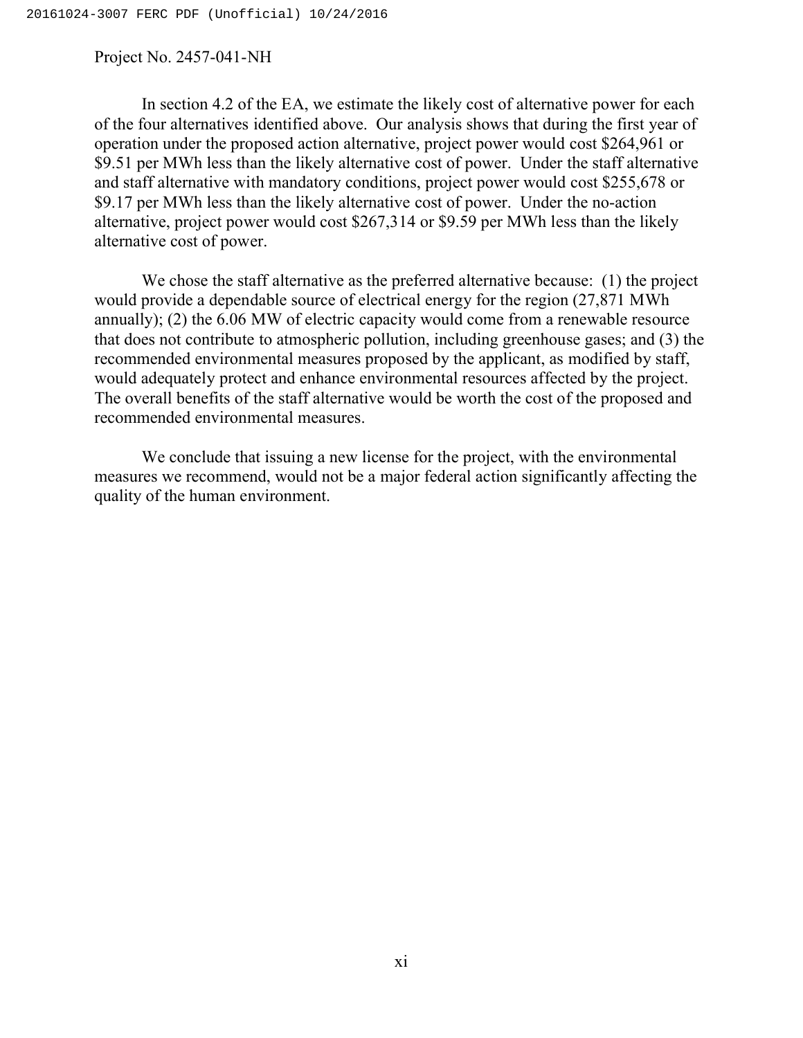In section 4.2 of the EA, we estimate the likely cost of alternative power for each of the four alternatives identified above. Our analysis shows that during the first year of operation under the proposed action alternative, project power would cost $264,961 or $9.51 per MWh less than the likely alternative cost of power. Under the staff alternative and staff alternative with mandatory conditions, project power would cost $255,678 or $9.17 per MWh less than the likely alternative cost of power. Under the no-action alternative, project power would cost $267,314 or $9.59 per MWh less than the likely alternative cost of power.

We chose the staff alternative as the preferred alternative because: (1) the project would provide a dependable source of electrical energy for the region (27,871 MWh annually); (2) the 6.06 MW of electric capacity would come from a renewable resource that does not contribute to atmospheric pollution, including greenhouse gases; and (3) the recommended environmental measures proposed by the applicant, as modified by staff, would adequately protect and enhance environmental resources affected by the project. The overall benefits of the staff alternative would be worth the cost of the proposed and recommended environmental measures.

We conclude that issuing a new license for the project, with the environmental measures we recommend, would not be a major federal action significantly affecting the quality of the human environment.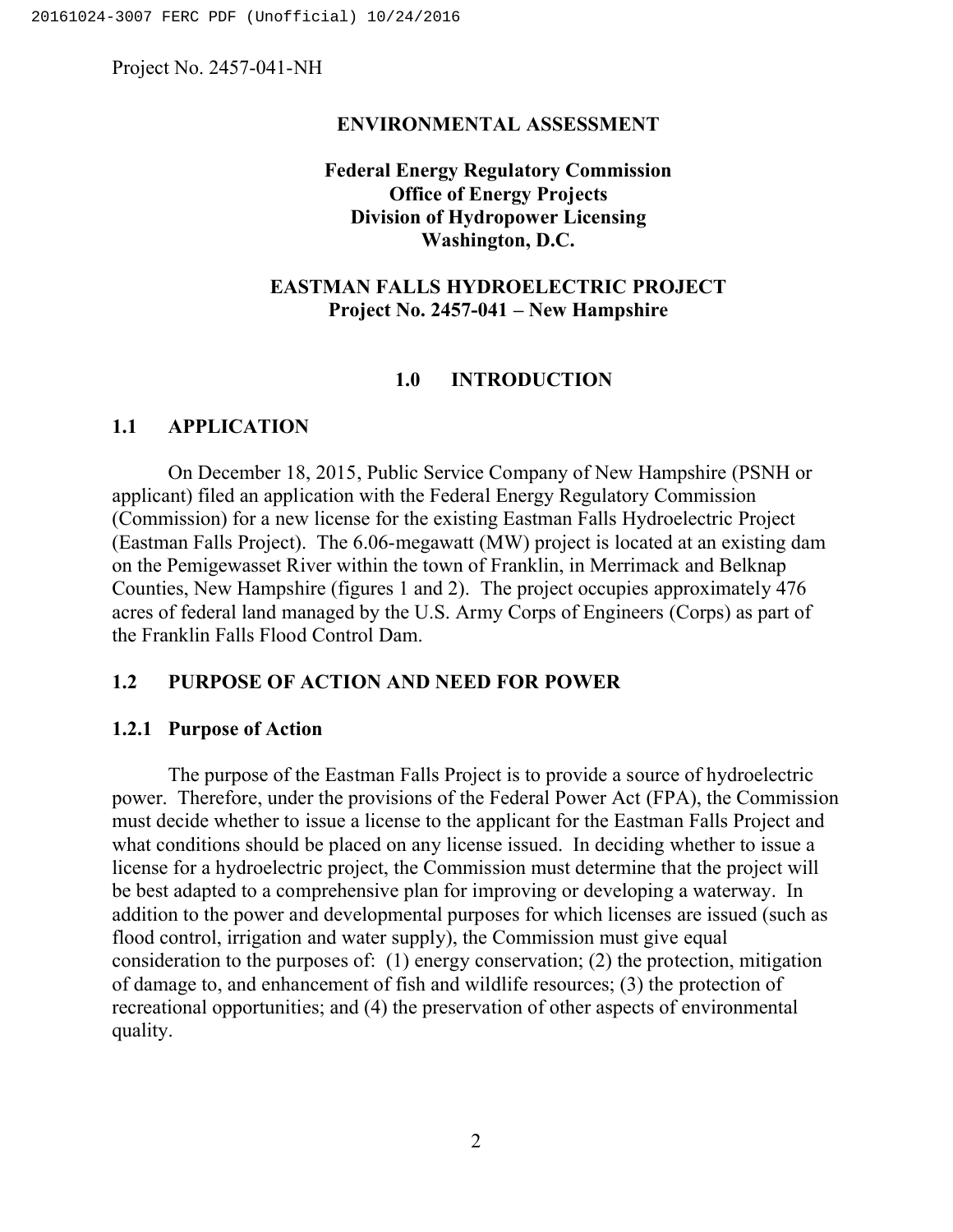Project No. 2457-041-NH

**ENVIRONMENTAL ASSESSMENT**

**Federal Energy Regulatory Commission**
**Office of Energy Projects**
**Division of Hydropower Licensing**
**Washington, D.C.**

**EASTMAN FALLS HYDROELECTRIC PROJECT**
**Project No. 2457-041 – New Hampshire**

# 1.0 INTRODUCTION

## 1.1 APPLICATION

On December 18, 2015, Public Service Company of New Hampshire (PSNH or applicant) filed an application with the Federal Energy Regulatory Commission (Commission) for a new license for the existing Eastman Falls Hydroelectric Project (Eastman Falls Project). The 6.06-megawatt (MW) project is located at an existing dam on the Pemigewasset River within the town of Franklin, in Merrimack and Belknap Counties, New Hampshire (figures 1 and 2). The project occupies approximately 476 acres of federal land managed by the U.S. Army Corps of Engineers (Corps) as part of the Franklin Falls Flood Control Dam.

## 1.2 PURPOSE OF ACTION AND NEED FOR POWER

### 1.2.1 Purpose of Action

The purpose of the Eastman Falls Project is to provide a source of hydroelectric power. Therefore, under the provisions of the Federal Power Act (FPA), the Commission must decide whether to issue a license to the applicant for the Eastman Falls Project and what conditions should be placed on any license issued. In deciding whether to issue a license for a hydroelectric project, the Commission must determine that the project will be best adapted to a comprehensive plan for improving or developing a waterway. In addition to the power and developmental purposes for which licenses are issued (such as flood control, irrigation and water supply), the Commission must give equal consideration to the purposes of: (1) energy conservation; (2) the protection, mitigation of damage to, and enhancement of fish and wildlife resources; (3) the protection of recreational opportunities; and (4) the preservation of other aspects of environmental quality.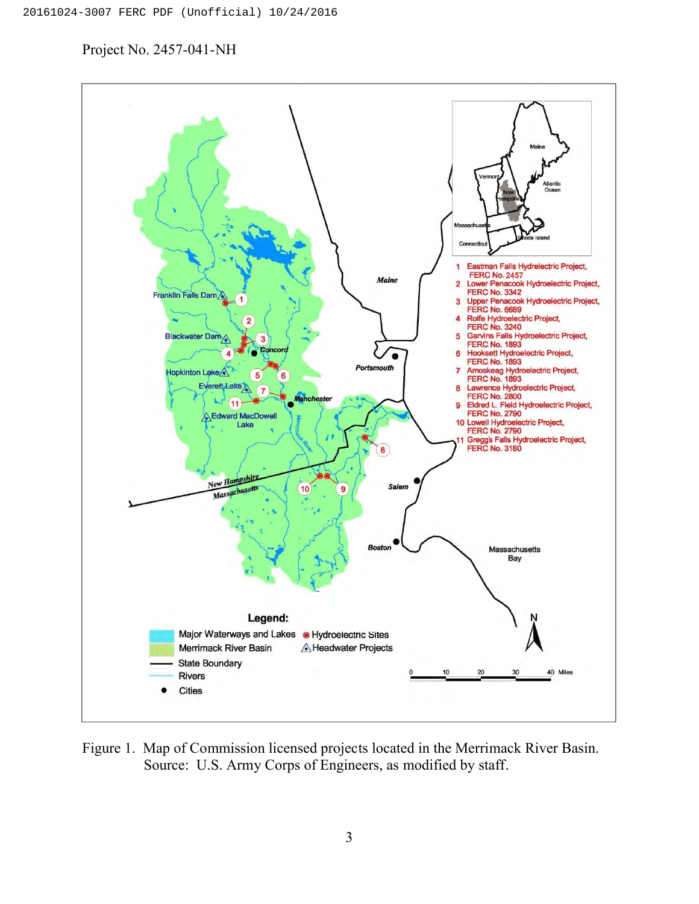Project No. 2457-041-NH

Figure 1. Map of Commission licensed projects located in the Merrimack River Basin. Source: U.S. Army Corps of Engineers, as modified by staff.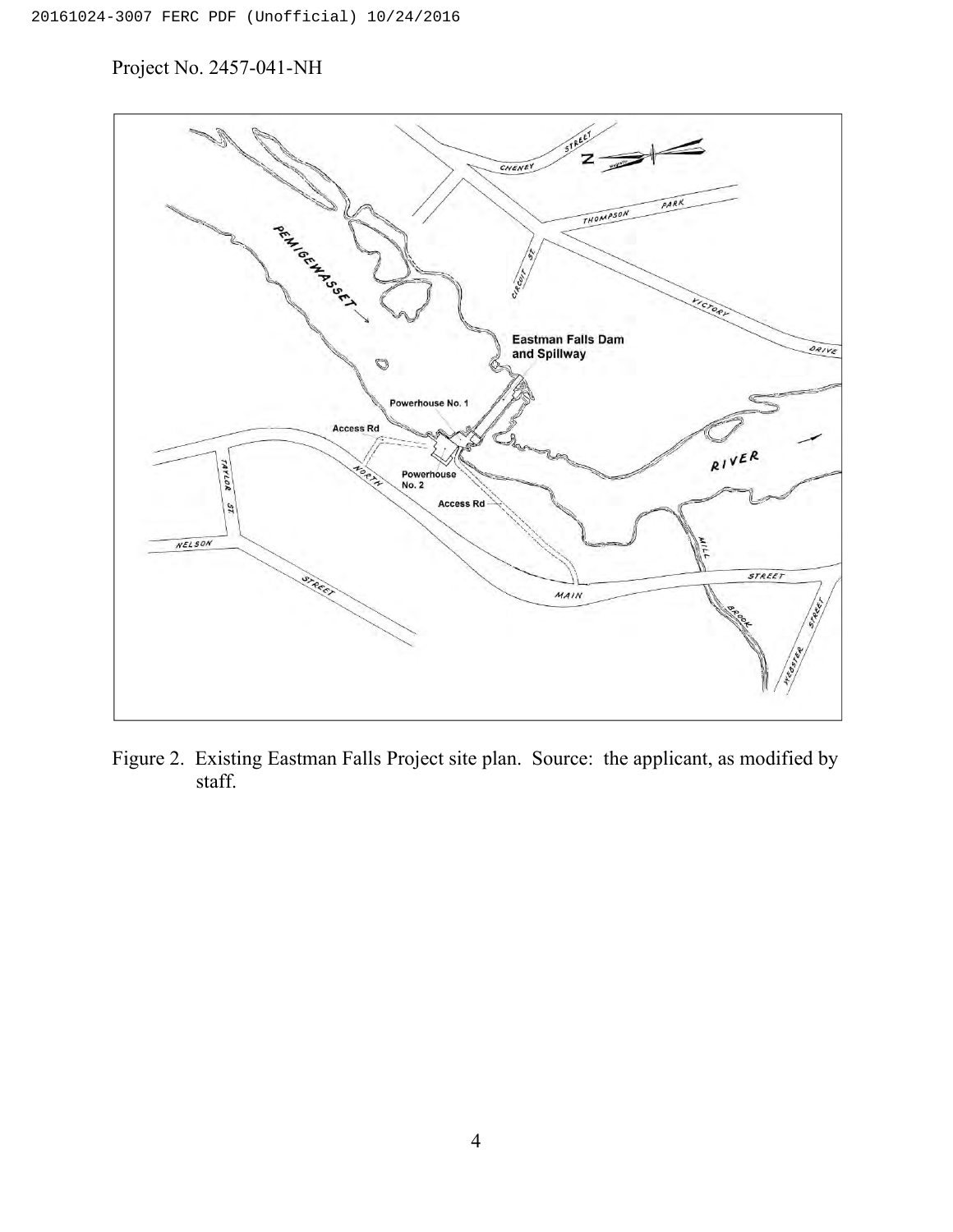Project No. 2457-041-NH

Figure 2. Existing Eastman Falls Project site plan. Source: the applicant, as modified by staff.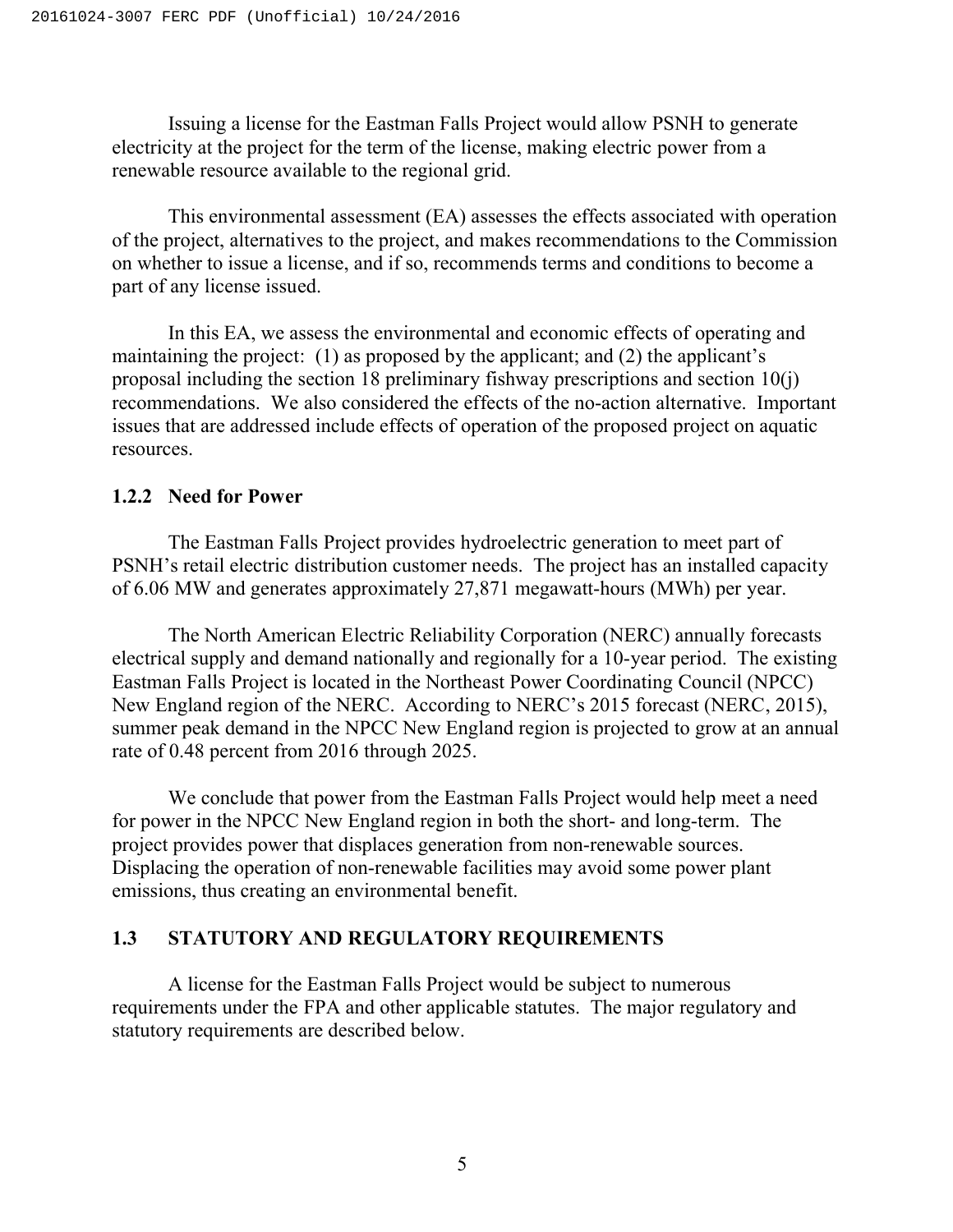Issuing a license for the Eastman Falls Project would allow PSNH to generate electricity at the project for the term of the license, making electric power from a renewable resource available to the regional grid.

This environmental assessment (EA) assesses the effects associated with operation of the project, alternatives to the project, and makes recommendations to the Commission on whether to issue a license, and if so, recommends terms and conditions to become a part of any license issued.

In this EA, we assess the environmental and economic effects of operating and maintaining the project: (1) as proposed by the applicant; and (2) the applicant's proposal including the section 18 preliminary fishway prescriptions and section 10(j) recommendations. We also considered the effects of the no-action alternative. Important issues that are addressed include effects of operation of the proposed project on aquatic resources.

### 1.2.2 Need for Power

The Eastman Falls Project provides hydroelectric generation to meet part of PSNH's retail electric distribution customer needs. The project has an installed capacity of 6.06 MW and generates approximately 27,871 megawatt-hours (MWh) per year.

The North American Electric Reliability Corporation (NERC) annually forecasts electrical supply and demand nationally and regionally for a 10-year period. The existing Eastman Falls Project is located in the Northeast Power Coordinating Council (NPCC) New England region of the NERC. According to NERC's 2015 forecast (NERC, 2015), summer peak demand in the NPCC New England region is projected to grow at an annual rate of 0.48 percent from 2016 through 2025.

We conclude that power from the Eastman Falls Project would help meet a need for power in the NPCC New England region in both the short- and long-term. The project provides power that displaces generation from non-renewable sources. Displacing the operation of non-renewable facilities may avoid some power plant emissions, thus creating an environmental benefit.

## 1.3 STATUTORY AND REGULATORY REQUIREMENTS

A license for the Eastman Falls Project would be subject to numerous requirements under the FPA and other applicable statutes. The major regulatory and statutory requirements are described below.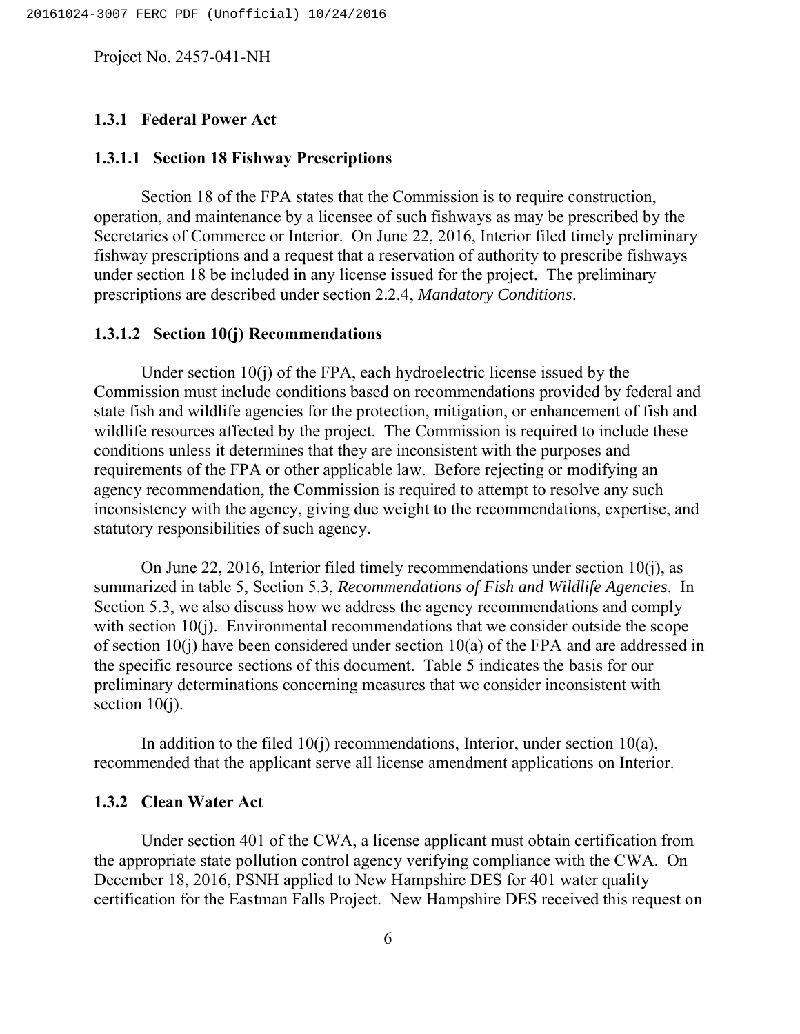### 1.3.1 Federal Power Act

#### 1.3.1.1 Section 18 Fishway Prescriptions

Section 18 of the FPA states that the Commission is to require construction, operation, and maintenance by a licensee of such fishways as may be prescribed by the Secretaries of Commerce or Interior. On June 22, 2016, Interior filed timely preliminary fishway prescriptions and a request that a reservation of authority to prescribe fishways under section 18 be included in any license issued for the project. The preliminary prescriptions are described under section 2.2.4, *Mandatory Conditions*.

#### 1.3.1.2 Section 10(j) Recommendations

Under section 10(j) of the FPA, each hydroelectric license issued by the Commission must include conditions based on recommendations provided by federal and state fish and wildlife agencies for the protection, mitigation, or enhancement of fish and wildlife resources affected by the project. The Commission is required to include these conditions unless it determines that they are inconsistent with the purposes and requirements of the FPA or other applicable law. Before rejecting or modifying an agency recommendation, the Commission is required to attempt to resolve any such inconsistency with the agency, giving due weight to the recommendations, expertise, and statutory responsibilities of such agency.

On June 22, 2016, Interior filed timely recommendations under section 10(j), as summarized in table 5, Section 5.3, *Recommendations of Fish and Wildlife Agencies*. In Section 5.3, we also discuss how we address the agency recommendations and comply with section 10(j). Environmental recommendations that we consider outside the scope of section 10(j) have been considered under section 10(a) of the FPA and are addressed in the specific resource sections of this document. Table 5 indicates the basis for our preliminary determinations concerning measures that we consider inconsistent with section 10(j).

In addition to the filed 10(j) recommendations, Interior, under section 10(a), recommended that the applicant serve all license amendment applications on Interior.

### 1.3.2 Clean Water Act

Under section 401 of the CWA, a license applicant must obtain certification from the appropriate state pollution control agency verifying compliance with the CWA. On December 18, 2016, PSNH applied to New Hampshire DES for 401 water quality certification for the Eastman Falls Project. New Hampshire DES received this request on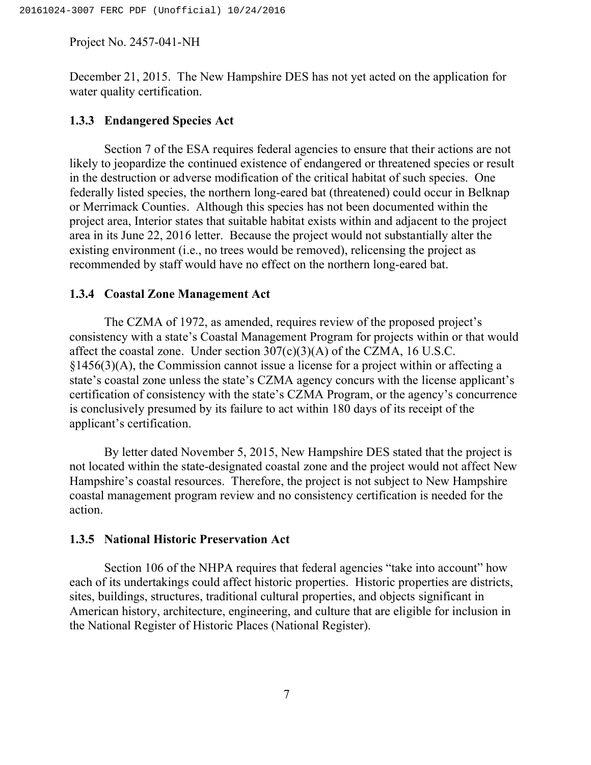December 21, 2015. The New Hampshire DES has not yet acted on the application for water quality certification.

### 1.3.3 Endangered Species Act

Section 7 of the ESA requires federal agencies to ensure that their actions are not likely to jeopardize the continued existence of endangered or threatened species or result in the destruction or adverse modification of the critical habitat of such species. One federally listed species, the northern long-eared bat (threatened) could occur in Belknap or Merrimack Counties. Although this species has not been documented within the project area, Interior states that suitable habitat exists within and adjacent to the project area in its June 22, 2016 letter. Because the project would not substantially alter the existing environment (i.e., no trees would be removed), relicensing the project as recommended by staff would have no effect on the northern long-eared bat.

### 1.3.4 Coastal Zone Management Act

The CZMA of 1972, as amended, requires review of the proposed project's consistency with a state's Coastal Management Program for projects within or that would affect the coastal zone. Under section 307(c)(3)(A) of the CZMA, 16 U.S.C. §1456(3)(A), the Commission cannot issue a license for a project within or affecting a state's coastal zone unless the state's CZMA agency concurs with the license applicant's certification of consistency with the state's CZMA Program, or the agency's concurrence is conclusively presumed by its failure to act within 180 days of its receipt of the applicant's certification.

By letter dated November 5, 2015, New Hampshire DES stated that the project is not located within the state-designated coastal zone and the project would not affect New Hampshire's coastal resources. Therefore, the project is not subject to New Hampshire coastal management program review and no consistency certification is needed for the action.

### 1.3.5 National Historic Preservation Act

Section 106 of the NHPA requires that federal agencies "take into account" how each of its undertakings could affect historic properties. Historic properties are districts, sites, buildings, structures, traditional cultural properties, and objects significant in American history, architecture, engineering, and culture that are eligible for inclusion in the National Register of Historic Places (National Register).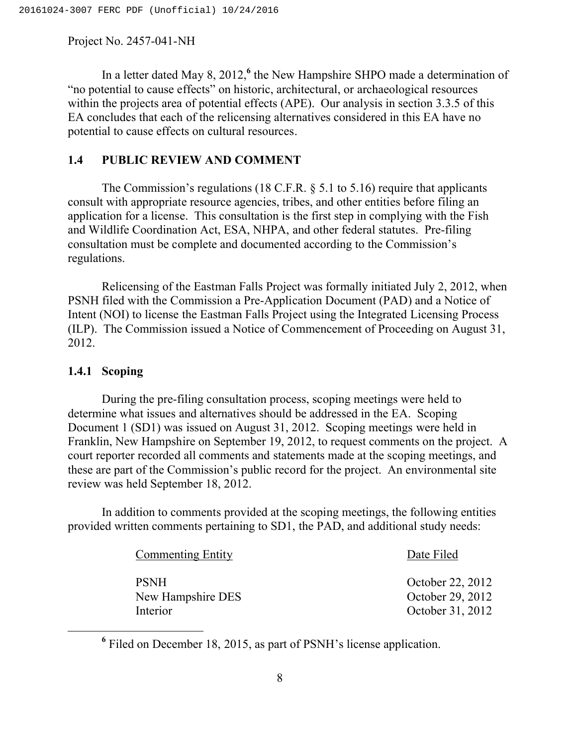In a letter dated May 8, 2012,[6] the New Hampshire SHPO made a determination of "no potential to cause effects" on historic, architectural, or archaeological resources within the projects area of potential effects (APE). Our analysis in section 3.3.5 of this EA concludes that each of the relicensing alternatives considered in this EA have no potential to cause effects on cultural resources.

## 1.4 PUBLIC REVIEW AND COMMENT

The Commission's regulations (18 C.F.R. § 5.1 to 5.16) require that applicants consult with appropriate resource agencies, tribes, and other entities before filing an application for a license. This consultation is the first step in complying with the Fish and Wildlife Coordination Act, ESA, NHPA, and other federal statutes. Pre-filing consultation must be complete and documented according to the Commission's regulations.

Relicensing of the Eastman Falls Project was formally initiated July 2, 2012, when PSNH filed with the Commission a Pre-Application Document (PAD) and a Notice of Intent (NOI) to license the Eastman Falls Project using the Integrated Licensing Process (ILP). The Commission issued a Notice of Commencement of Proceeding on August 31, 2012.

### 1.4.1 Scoping

During the pre-filing consultation process, scoping meetings were held to determine what issues and alternatives should be addressed in the EA. Scoping Document 1 (SD1) was issued on August 31, 2012. Scoping meetings were held in Franklin, New Hampshire on September 19, 2012, to request comments on the project. A court reporter recorded all comments and statements made at the scoping meetings, and these are part of the Commission's public record for the project. An environmental site review was held September 18, 2012.

In addition to comments provided at the scoping meetings, the following entities provided written comments pertaining to SD1, the PAD, and additional study needs:

| Commenting Entity | Date Filed |
|---|---|
| PSNH | October 22, 2012 |
| New Hampshire DES | October 29, 2012 |
| Interior | October 31, 2012 |

[6] Filed on December 18, 2015, as part of PSNH's license application.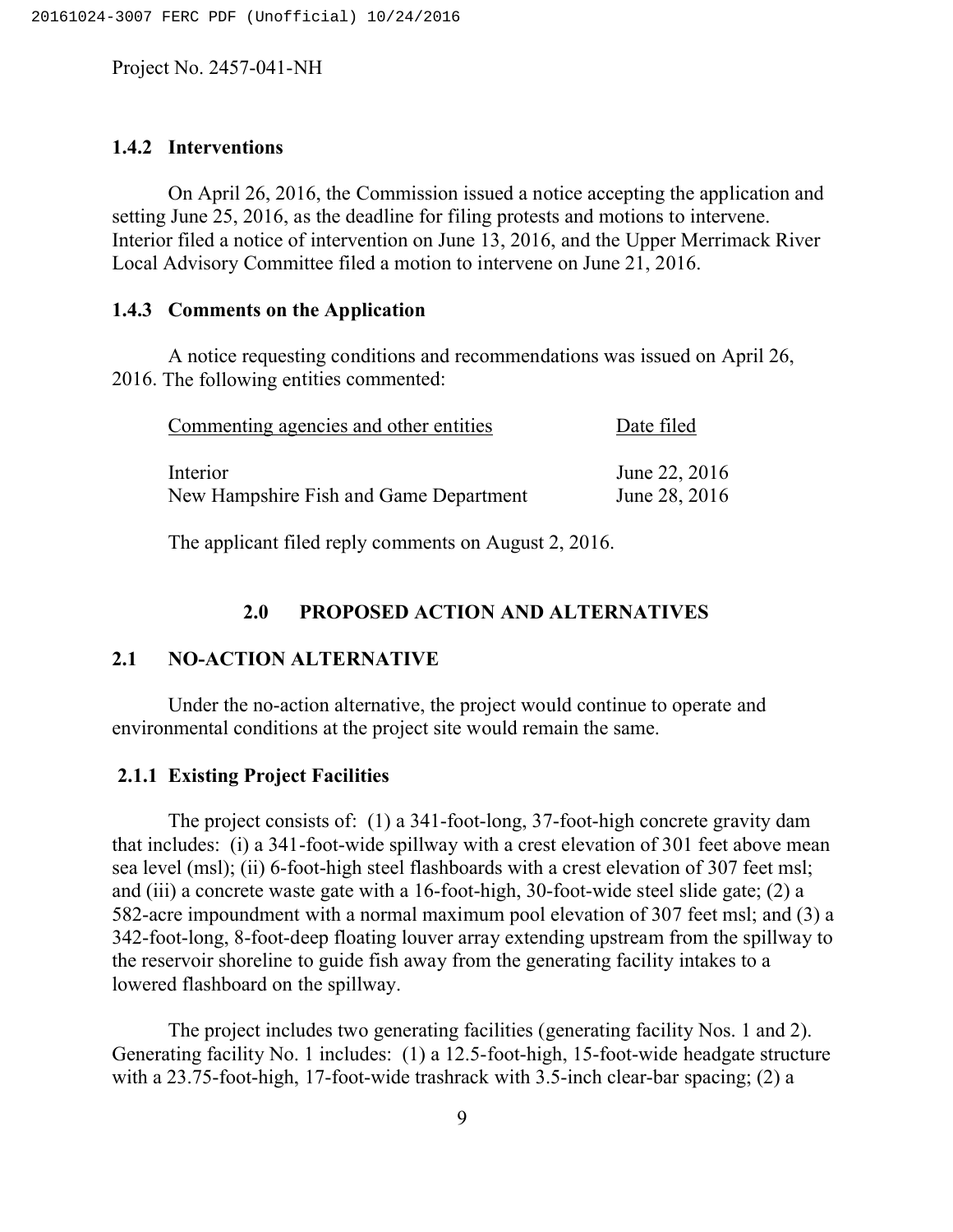### 1.4.2 Interventions

On April 26, 2016, the Commission issued a notice accepting the application and setting June 25, 2016, as the deadline for filing protests and motions to intervene. Interior filed a notice of intervention on June 13, 2016, and the Upper Merrimack River Local Advisory Committee filed a motion to intervene on June 21, 2016.

### 1.4.3 Comments on the Application

A notice requesting conditions and recommendations was issued on April 26, 2016. The following entities commented:

| Commenting agencies and other entities | Date filed |
| --- | --- |
| Interior | June 22, 2016 |
| New Hampshire Fish and Game Department | June 28, 2016 |

The applicant filed reply comments on August 2, 2016.

## 2.0 PROPOSED ACTION AND ALTERNATIVES

## 2.1 NO-ACTION ALTERNATIVE

Under the no-action alternative, the project would continue to operate and environmental conditions at the project site would remain the same.

### 2.1.1 Existing Project Facilities

The project consists of: (1) a 341-foot-long, 37-foot-high concrete gravity dam that includes: (i) a 341-foot-wide spillway with a crest elevation of 301 feet above mean sea level (msl); (ii) 6-foot-high steel flashboards with a crest elevation of 307 feet msl; and (iii) a concrete waste gate with a 16-foot-high, 30-foot-wide steel slide gate; (2) a 582-acre impoundment with a normal maximum pool elevation of 307 feet msl; and (3) a 342-foot-long, 8-foot-deep floating louver array extending upstream from the spillway to the reservoir shoreline to guide fish away from the generating facility intakes to a lowered flashboard on the spillway.

The project includes two generating facilities (generating facility Nos. 1 and 2). Generating facility No. 1 includes: (1) a 12.5-foot-high, 15-foot-wide headgate structure with a 23.75-foot-high, 17-foot-wide trashrack with 3.5-inch clear-bar spacing; (2) a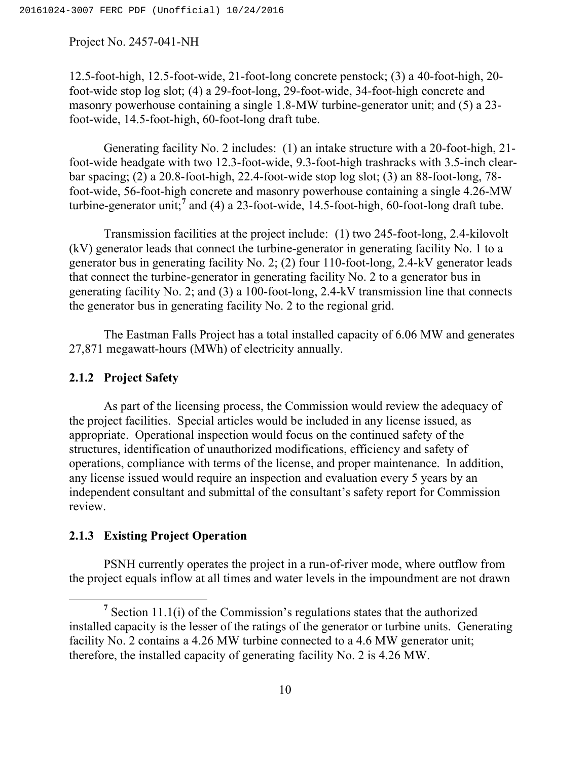12.5-foot-high, 12.5-foot-wide, 21-foot-long concrete penstock; (3) a 40-foot-high, 20-foot-wide stop log slot; (4) a 29-foot-long, 29-foot-wide, 34-foot-high concrete and masonry powerhouse containing a single 1.8-MW turbine-generator unit; and (5) a 23-foot-wide, 14.5-foot-high, 60-foot-long draft tube.

Generating facility No. 2 includes: (1) an intake structure with a 20-foot-high, 21-foot-wide headgate with two 12.3-foot-wide, 9.3-foot-high trashracks with 3.5-inch clear-bar spacing; (2) a 20.8-foot-high, 22.4-foot-wide stop log slot; (3) an 88-foot-long, 78-foot-wide, 56-foot-high concrete and masonry powerhouse containing a single 4.26-MW turbine-generator unit;[7] and (4) a 23-foot-wide, 14.5-foot-high, 60-foot-long draft tube.

Transmission facilities at the project include: (1) two 245-foot-long, 2.4-kilovolt (kV) generator leads that connect the turbine-generator in generating facility No. 1 to a generator bus in generating facility No. 2; (2) four 110-foot-long, 2.4-kV generator leads that connect the turbine-generator in generating facility No. 2 to a generator bus in generating facility No. 2; and (3) a 100-foot-long, 2.4-kV transmission line that connects the generator bus in generating facility No. 2 to the regional grid.

The Eastman Falls Project has a total installed capacity of 6.06 MW and generates 27,871 megawatt-hours (MWh) of electricity annually.

### 2.1.2 Project Safety

As part of the licensing process, the Commission would review the adequacy of the project facilities. Special articles would be included in any license issued, as appropriate. Operational inspection would focus on the continued safety of the structures, identification of unauthorized modifications, efficiency and safety of operations, compliance with terms of the license, and proper maintenance. In addition, any license issued would require an inspection and evaluation every 5 years by an independent consultant and submittal of the consultant's safety report for Commission review.

### 2.1.3 Existing Project Operation

PSNH currently operates the project in a run-of-river mode, where outflow from the project equals inflow at all times and water levels in the impoundment are not drawn

[7] Section 11.1(i) of the Commission's regulations states that the authorized installed capacity is the lesser of the ratings of the generator or turbine units. Generating facility No. 2 contains a 4.26 MW turbine connected to a 4.6 MW generator unit; therefore, the installed capacity of generating facility No. 2 is 4.26 MW.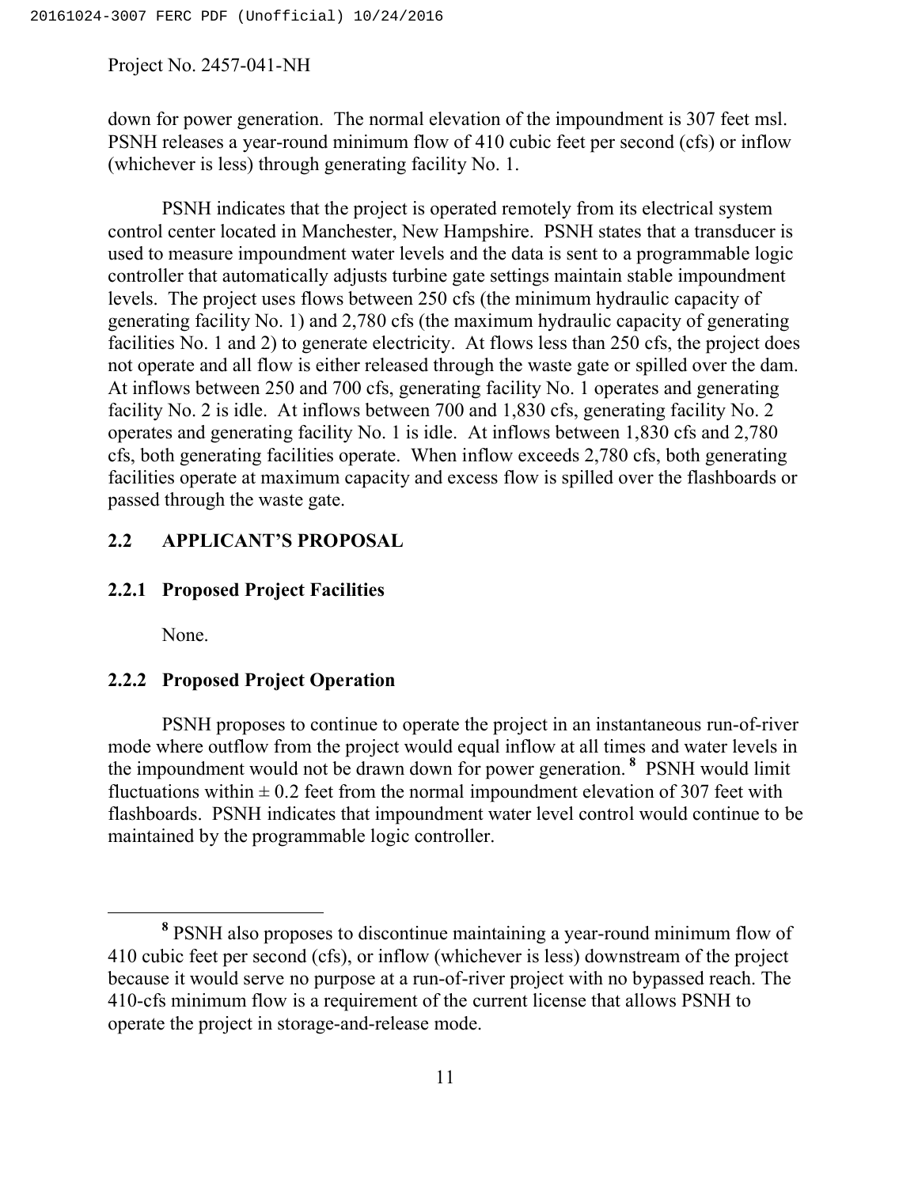down for power generation. The normal elevation of the impoundment is 307 feet msl. PSNH releases a year-round minimum flow of 410 cubic feet per second (cfs) or inflow (whichever is less) through generating facility No. 1.

PSNH indicates that the project is operated remotely from its electrical system control center located in Manchester, New Hampshire. PSNH states that a transducer is used to measure impoundment water levels and the data is sent to a programmable logic controller that automatically adjusts turbine gate settings maintain stable impoundment levels. The project uses flows between 250 cfs (the minimum hydraulic capacity of generating facility No. 1) and 2,780 cfs (the maximum hydraulic capacity of generating facilities No. 1 and 2) to generate electricity. At flows less than 250 cfs, the project does not operate and all flow is either released through the waste gate or spilled over the dam. At inflows between 250 and 700 cfs, generating facility No. 1 operates and generating facility No. 2 is idle. At inflows between 700 and 1,830 cfs, generating facility No. 2 operates and generating facility No. 1 is idle. At inflows between 1,830 cfs and 2,780 cfs, both generating facilities operate. When inflow exceeds 2,780 cfs, both generating facilities operate at maximum capacity and excess flow is spilled over the flashboards or passed through the waste gate.

## 2.2 APPLICANT'S PROPOSAL

### 2.2.1 Proposed Project Facilities

None.

### 2.2.2 Proposed Project Operation

PSNH proposes to continue to operate the project in an instantaneous run-of-river mode where outflow from the project would equal inflow at all times and water levels in the impoundment would not be drawn down for power generation.[8] PSNH would limit fluctuations within ± 0.2 feet from the normal impoundment elevation of 307 feet with flashboards. PSNH indicates that impoundment water level control would continue to be maintained by the programmable logic controller.

[8] PSNH also proposes to discontinue maintaining a year-round minimum flow of 410 cubic feet per second (cfs), or inflow (whichever is less) downstream of the project because it would serve no purpose at a run-of-river project with no bypassed reach. The 410-cfs minimum flow is a requirement of the current license that allows PSNH to operate the project in storage-and-release mode.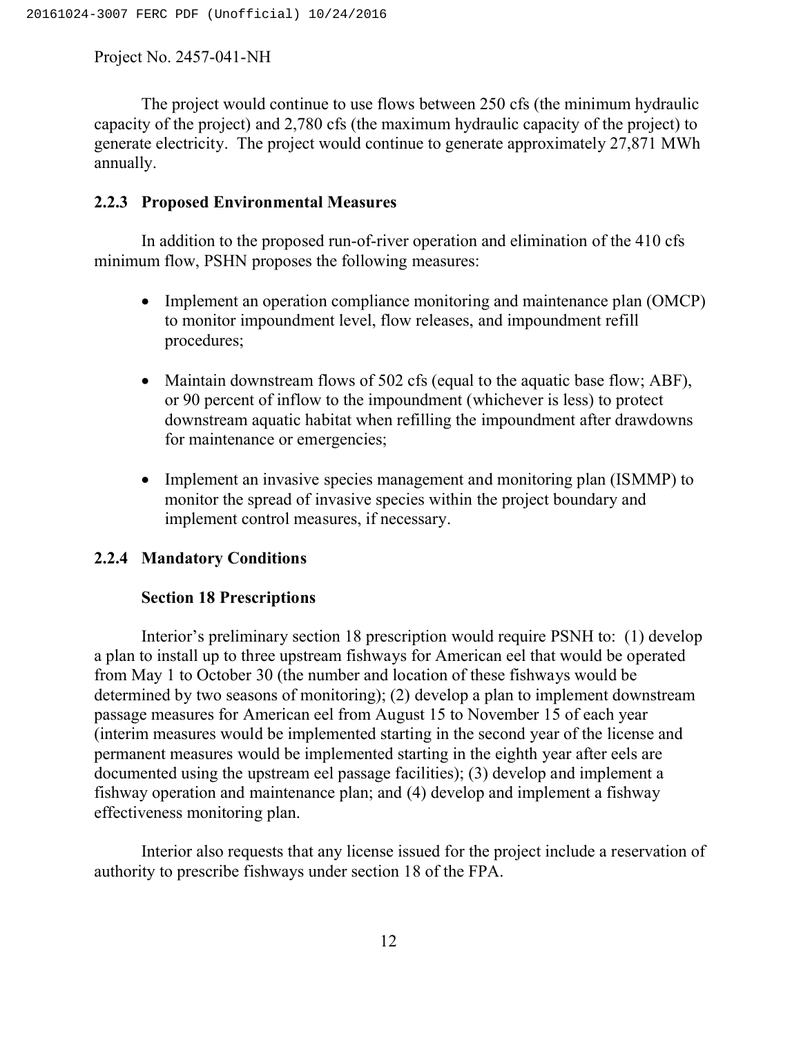The project would continue to use flows between 250 cfs (the minimum hydraulic capacity of the project) and 2,780 cfs (the maximum hydraulic capacity of the project) to generate electricity. The project would continue to generate approximately 27,871 MWh annually.

### 2.2.3 Proposed Environmental Measures

In addition to the proposed run-of-river operation and elimination of the 410 cfs minimum flow, PSHN proposes the following measures:

- Implement an operation compliance monitoring and maintenance plan (OMCP) to monitor impoundment level, flow releases, and impoundment refill procedures;
- Maintain downstream flows of 502 cfs (equal to the aquatic base flow; ABF), or 90 percent of inflow to the impoundment (whichever is less) to protect downstream aquatic habitat when refilling the impoundment after drawdowns for maintenance or emergencies;
- Implement an invasive species management and monitoring plan (ISMMP) to monitor the spread of invasive species within the project boundary and implement control measures, if necessary.

### 2.2.4 Mandatory Conditions

**Section 18 Prescriptions**

Interior's preliminary section 18 prescription would require PSNH to: (1) develop a plan to install up to three upstream fishways for American eel that would be operated from May 1 to October 30 (the number and location of these fishways would be determined by two seasons of monitoring); (2) develop a plan to implement downstream passage measures for American eel from August 15 to November 15 of each year (interim measures would be implemented starting in the second year of the license and permanent measures would be implemented starting in the eighth year after eels are documented using the upstream eel passage facilities); (3) develop and implement a fishway operation and maintenance plan; and (4) develop and implement a fishway effectiveness monitoring plan.

Interior also requests that any license issued for the project include a reservation of authority to prescribe fishways under section 18 of the FPA.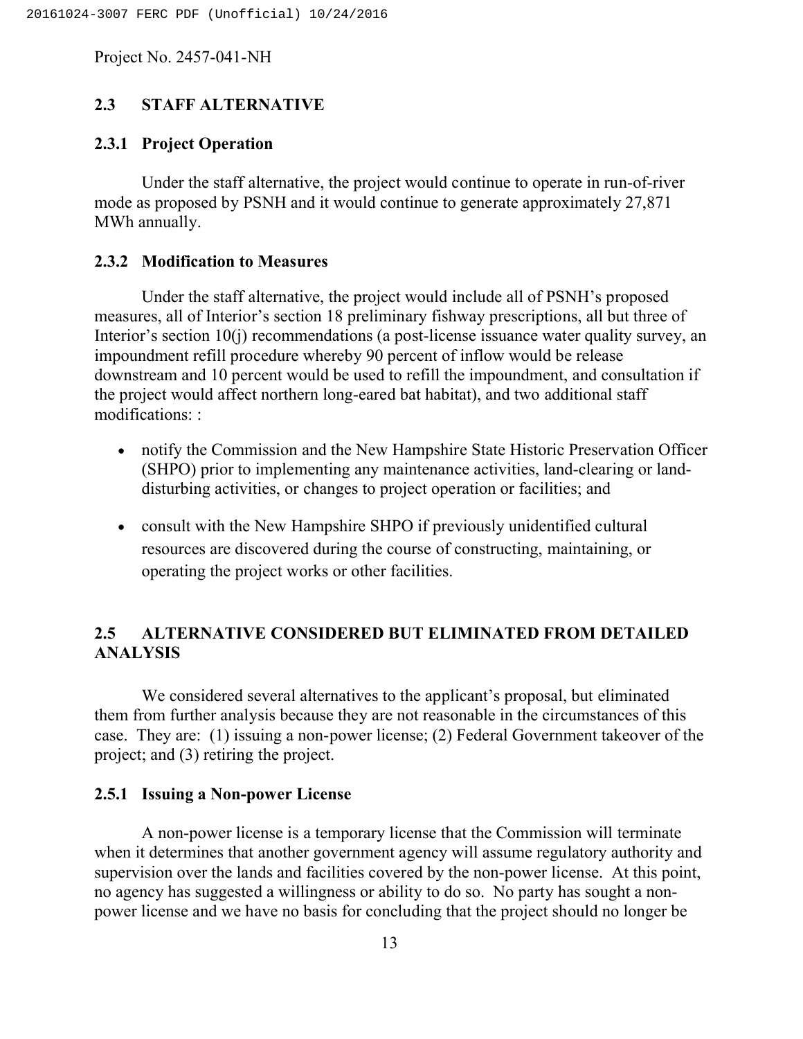## 2.3 STAFF ALTERNATIVE

### 2.3.1 Project Operation

Under the staff alternative, the project would continue to operate in run-of-river mode as proposed by PSNH and it would continue to generate approximately 27,871 MWh annually.

### 2.3.2 Modification to Measures

Under the staff alternative, the project would include all of PSNH's proposed measures, all of Interior's section 18 preliminary fishway prescriptions, all but three of Interior's section 10(j) recommendations (a post-license issuance water quality survey, an impoundment refill procedure whereby 90 percent of inflow would be release downstream and 10 percent would be used to refill the impoundment, and consultation if the project would affect northern long-eared bat habitat), and two additional staff modifications: :

- notify the Commission and the New Hampshire State Historic Preservation Officer (SHPO) prior to implementing any maintenance activities, land-clearing or land-disturbing activities, or changes to project operation or facilities; and
- consult with the New Hampshire SHPO if previously unidentified cultural resources are discovered during the course of constructing, maintaining, or operating the project works or other facilities.

## 2.5 ALTERNATIVE CONSIDERED BUT ELIMINATED FROM DETAILED ANALYSIS

We considered several alternatives to the applicant's proposal, but eliminated them from further analysis because they are not reasonable in the circumstances of this case. They are: (1) issuing a non-power license; (2) Federal Government takeover of the project; and (3) retiring the project.

### 2.5.1 Issuing a Non-power License

A non-power license is a temporary license that the Commission will terminate when it determines that another government agency will assume regulatory authority and supervision over the lands and facilities covered by the non-power license. At this point, no agency has suggested a willingness or ability to do so. No party has sought a non-power license and we have no basis for concluding that the project should no longer be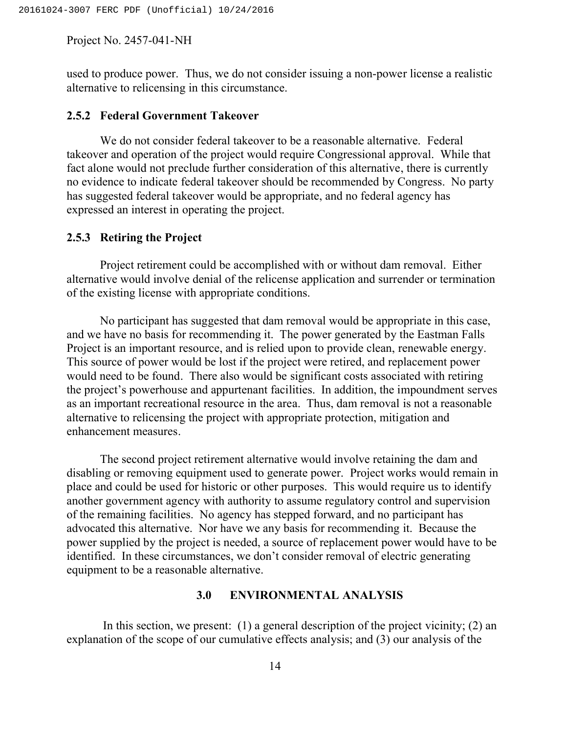used to produce power. Thus, we do not consider issuing a non-power license a realistic alternative to relicensing in this circumstance.

### 2.5.2 Federal Government Takeover

We do not consider federal takeover to be a reasonable alternative. Federal takeover and operation of the project would require Congressional approval. While that fact alone would not preclude further consideration of this alternative, there is currently no evidence to indicate federal takeover should be recommended by Congress. No party has suggested federal takeover would be appropriate, and no federal agency has expressed an interest in operating the project.

### 2.5.3 Retiring the Project

Project retirement could be accomplished with or without dam removal. Either alternative would involve denial of the relicense application and surrender or termination of the existing license with appropriate conditions.

No participant has suggested that dam removal would be appropriate in this case, and we have no basis for recommending it. The power generated by the Eastman Falls Project is an important resource, and is relied upon to provide clean, renewable energy. This source of power would be lost if the project were retired, and replacement power would need to be found. There also would be significant costs associated with retiring the project's powerhouse and appurtenant facilities. In addition, the impoundment serves as an important recreational resource in the area. Thus, dam removal is not a reasonable alternative to relicensing the project with appropriate protection, mitigation and enhancement measures.

The second project retirement alternative would involve retaining the dam and disabling or removing equipment used to generate power. Project works would remain in place and could be used for historic or other purposes. This would require us to identify another government agency with authority to assume regulatory control and supervision of the remaining facilities. No agency has stepped forward, and no participant has advocated this alternative. Nor have we any basis for recommending it. Because the power supplied by the project is needed, a source of replacement power would have to be identified. In these circumstances, we don't consider removal of electric generating equipment to be a reasonable alternative.

## 3.0 ENVIRONMENTAL ANALYSIS

In this section, we present: (1) a general description of the project vicinity; (2) an explanation of the scope of our cumulative effects analysis; and (3) our analysis of the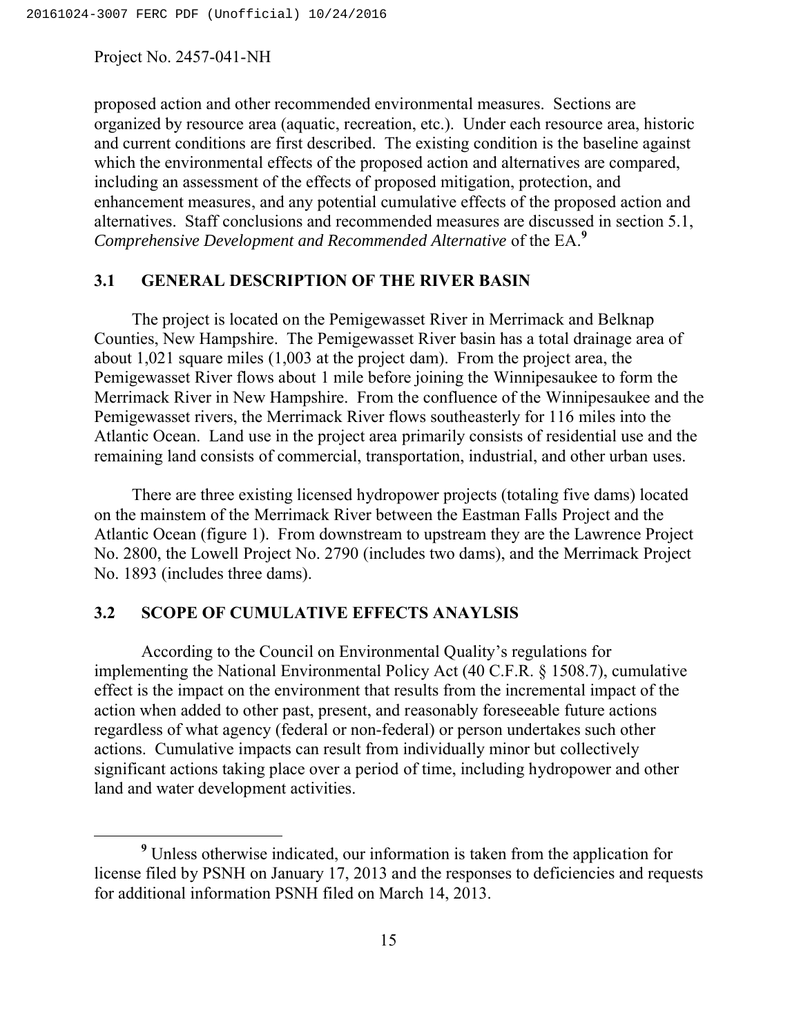proposed action and other recommended environmental measures. Sections are organized by resource area (aquatic, recreation, etc.). Under each resource area, historic and current conditions are first described. The existing condition is the baseline against which the environmental effects of the proposed action and alternatives are compared, including an assessment of the effects of proposed mitigation, protection, and enhancement measures, and any potential cumulative effects of the proposed action and alternatives. Staff conclusions and recommended measures are discussed in section 5.1, *Comprehensive Development and Recommended Alternative* of the EA.[9]

## 3.1 GENERAL DESCRIPTION OF THE RIVER BASIN

The project is located on the Pemigewasset River in Merrimack and Belknap Counties, New Hampshire. The Pemigewasset River basin has a total drainage area of about 1,021 square miles (1,003 at the project dam). From the project area, the Pemigewasset River flows about 1 mile before joining the Winnipesaukee to form the Merrimack River in New Hampshire. From the confluence of the Winnipesaukee and the Pemigewasset rivers, the Merrimack River flows southeasterly for 116 miles into the Atlantic Ocean. Land use in the project area primarily consists of residential use and the remaining land consists of commercial, transportation, industrial, and other urban uses.

There are three existing licensed hydropower projects (totaling five dams) located on the mainstem of the Merrimack River between the Eastman Falls Project and the Atlantic Ocean (figure 1). From downstream to upstream they are the Lawrence Project No. 2800, the Lowell Project No. 2790 (includes two dams), and the Merrimack Project No. 1893 (includes three dams).

## 3.2 SCOPE OF CUMULATIVE EFFECTS ANAYLSIS

According to the Council on Environmental Quality's regulations for implementing the National Environmental Policy Act (40 C.F.R. § 1508.7), cumulative effect is the impact on the environment that results from the incremental impact of the action when added to other past, present, and reasonably foreseeable future actions regardless of what agency (federal or non-federal) or person undertakes such other actions. Cumulative impacts can result from individually minor but collectively significant actions taking place over a period of time, including hydropower and other land and water development activities.

---

[9] Unless otherwise indicated, our information is taken from the application for license filed by PSNH on January 17, 2013 and the responses to deficiencies and requests for additional information PSNH filed on March 14, 2013.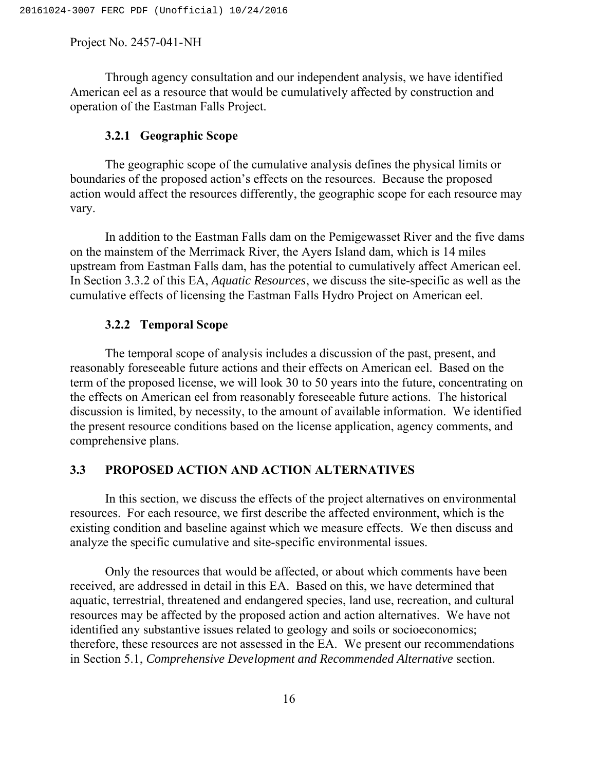Through agency consultation and our independent analysis, we have identified American eel as a resource that would be cumulatively affected by construction and operation of the Eastman Falls Project.

### 3.2.1 Geographic Scope

The geographic scope of the cumulative analysis defines the physical limits or boundaries of the proposed action's effects on the resources. Because the proposed action would affect the resources differently, the geographic scope for each resource may vary.

In addition to the Eastman Falls dam on the Pemigewasset River and the five dams on the mainstem of the Merrimack River, the Ayers Island dam, which is 14 miles upstream from Eastman Falls dam, has the potential to cumulatively affect American eel. In Section 3.3.2 of this EA, *Aquatic Resources*, we discuss the site-specific as well as the cumulative effects of licensing the Eastman Falls Hydro Project on American eel.

### 3.2.2 Temporal Scope

The temporal scope of analysis includes a discussion of the past, present, and reasonably foreseeable future actions and their effects on American eel. Based on the term of the proposed license, we will look 30 to 50 years into the future, concentrating on the effects on American eel from reasonably foreseeable future actions. The historical discussion is limited, by necessity, to the amount of available information. We identified the present resource conditions based on the license application, agency comments, and comprehensive plans.

## 3.3 PROPOSED ACTION AND ACTION ALTERNATIVES

In this section, we discuss the effects of the project alternatives on environmental resources. For each resource, we first describe the affected environment, which is the existing condition and baseline against which we measure effects. We then discuss and analyze the specific cumulative and site-specific environmental issues.

Only the resources that would be affected, or about which comments have been received, are addressed in detail in this EA. Based on this, we have determined that aquatic, terrestrial, threatened and endangered species, land use, recreation, and cultural resources may be affected by the proposed action and action alternatives. We have not identified any substantive issues related to geology and soils or socioeconomics; therefore, these resources are not assessed in the EA. We present our recommendations in Section 5.1, *Comprehensive Development and Recommended Alternative* section.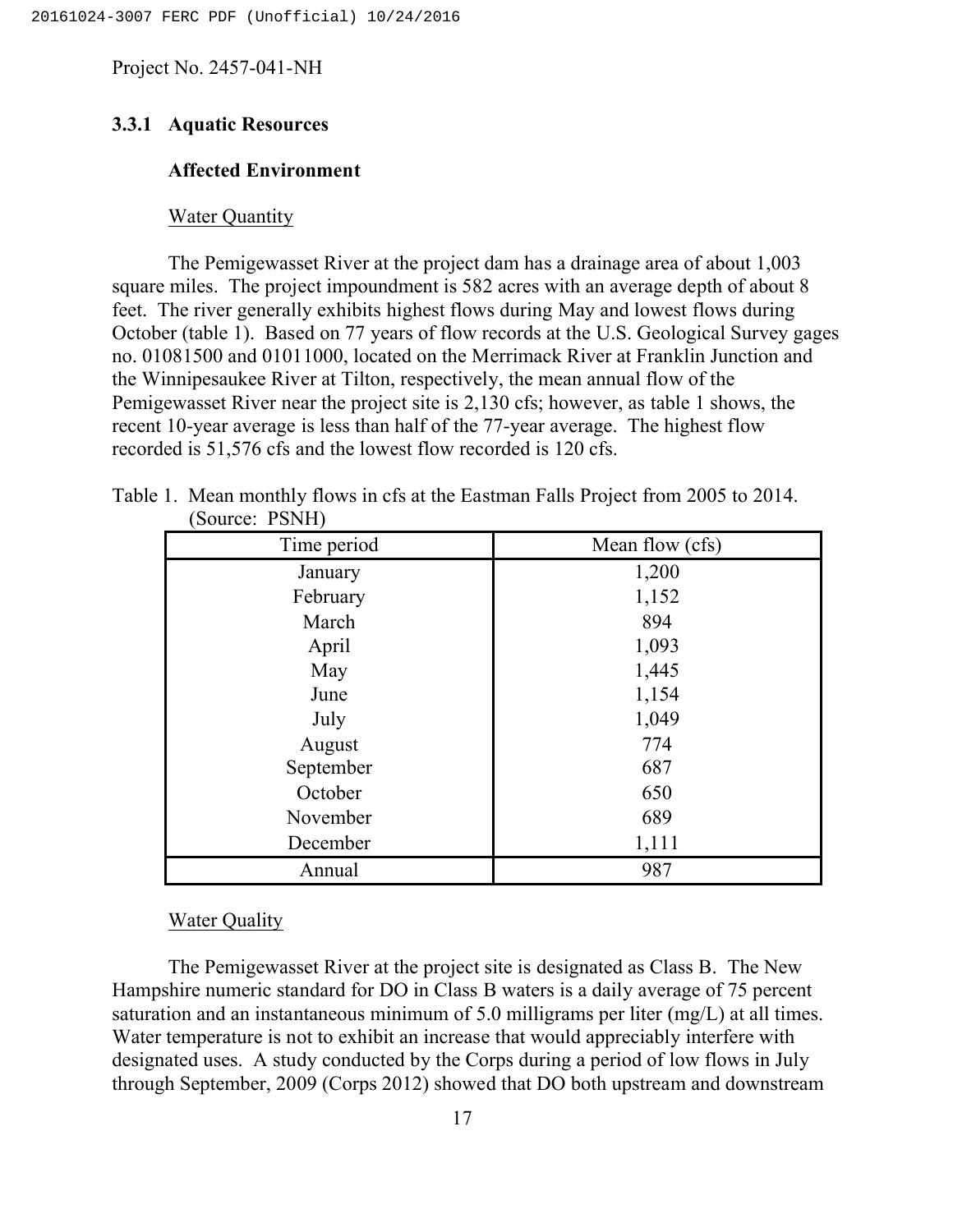Project No. 2457-041-NH

### 3.3.1 Aquatic Resources

#### Affected Environment

Water Quantity

The Pemigewasset River at the project dam has a drainage area of about 1,003 square miles. The project impoundment is 582 acres with an average depth of about 8 feet. The river generally exhibits highest flows during May and lowest flows during October (table 1). Based on 77 years of flow records at the U.S. Geological Survey gages no. 01081500 and 01011000, located on the Merrimack River at Franklin Junction and the Winnipesaukee River at Tilton, respectively, the mean annual flow of the Pemigewasset River near the project site is 2,130 cfs; however, as table 1 shows, the recent 10-year average is less than half of the 77-year average. The highest flow recorded is 51,576 cfs and the lowest flow recorded is 120 cfs.

Table 1. Mean monthly flows in cfs at the Eastman Falls Project from 2005 to 2014. (Source: PSNH)

| Time period | Mean flow (cfs) |
| --- | --- |
| January | 1,200 |
| February | 1,152 |
| March | 894 |
| April | 1,093 |
| May | 1,445 |
| June | 1,154 |
| July | 1,049 |
| August | 774 |
| September | 687 |
| October | 650 |
| November | 689 |
| December | 1,111 |
| Annual | 987 |

Water Quality

The Pemigewasset River at the project site is designated as Class B. The New Hampshire numeric standard for DO in Class B waters is a daily average of 75 percent saturation and an instantaneous minimum of 5.0 milligrams per liter (mg/L) at all times. Water temperature is not to exhibit an increase that would appreciably interfere with designated uses. A study conducted by the Corps during a period of low flows in July through September, 2009 (Corps 2012) showed that DO both upstream and downstream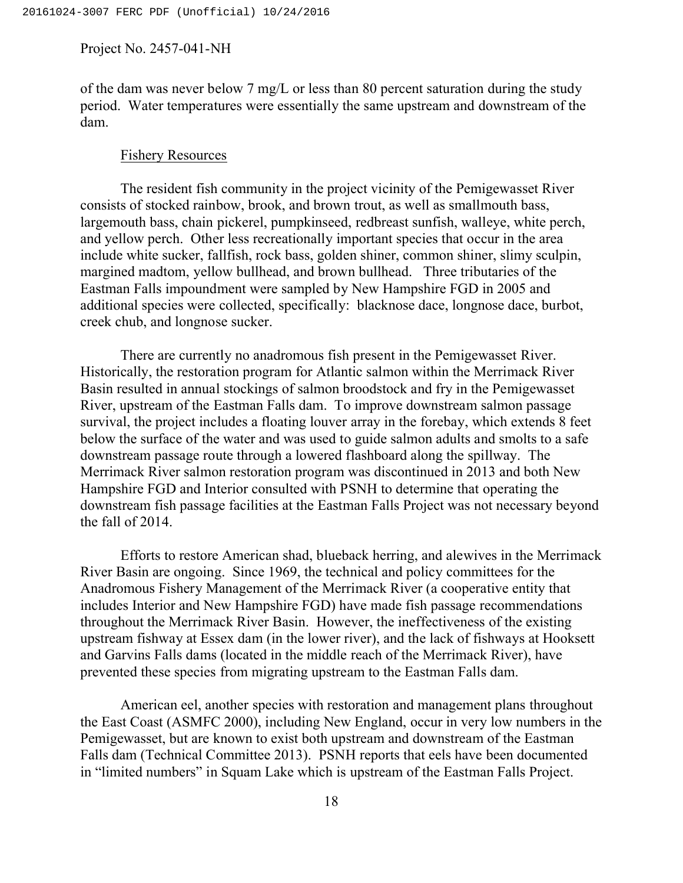of the dam was never below 7 mg/L or less than 80 percent saturation during the study period. Water temperatures were essentially the same upstream and downstream of the dam.

Fishery Resources

The resident fish community in the project vicinity of the Pemigewasset River consists of stocked rainbow, brook, and brown trout, as well as smallmouth bass, largemouth bass, chain pickerel, pumpkinseed, redbreast sunfish, walleye, white perch, and yellow perch. Other less recreationally important species that occur in the area include white sucker, fallfish, rock bass, golden shiner, common shiner, slimy sculpin, margined madtom, yellow bullhead, and brown bullhead. Three tributaries of the Eastman Falls impoundment were sampled by New Hampshire FGD in 2005 and additional species were collected, specifically: blacknose dace, longnose dace, burbot, creek chub, and longnose sucker.

There are currently no anadromous fish present in the Pemigewasset River. Historically, the restoration program for Atlantic salmon within the Merrimack River Basin resulted in annual stockings of salmon broodstock and fry in the Pemigewasset River, upstream of the Eastman Falls dam. To improve downstream salmon passage survival, the project includes a floating louver array in the forebay, which extends 8 feet below the surface of the water and was used to guide salmon adults and smolts to a safe downstream passage route through a lowered flashboard along the spillway. The Merrimack River salmon restoration program was discontinued in 2013 and both New Hampshire FGD and Interior consulted with PSNH to determine that operating the downstream fish passage facilities at the Eastman Falls Project was not necessary beyond the fall of 2014.

Efforts to restore American shad, blueback herring, and alewives in the Merrimack River Basin are ongoing. Since 1969, the technical and policy committees for the Anadromous Fishery Management of the Merrimack River (a cooperative entity that includes Interior and New Hampshire FGD) have made fish passage recommendations throughout the Merrimack River Basin. However, the ineffectiveness of the existing upstream fishway at Essex dam (in the lower river), and the lack of fishways at Hooksett and Garvins Falls dams (located in the middle reach of the Merrimack River), have prevented these species from migrating upstream to the Eastman Falls dam.

American eel, another species with restoration and management plans throughout the East Coast (ASMFC 2000), including New England, occur in very low numbers in the Pemigewasset, but are known to exist both upstream and downstream of the Eastman Falls dam (Technical Committee 2013). PSNH reports that eels have been documented in "limited numbers" in Squam Lake which is upstream of the Eastman Falls Project.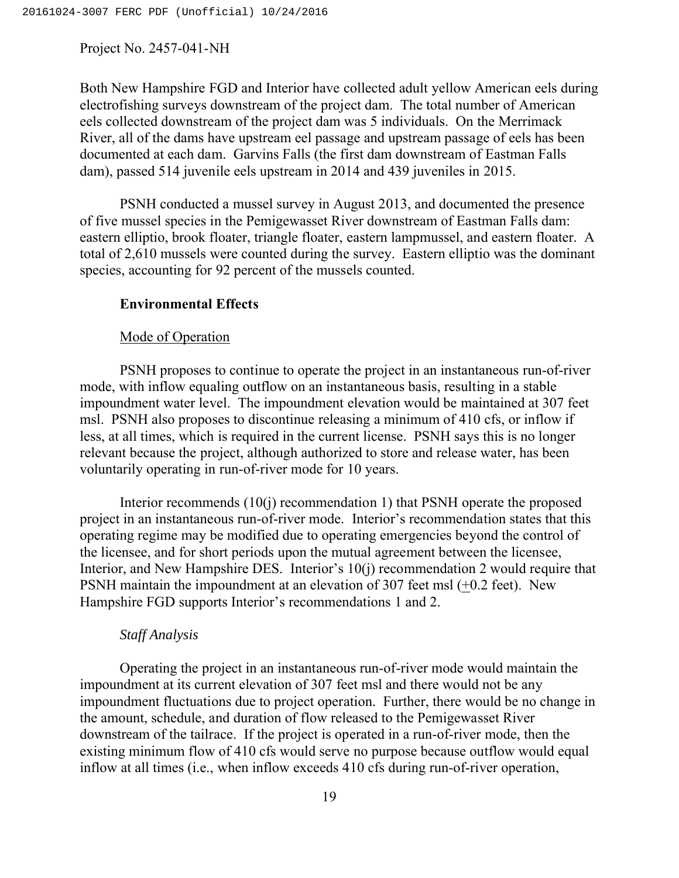Both New Hampshire FGD and Interior have collected adult yellow American eels during electrofishing surveys downstream of the project dam. The total number of American eels collected downstream of the project dam was 5 individuals. On the Merrimack River, all of the dams have upstream eel passage and upstream passage of eels has been documented at each dam. Garvins Falls (the first dam downstream of Eastman Falls dam), passed 514 juvenile eels upstream in 2014 and 439 juveniles in 2015.

PSNH conducted a mussel survey in August 2013, and documented the presence of five mussel species in the Pemigewasset River downstream of Eastman Falls dam: eastern elliptio, brook floater, triangle floater, eastern lampmussel, and eastern floater. A total of 2,610 mussels were counted during the survey. Eastern elliptio was the dominant species, accounting for 92 percent of the mussels counted.

**Environmental Effects**

Mode of Operation

PSNH proposes to continue to operate the project in an instantaneous run-of-river mode, with inflow equaling outflow on an instantaneous basis, resulting in a stable impoundment water level. The impoundment elevation would be maintained at 307 feet msl. PSNH also proposes to discontinue releasing a minimum of 410 cfs, or inflow if less, at all times, which is required in the current license. PSNH says this is no longer relevant because the project, although authorized to store and release water, has been voluntarily operating in run-of-river mode for 10 years.

Interior recommends (10(j) recommendation 1) that PSNH operate the proposed project in an instantaneous run-of-river mode. Interior's recommendation states that this operating regime may be modified due to operating emergencies beyond the control of the licensee, and for short periods upon the mutual agreement between the licensee, Interior, and New Hampshire DES. Interior's 10(j) recommendation 2 would require that PSNH maintain the impoundment at an elevation of 307 feet msl (±0.2 feet). New Hampshire FGD supports Interior's recommendations 1 and 2.

*Staff Analysis*

Operating the project in an instantaneous run-of-river mode would maintain the impoundment at its current elevation of 307 feet msl and there would not be any impoundment fluctuations due to project operation. Further, there would be no change in the amount, schedule, and duration of flow released to the Pemigewasset River downstream of the tailrace. If the project is operated in a run-of-river mode, then the existing minimum flow of 410 cfs would serve no purpose because outflow would equal inflow at all times (i.e., when inflow exceeds 410 cfs during run-of-river operation,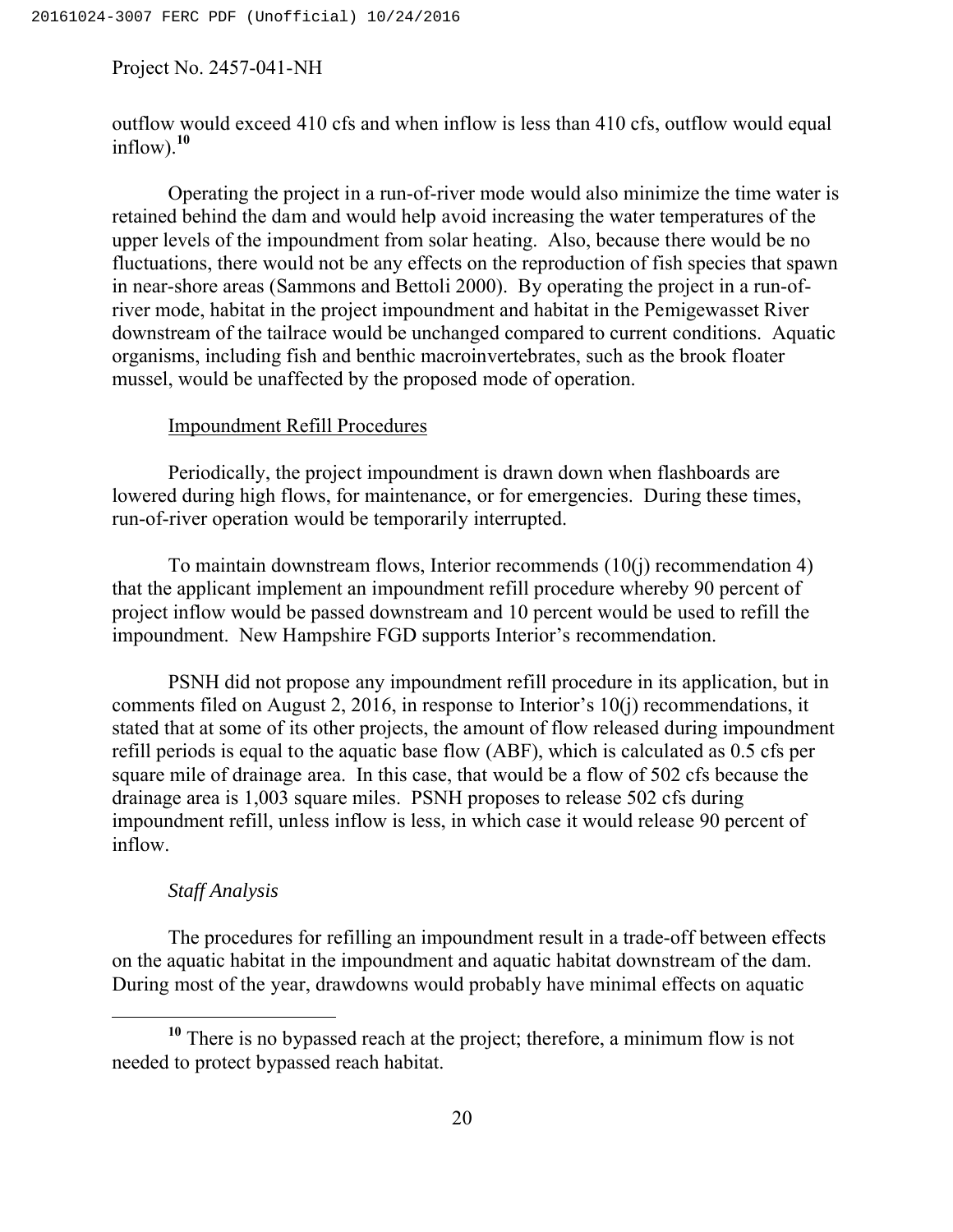outflow would exceed 410 cfs and when inflow is less than 410 cfs, outflow would equal inflow).[10]

Operating the project in a run-of-river mode would also minimize the time water is retained behind the dam and would help avoid increasing the water temperatures of the upper levels of the impoundment from solar heating. Also, because there would be no fluctuations, there would not be any effects on the reproduction of fish species that spawn in near-shore areas (Sammons and Bettoli 2000). By operating the project in a run-of-river mode, habitat in the project impoundment and habitat in the Pemigewasset River downstream of the tailrace would be unchanged compared to current conditions. Aquatic organisms, including fish and benthic macroinvertebrates, such as the brook floater mussel, would be unaffected by the proposed mode of operation.

Impoundment Refill Procedures

Periodically, the project impoundment is drawn down when flashboards are lowered during high flows, for maintenance, or for emergencies. During these times, run-of-river operation would be temporarily interrupted.

To maintain downstream flows, Interior recommends (10(j) recommendation 4) that the applicant implement an impoundment refill procedure whereby 90 percent of project inflow would be passed downstream and 10 percent would be used to refill the impoundment. New Hampshire FGD supports Interior's recommendation.

PSNH did not propose any impoundment refill procedure in its application, but in comments filed on August 2, 2016, in response to Interior's 10(j) recommendations, it stated that at some of its other projects, the amount of flow released during impoundment refill periods is equal to the aquatic base flow (ABF), which is calculated as 0.5 cfs per square mile of drainage area. In this case, that would be a flow of 502 cfs because the drainage area is 1,003 square miles. PSNH proposes to release 502 cfs during impoundment refill, unless inflow is less, in which case it would release 90 percent of inflow.

*Staff Analysis*

The procedures for refilling an impoundment result in a trade-off between effects on the aquatic habitat in the impoundment and aquatic habitat downstream of the dam. During most of the year, drawdowns would probably have minimal effects on aquatic

[10] There is no bypassed reach at the project; therefore, a minimum flow is not needed to protect bypassed reach habitat.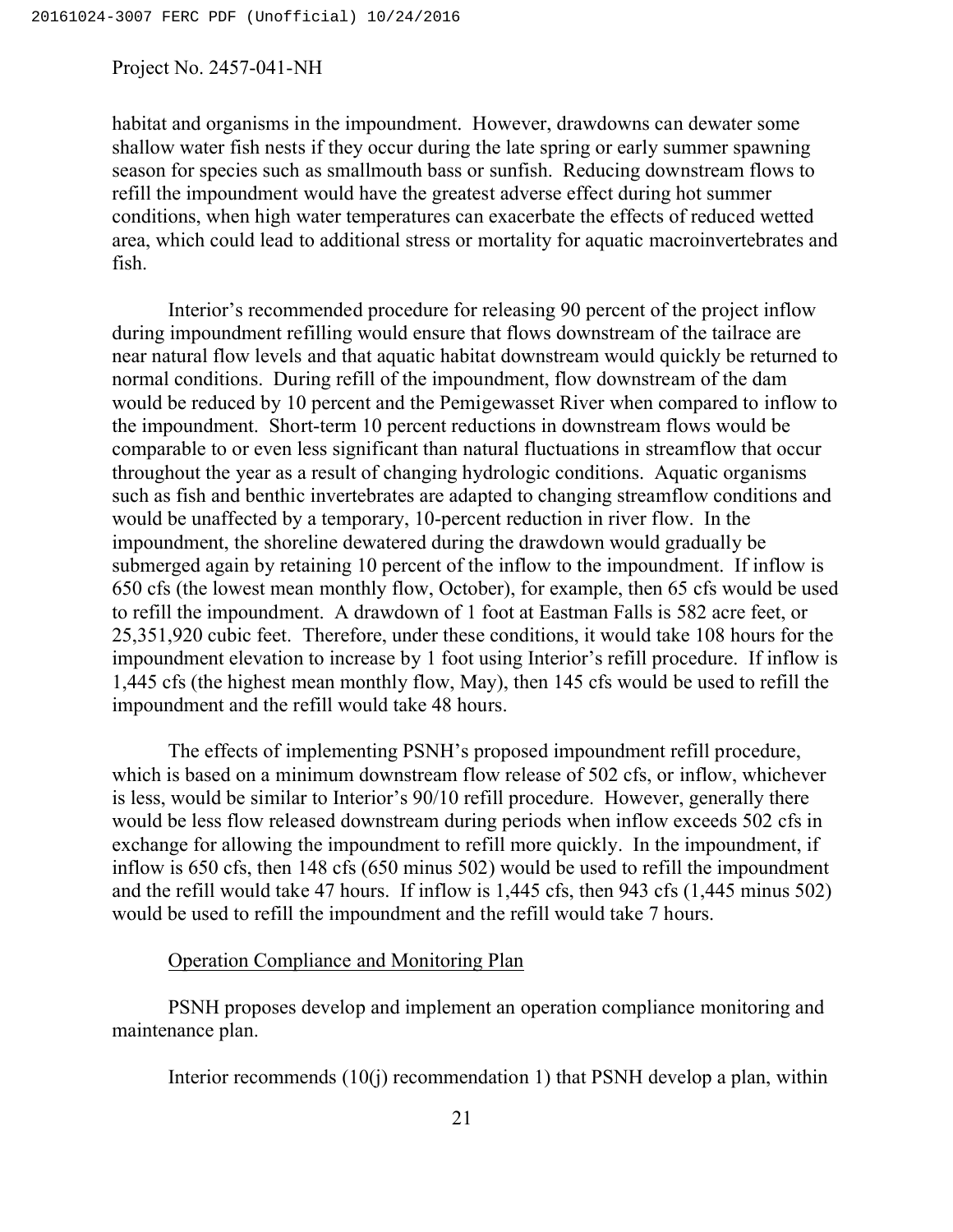habitat and organisms in the impoundment. However, drawdowns can dewater some shallow water fish nests if they occur during the late spring or early summer spawning season for species such as smallmouth bass or sunfish. Reducing downstream flows to refill the impoundment would have the greatest adverse effect during hot summer conditions, when high water temperatures can exacerbate the effects of reduced wetted area, which could lead to additional stress or mortality for aquatic macroinvertebrates and fish.

Interior's recommended procedure for releasing 90 percent of the project inflow during impoundment refilling would ensure that flows downstream of the tailrace are near natural flow levels and that aquatic habitat downstream would quickly be returned to normal conditions. During refill of the impoundment, flow downstream of the dam would be reduced by 10 percent and the Pemigewasset River when compared to inflow to the impoundment. Short-term 10 percent reductions in downstream flows would be comparable to or even less significant than natural fluctuations in streamflow that occur throughout the year as a result of changing hydrologic conditions. Aquatic organisms such as fish and benthic invertebrates are adapted to changing streamflow conditions and would be unaffected by a temporary, 10-percent reduction in river flow. In the impoundment, the shoreline dewatered during the drawdown would gradually be submerged again by retaining 10 percent of the inflow to the impoundment. If inflow is 650 cfs (the lowest mean monthly flow, October), for example, then 65 cfs would be used to refill the impoundment. A drawdown of 1 foot at Eastman Falls is 582 acre feet, or 25,351,920 cubic feet. Therefore, under these conditions, it would take 108 hours for the impoundment elevation to increase by 1 foot using Interior's refill procedure. If inflow is 1,445 cfs (the highest mean monthly flow, May), then 145 cfs would be used to refill the impoundment and the refill would take 48 hours.

The effects of implementing PSNH's proposed impoundment refill procedure, which is based on a minimum downstream flow release of 502 cfs, or inflow, whichever is less, would be similar to Interior's 90/10 refill procedure. However, generally there would be less flow released downstream during periods when inflow exceeds 502 cfs in exchange for allowing the impoundment to refill more quickly. In the impoundment, if inflow is 650 cfs, then 148 cfs (650 minus 502) would be used to refill the impoundment and the refill would take 47 hours. If inflow is 1,445 cfs, then 943 cfs (1,445 minus 502) would be used to refill the impoundment and the refill would take 7 hours.

Operation Compliance and Monitoring Plan

PSNH proposes develop and implement an operation compliance monitoring and maintenance plan.

Interior recommends (10(j) recommendation 1) that PSNH develop a plan, within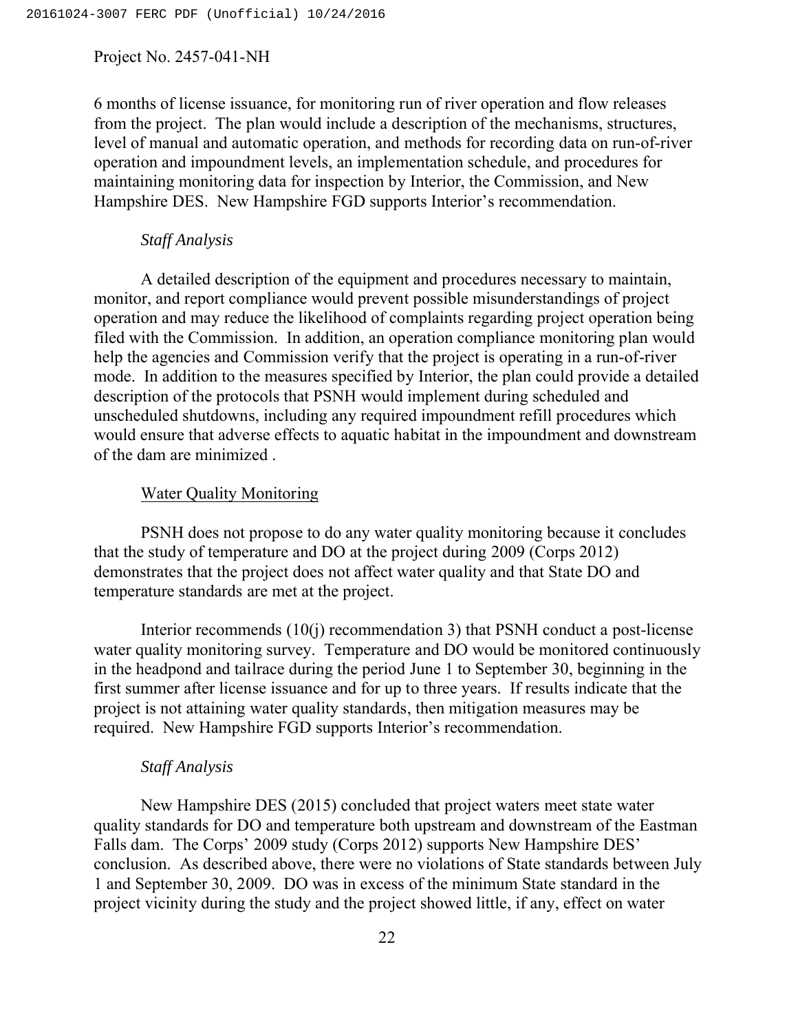6 months of license issuance, for monitoring run of river operation and flow releases from the project. The plan would include a description of the mechanisms, structures, level of manual and automatic operation, and methods for recording data on run-of-river operation and impoundment levels, an implementation schedule, and procedures for maintaining monitoring data for inspection by Interior, the Commission, and New Hampshire DES. New Hampshire FGD supports Interior's recommendation.

*Staff Analysis*

A detailed description of the equipment and procedures necessary to maintain, monitor, and report compliance would prevent possible misunderstandings of project operation and may reduce the likelihood of complaints regarding project operation being filed with the Commission. In addition, an operation compliance monitoring plan would help the agencies and Commission verify that the project is operating in a run-of-river mode. In addition to the measures specified by Interior, the plan could provide a detailed description of the protocols that PSNH would implement during scheduled and unscheduled shutdowns, including any required impoundment refill procedures which would ensure that adverse effects to aquatic habitat in the impoundment and downstream of the dam are minimized .

Water Quality Monitoring

PSNH does not propose to do any water quality monitoring because it concludes that the study of temperature and DO at the project during 2009 (Corps 2012) demonstrates that the project does not affect water quality and that State DO and temperature standards are met at the project.

Interior recommends (10(j) recommendation 3) that PSNH conduct a post-license water quality monitoring survey. Temperature and DO would be monitored continuously in the headpond and tailrace during the period June 1 to September 30, beginning in the first summer after license issuance and for up to three years. If results indicate that the project is not attaining water quality standards, then mitigation measures may be required. New Hampshire FGD supports Interior's recommendation.

*Staff Analysis*

New Hampshire DES (2015) concluded that project waters meet state water quality standards for DO and temperature both upstream and downstream of the Eastman Falls dam. The Corps' 2009 study (Corps 2012) supports New Hampshire DES' conclusion. As described above, there were no violations of State standards between July 1 and September 30, 2009. DO was in excess of the minimum State standard in the project vicinity during the study and the project showed little, if any, effect on water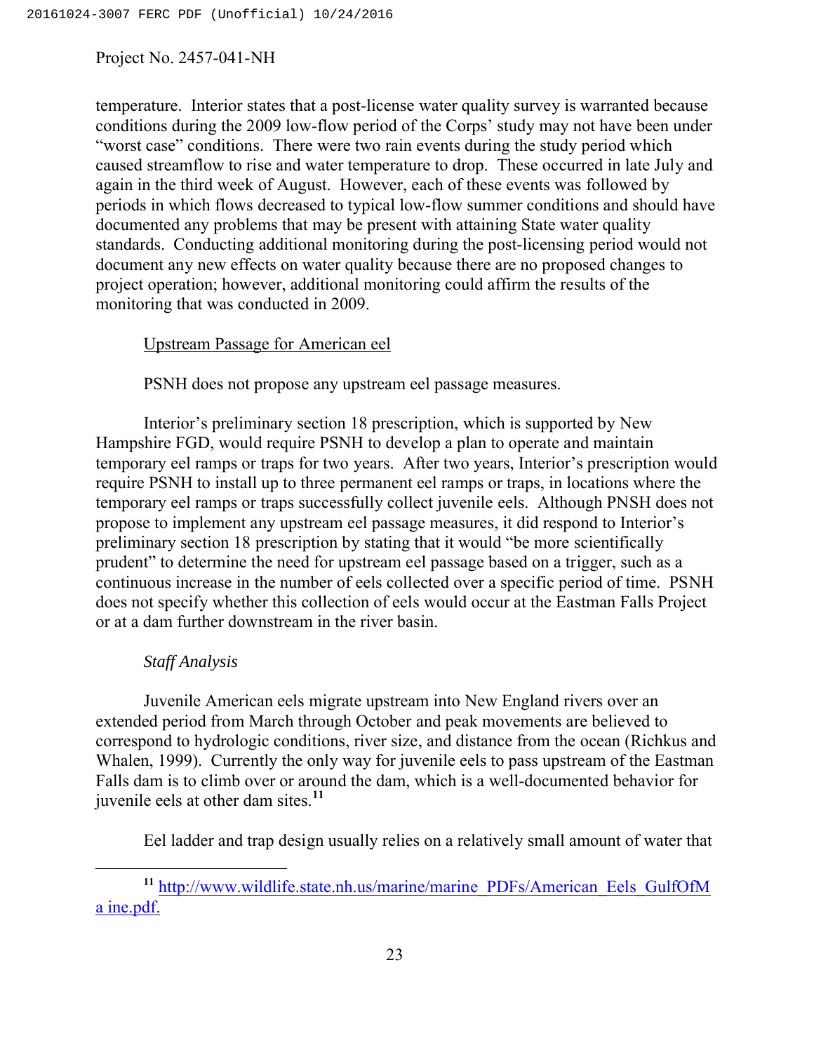temperature. Interior states that a post-license water quality survey is warranted because conditions during the 2009 low-flow period of the Corps' study may not have been under "worst case" conditions. There were two rain events during the study period which caused streamflow to rise and water temperature to drop. These occurred in late July and again in the third week of August. However, each of these events was followed by periods in which flows decreased to typical low-flow summer conditions and should have documented any problems that may be present with attaining State water quality standards. Conducting additional monitoring during the post-licensing period would not document any new effects on water quality because there are no proposed changes to project operation; however, additional monitoring could affirm the results of the monitoring that was conducted in 2009.

Upstream Passage for American eel

PSNH does not propose any upstream eel passage measures.

Interior's preliminary section 18 prescription, which is supported by New Hampshire FGD, would require PSNH to develop a plan to operate and maintain temporary eel ramps or traps for two years. After two years, Interior's prescription would require PSNH to install up to three permanent eel ramps or traps, in locations where the temporary eel ramps or traps successfully collect juvenile eels. Although PNSH does not propose to implement any upstream eel passage measures, it did respond to Interior's preliminary section 18 prescription by stating that it would "be more scientifically prudent" to determine the need for upstream eel passage based on a trigger, such as a continuous increase in the number of eels collected over a specific period of time. PSNH does not specify whether this collection of eels would occur at the Eastman Falls Project or at a dam further downstream in the river basin.

*Staff Analysis*

Juvenile American eels migrate upstream into New England rivers over an extended period from March through October and peak movements are believed to correspond to hydrologic conditions, river size, and distance from the ocean (Richkus and Whalen, 1999). Currently the only way for juvenile eels to pass upstream of the Eastman Falls dam is to climb over or around the dam, which is a well-documented behavior for juvenile eels at other dam sites.[11]

Eel ladder and trap design usually relies on a relatively small amount of water that

[11] http://www.wildlife.state.nh.us/marine/marine_PDFs/American_Eels_GulfOfMaine.pdf.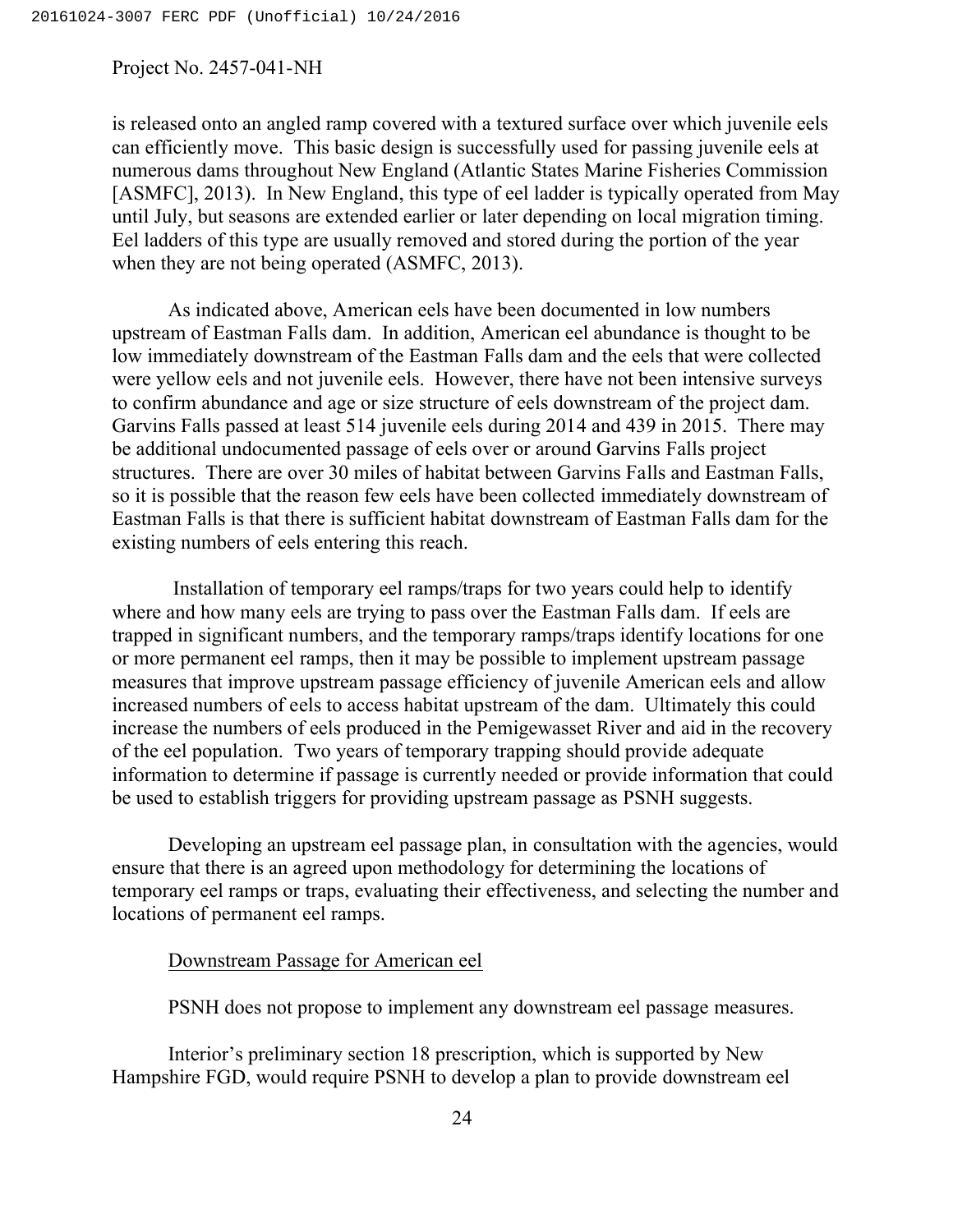is released onto an angled ramp covered with a textured surface over which juvenile eels can efficiently move. This basic design is successfully used for passing juvenile eels at numerous dams throughout New England (Atlantic States Marine Fisheries Commission [ASMFC], 2013). In New England, this type of eel ladder is typically operated from May until July, but seasons are extended earlier or later depending on local migration timing. Eel ladders of this type are usually removed and stored during the portion of the year when they are not being operated (ASMFC, 2013).

As indicated above, American eels have been documented in low numbers upstream of Eastman Falls dam. In addition, American eel abundance is thought to be low immediately downstream of the Eastman Falls dam and the eels that were collected were yellow eels and not juvenile eels. However, there have not been intensive surveys to confirm abundance and age or size structure of eels downstream of the project dam. Garvins Falls passed at least 514 juvenile eels during 2014 and 439 in 2015. There may be additional undocumented passage of eels over or around Garvins Falls project structures. There are over 30 miles of habitat between Garvins Falls and Eastman Falls, so it is possible that the reason few eels have been collected immediately downstream of Eastman Falls is that there is sufficient habitat downstream of Eastman Falls dam for the existing numbers of eels entering this reach.

Installation of temporary eel ramps/traps for two years could help to identify where and how many eels are trying to pass over the Eastman Falls dam. If eels are trapped in significant numbers, and the temporary ramps/traps identify locations for one or more permanent eel ramps, then it may be possible to implement upstream passage measures that improve upstream passage efficiency of juvenile American eels and allow increased numbers of eels to access habitat upstream of the dam. Ultimately this could increase the numbers of eels produced in the Pemigewasset River and aid in the recovery of the eel population. Two years of temporary trapping should provide adequate information to determine if passage is currently needed or provide information that could be used to establish triggers for providing upstream passage as PSNH suggests.

Developing an upstream eel passage plan, in consultation with the agencies, would ensure that there is an agreed upon methodology for determining the locations of temporary eel ramps or traps, evaluating their effectiveness, and selecting the number and locations of permanent eel ramps.

Downstream Passage for American eel

PSNH does not propose to implement any downstream eel passage measures.

Interior's preliminary section 18 prescription, which is supported by New Hampshire FGD, would require PSNH to develop a plan to provide downstream eel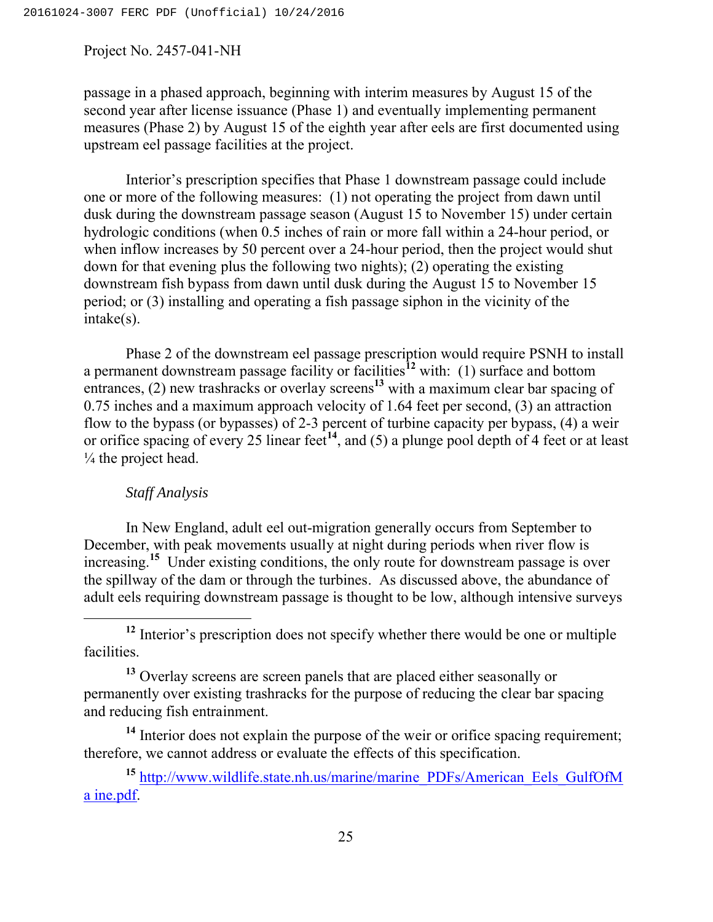passage in a phased approach, beginning with interim measures by August 15 of the second year after license issuance (Phase 1) and eventually implementing permanent measures (Phase 2) by August 15 of the eighth year after eels are first documented using upstream eel passage facilities at the project.

Interior's prescription specifies that Phase 1 downstream passage could include one or more of the following measures: (1) not operating the project from dawn until dusk during the downstream passage season (August 15 to November 15) under certain hydrologic conditions (when 0.5 inches of rain or more fall within a 24-hour period, or when inflow increases by 50 percent over a 24-hour period, then the project would shut down for that evening plus the following two nights); (2) operating the existing downstream fish bypass from dawn until dusk during the August 15 to November 15 period; or (3) installing and operating a fish passage siphon in the vicinity of the intake(s).

Phase 2 of the downstream eel passage prescription would require PSNH to install a permanent downstream passage facility or facilities[12] with: (1) surface and bottom entrances, (2) new trashracks or overlay screens[13] with a maximum clear bar spacing of 0.75 inches and a maximum approach velocity of 1.64 feet per second, (3) an attraction flow to the bypass (or bypasses) of 2-3 percent of turbine capacity per bypass, (4) a weir or orifice spacing of every 25 linear feet[14], and (5) a plunge pool depth of 4 feet or at least ¼ the project head.

*Staff Analysis*

In New England, adult eel out-migration generally occurs from September to December, with peak movements usually at night during periods when river flow is increasing.[15] Under existing conditions, the only route for downstream passage is over the spillway of the dam or through the turbines. As discussed above, the abundance of adult eels requiring downstream passage is thought to be low, although intensive surveys

---

[12] Interior's prescription does not specify whether there would be one or multiple facilities.

[13] Overlay screens are screen panels that are placed either seasonally or permanently over existing trashracks for the purpose of reducing the clear bar spacing and reducing fish entrainment.

[14] Interior does not explain the purpose of the weir or orifice spacing requirement; therefore, we cannot address or evaluate the effects of this specification.

[15] http://www.wildlife.state.nh.us/marine/marine_PDFs/American_Eels_GulfOfMaine.pdf.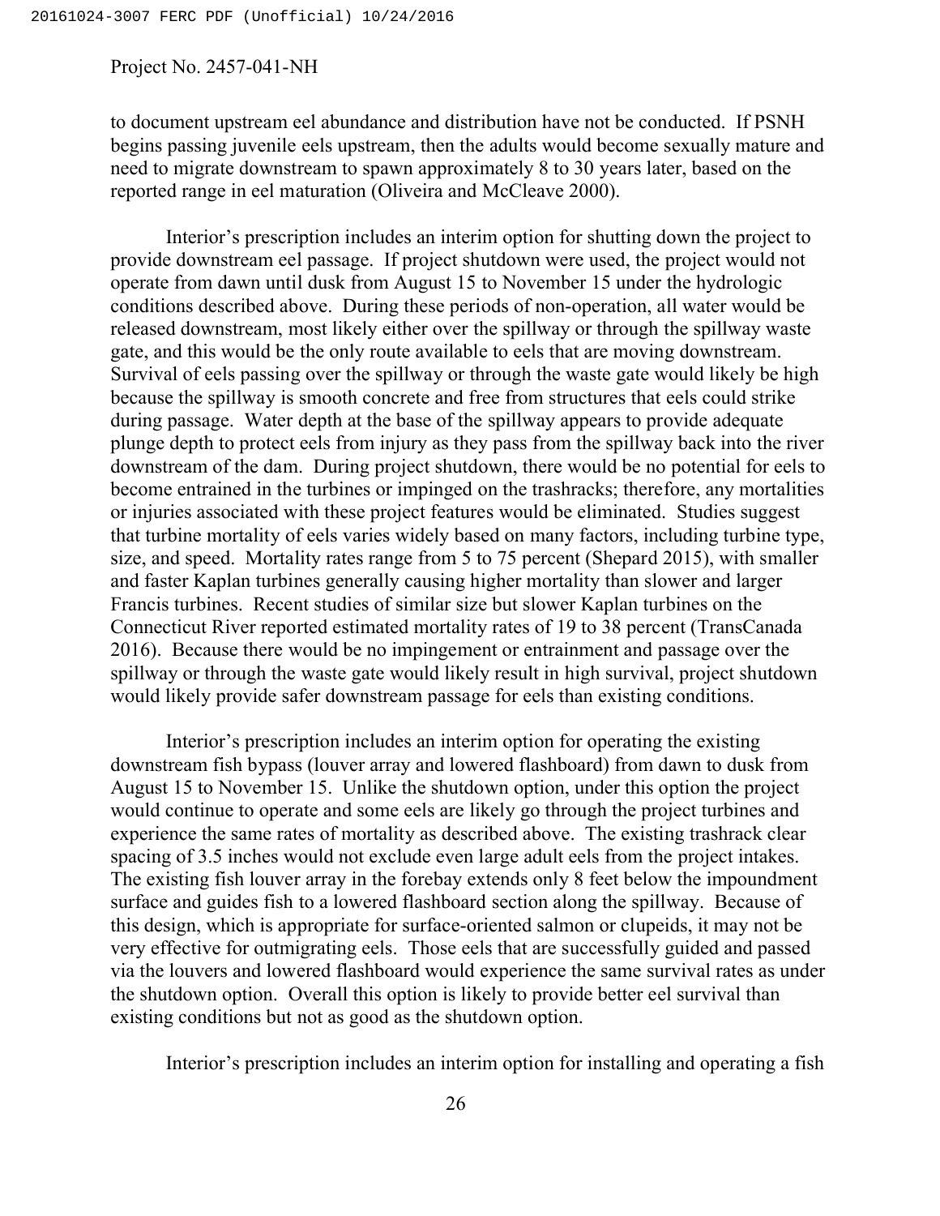to document upstream eel abundance and distribution have not be conducted. If PSNH begins passing juvenile eels upstream, then the adults would become sexually mature and need to migrate downstream to spawn approximately 8 to 30 years later, based on the reported range in eel maturation (Oliveira and McCleave 2000).

Interior's prescription includes an interim option for shutting down the project to provide downstream eel passage. If project shutdown were used, the project would not operate from dawn until dusk from August 15 to November 15 under the hydrologic conditions described above. During these periods of non-operation, all water would be released downstream, most likely either over the spillway or through the spillway waste gate, and this would be the only route available to eels that are moving downstream. Survival of eels passing over the spillway or through the waste gate would likely be high because the spillway is smooth concrete and free from structures that eels could strike during passage. Water depth at the base of the spillway appears to provide adequate plunge depth to protect eels from injury as they pass from the spillway back into the river downstream of the dam. During project shutdown, there would be no potential for eels to become entrained in the turbines or impinged on the trashracks; therefore, any mortalities or injuries associated with these project features would be eliminated. Studies suggest that turbine mortality of eels varies widely based on many factors, including turbine type, size, and speed. Mortality rates range from 5 to 75 percent (Shepard 2015), with smaller and faster Kaplan turbines generally causing higher mortality than slower and larger Francis turbines. Recent studies of similar size but slower Kaplan turbines on the Connecticut River reported estimated mortality rates of 19 to 38 percent (TransCanada 2016). Because there would be no impingement or entrainment and passage over the spillway or through the waste gate would likely result in high survival, project shutdown would likely provide safer downstream passage for eels than existing conditions.

Interior's prescription includes an interim option for operating the existing downstream fish bypass (louver array and lowered flashboard) from dawn to dusk from August 15 to November 15. Unlike the shutdown option, under this option the project would continue to operate and some eels are likely go through the project turbines and experience the same rates of mortality as described above. The existing trashrack clear spacing of 3.5 inches would not exclude even large adult eels from the project intakes. The existing fish louver array in the forebay extends only 8 feet below the impoundment surface and guides fish to a lowered flashboard section along the spillway. Because of this design, which is appropriate for surface-oriented salmon or clupeids, it may not be very effective for outmigrating eels. Those eels that are successfully guided and passed via the louvers and lowered flashboard would experience the same survival rates as under the shutdown option. Overall this option is likely to provide better eel survival than existing conditions but not as good as the shutdown option.

Interior's prescription includes an interim option for installing and operating a fish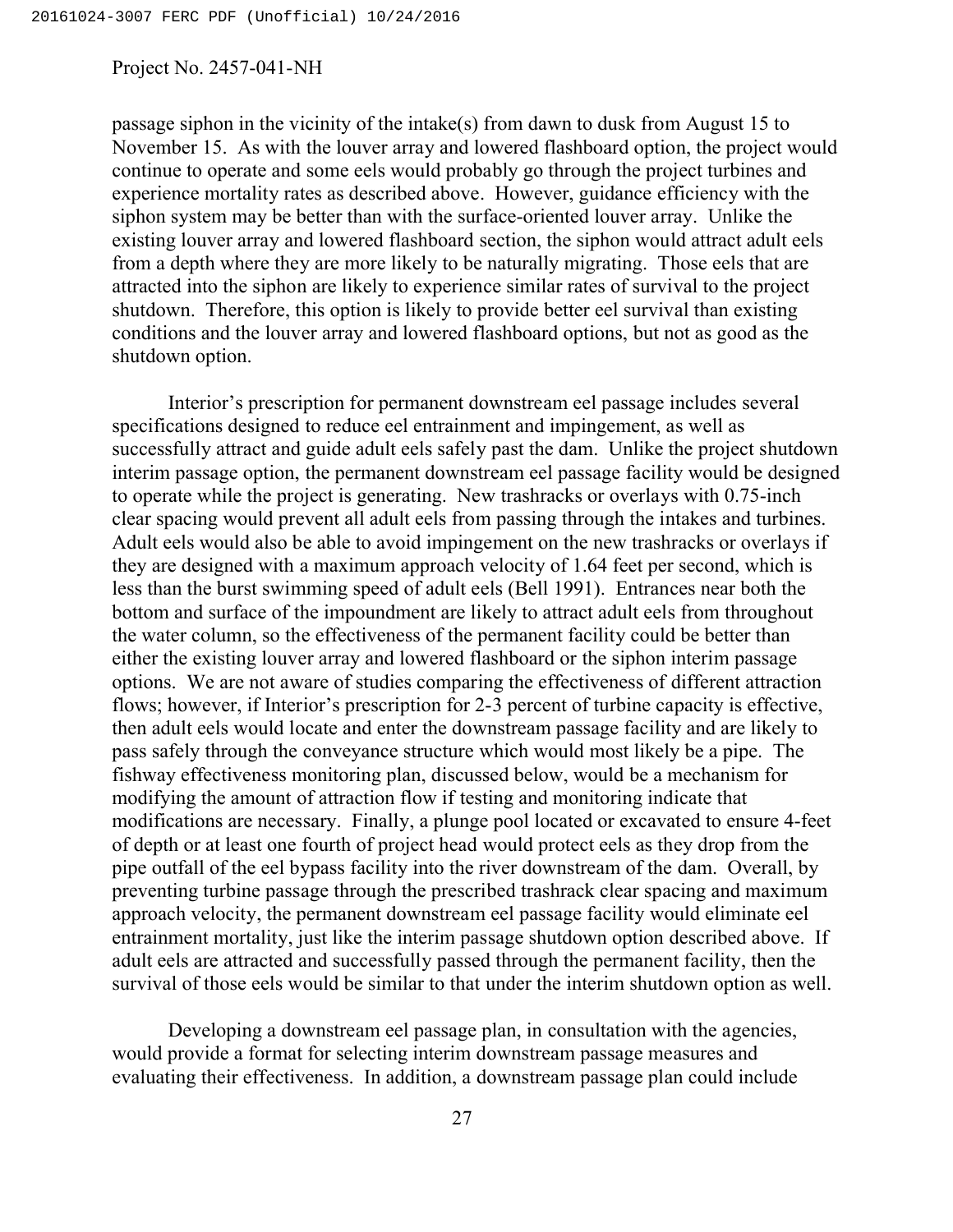passage siphon in the vicinity of the intake(s) from dawn to dusk from August 15 to November 15. As with the louver array and lowered flashboard option, the project would continue to operate and some eels would probably go through the project turbines and experience mortality rates as described above. However, guidance efficiency with the siphon system may be better than with the surface-oriented louver array. Unlike the existing louver array and lowered flashboard section, the siphon would attract adult eels from a depth where they are more likely to be naturally migrating. Those eels that are attracted into the siphon are likely to experience similar rates of survival to the project shutdown. Therefore, this option is likely to provide better eel survival than existing conditions and the louver array and lowered flashboard options, but not as good as the shutdown option.

Interior's prescription for permanent downstream eel passage includes several specifications designed to reduce eel entrainment and impingement, as well as successfully attract and guide adult eels safely past the dam. Unlike the project shutdown interim passage option, the permanent downstream eel passage facility would be designed to operate while the project is generating. New trashracks or overlays with 0.75-inch clear spacing would prevent all adult eels from passing through the intakes and turbines. Adult eels would also be able to avoid impingement on the new trashracks or overlays if they are designed with a maximum approach velocity of 1.64 feet per second, which is less than the burst swimming speed of adult eels (Bell 1991). Entrances near both the bottom and surface of the impoundment are likely to attract adult eels from throughout the water column, so the effectiveness of the permanent facility could be better than either the existing louver array and lowered flashboard or the siphon interim passage options. We are not aware of studies comparing the effectiveness of different attraction flows; however, if Interior's prescription for 2-3 percent of turbine capacity is effective, then adult eels would locate and enter the downstream passage facility and are likely to pass safely through the conveyance structure which would most likely be a pipe. The fishway effectiveness monitoring plan, discussed below, would be a mechanism for modifying the amount of attraction flow if testing and monitoring indicate that modifications are necessary. Finally, a plunge pool located or excavated to ensure 4-feet of depth or at least one fourth of project head would protect eels as they drop from the pipe outfall of the eel bypass facility into the river downstream of the dam. Overall, by preventing turbine passage through the prescribed trashrack clear spacing and maximum approach velocity, the permanent downstream eel passage facility would eliminate eel entrainment mortality, just like the interim passage shutdown option described above. If adult eels are attracted and successfully passed through the permanent facility, then the survival of those eels would be similar to that under the interim shutdown option as well.

Developing a downstream eel passage plan, in consultation with the agencies, would provide a format for selecting interim downstream passage measures and evaluating their effectiveness. In addition, a downstream passage plan could include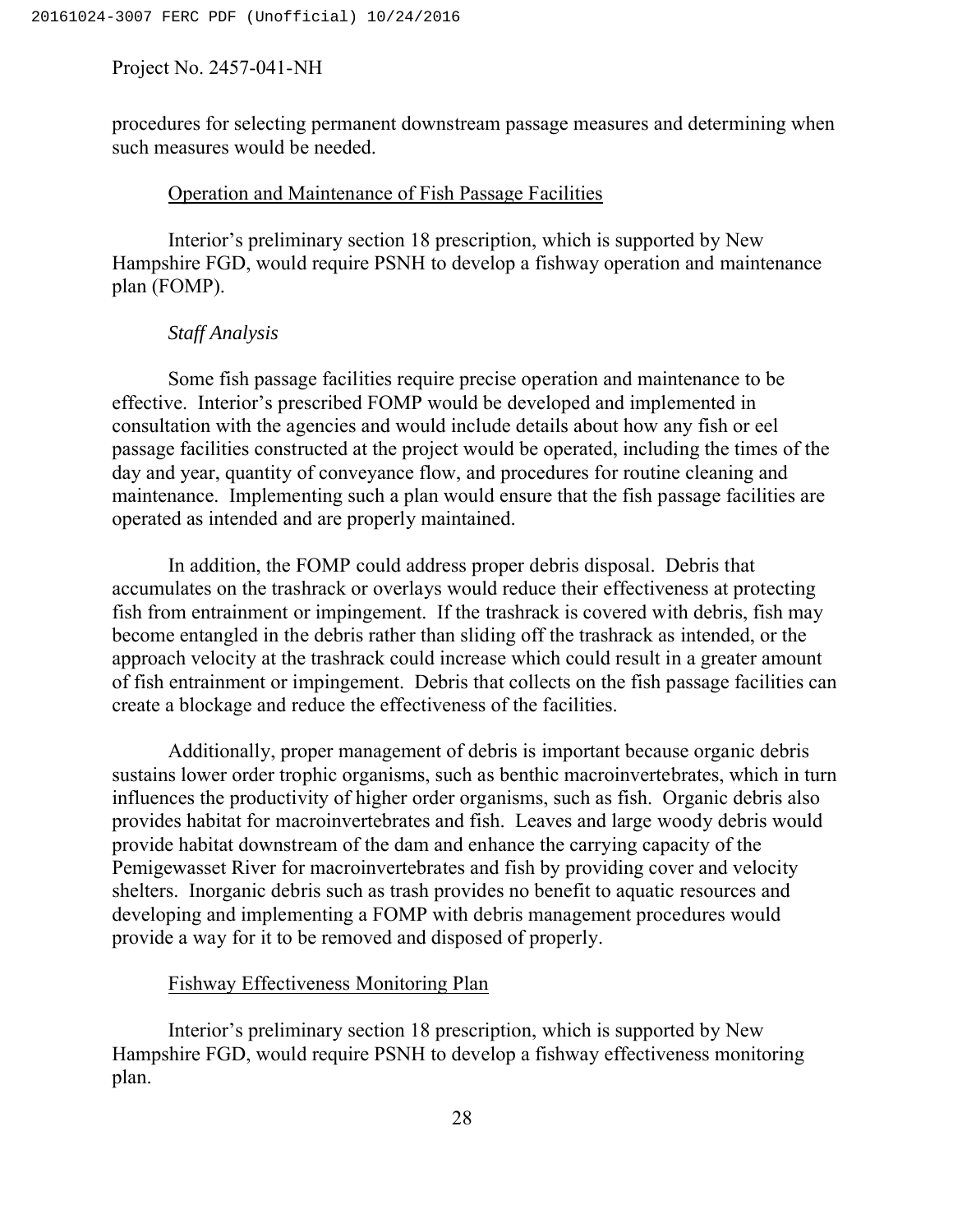procedures for selecting permanent downstream passage measures and determining when such measures would be needed.

### Operation and Maintenance of Fish Passage Facilities

Interior's preliminary section 18 prescription, which is supported by New Hampshire FGD, would require PSNH to develop a fishway operation and maintenance plan (FOMP).

#### *Staff Analysis*

Some fish passage facilities require precise operation and maintenance to be effective. Interior's prescribed FOMP would be developed and implemented in consultation with the agencies and would include details about how any fish or eel passage facilities constructed at the project would be operated, including the times of the day and year, quantity of conveyance flow, and procedures for routine cleaning and maintenance. Implementing such a plan would ensure that the fish passage facilities are operated as intended and are properly maintained.

In addition, the FOMP could address proper debris disposal. Debris that accumulates on the trashrack or overlays would reduce their effectiveness at protecting fish from entrainment or impingement. If the trashrack is covered with debris, fish may become entangled in the debris rather than sliding off the trashrack as intended, or the approach velocity at the trashrack could increase which could result in a greater amount of fish entrainment or impingement. Debris that collects on the fish passage facilities can create a blockage and reduce the effectiveness of the facilities.

Additionally, proper management of debris is important because organic debris sustains lower order trophic organisms, such as benthic macroinvertebrates, which in turn influences the productivity of higher order organisms, such as fish. Organic debris also provides habitat for macroinvertebrates and fish. Leaves and large woody debris would provide habitat downstream of the dam and enhance the carrying capacity of the Pemigewasset River for macroinvertebrates and fish by providing cover and velocity shelters. Inorganic debris such as trash provides no benefit to aquatic resources and developing and implementing a FOMP with debris management procedures would provide a way for it to be removed and disposed of properly.

### Fishway Effectiveness Monitoring Plan

Interior's preliminary section 18 prescription, which is supported by New Hampshire FGD, would require PSNH to develop a fishway effectiveness monitoring plan.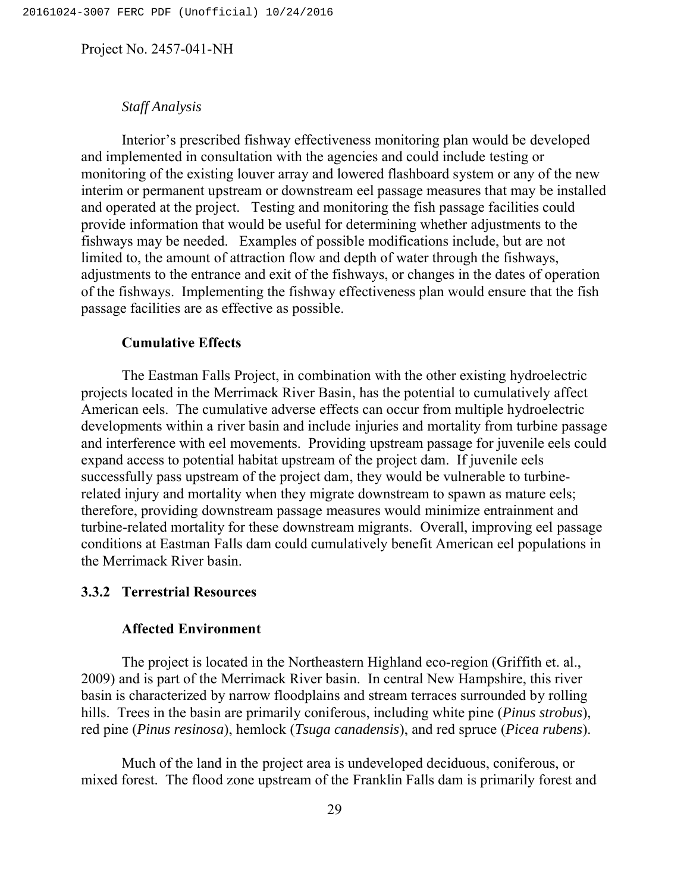*Staff Analysis*

Interior's prescribed fishway effectiveness monitoring plan would be developed and implemented in consultation with the agencies and could include testing or monitoring of the existing louver array and lowered flashboard system or any of the new interim or permanent upstream or downstream eel passage measures that may be installed and operated at the project. Testing and monitoring the fish passage facilities could provide information that would be useful for determining whether adjustments to the fishways may be needed. Examples of possible modifications include, but are not limited to, the amount of attraction flow and depth of water through the fishways, adjustments to the entrance and exit of the fishways, or changes in the dates of operation of the fishways. Implementing the fishway effectiveness plan would ensure that the fish passage facilities are as effective as possible.

**Cumulative Effects**

The Eastman Falls Project, in combination with the other existing hydroelectric projects located in the Merrimack River Basin, has the potential to cumulatively affect American eels. The cumulative adverse effects can occur from multiple hydroelectric developments within a river basin and include injuries and mortality from turbine passage and interference with eel movements. Providing upstream passage for juvenile eels could expand access to potential habitat upstream of the project dam. If juvenile eels successfully pass upstream of the project dam, they would be vulnerable to turbine-related injury and mortality when they migrate downstream to spawn as mature eels; therefore, providing downstream passage measures would minimize entrainment and turbine-related mortality for these downstream migrants. Overall, improving eel passage conditions at Eastman Falls dam could cumulatively benefit American eel populations in the Merrimack River basin.

### 3.3.2 Terrestrial Resources

**Affected Environment**

The project is located in the Northeastern Highland eco-region (Griffith et. al., 2009) and is part of the Merrimack River basin. In central New Hampshire, this river basin is characterized by narrow floodplains and stream terraces surrounded by rolling hills. Trees in the basin are primarily coniferous, including white pine (*Pinus strobus*), red pine (*Pinus resinosa*), hemlock (*Tsuga canadensis*), and red spruce (*Picea rubens*).

Much of the land in the project area is undeveloped deciduous, coniferous, or mixed forest. The flood zone upstream of the Franklin Falls dam is primarily forest and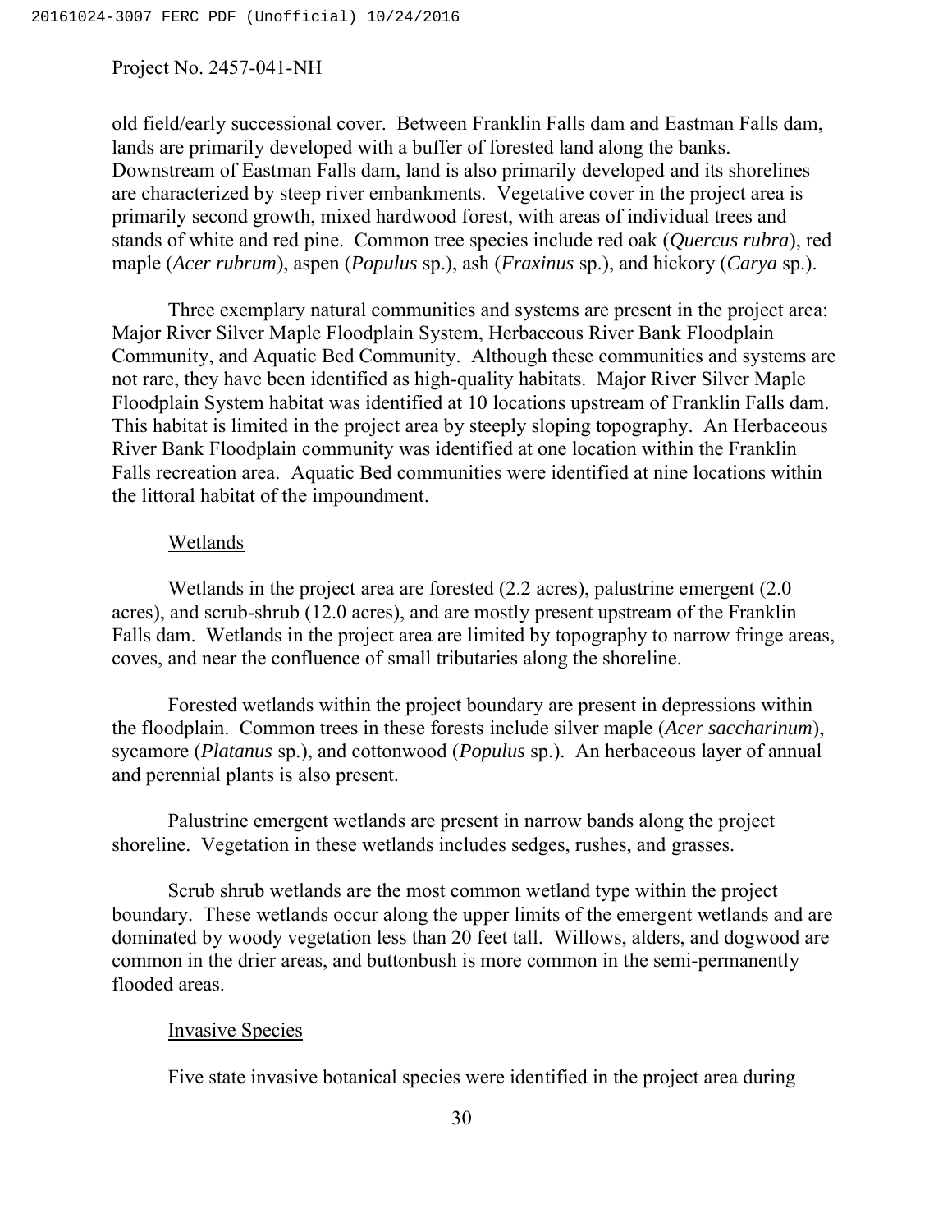old field/early successional cover. Between Franklin Falls dam and Eastman Falls dam, lands are primarily developed with a buffer of forested land along the banks. Downstream of Eastman Falls dam, land is also primarily developed and its shorelines are characterized by steep river embankments. Vegetative cover in the project area is primarily second growth, mixed hardwood forest, with areas of individual trees and stands of white and red pine. Common tree species include red oak (*Quercus rubra*), red maple (*Acer rubrum*), aspen (*Populus* sp.), ash (*Fraxinus* sp.), and hickory (*Carya* sp.).

Three exemplary natural communities and systems are present in the project area: Major River Silver Maple Floodplain System, Herbaceous River Bank Floodplain Community, and Aquatic Bed Community. Although these communities and systems are not rare, they have been identified as high-quality habitats. Major River Silver Maple Floodplain System habitat was identified at 10 locations upstream of Franklin Falls dam. This habitat is limited in the project area by steeply sloping topography. An Herbaceous River Bank Floodplain community was identified at one location within the Franklin Falls recreation area. Aquatic Bed communities were identified at nine locations within the littoral habitat of the impoundment.

Wetlands

Wetlands in the project area are forested (2.2 acres), palustrine emergent (2.0 acres), and scrub-shrub (12.0 acres), and are mostly present upstream of the Franklin Falls dam. Wetlands in the project area are limited by topography to narrow fringe areas, coves, and near the confluence of small tributaries along the shoreline.

Forested wetlands within the project boundary are present in depressions within the floodplain. Common trees in these forests include silver maple (*Acer saccharinum*), sycamore (*Platanus* sp.), and cottonwood (*Populus* sp.). An herbaceous layer of annual and perennial plants is also present.

Palustrine emergent wetlands are present in narrow bands along the project shoreline. Vegetation in these wetlands includes sedges, rushes, and grasses.

Scrub shrub wetlands are the most common wetland type within the project boundary. These wetlands occur along the upper limits of the emergent wetlands and are dominated by woody vegetation less than 20 feet tall. Willows, alders, and dogwood are common in the drier areas, and buttonbush is more common in the semi-permanently flooded areas.

Invasive Species

Five state invasive botanical species were identified in the project area during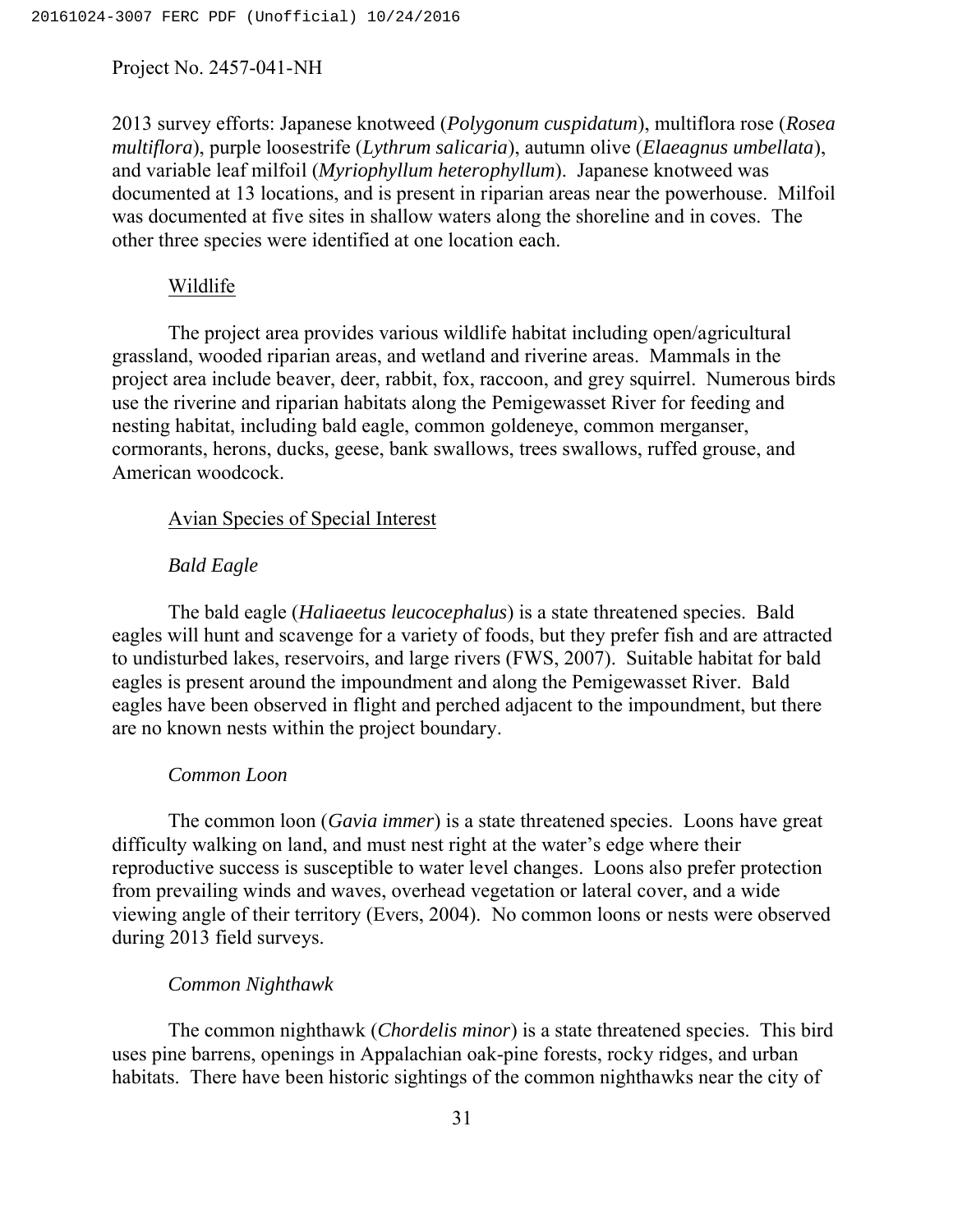2013 survey efforts: Japanese knotweed (*Polygonum cuspidatum*), multiflora rose (*Rosea multiflora*), purple loosestrife (*Lythrum salicaria*), autumn olive (*Elaeagnus umbellata*), and variable leaf milfoil (*Myriophyllum heterophyllum*). Japanese knotweed was documented at 13 locations, and is present in riparian areas near the powerhouse. Milfoil was documented at five sites in shallow waters along the shoreline and in coves. The other three species were identified at one location each.

Wildlife

The project area provides various wildlife habitat including open/agricultural grassland, wooded riparian areas, and wetland and riverine areas. Mammals in the project area include beaver, deer, rabbit, fox, raccoon, and grey squirrel. Numerous birds use the riverine and riparian habitats along the Pemigewasset River for feeding and nesting habitat, including bald eagle, common goldeneye, common merganser, cormorants, herons, ducks, geese, bank swallows, trees swallows, ruffed grouse, and American woodcock.

Avian Species of Special Interest

*Bald Eagle*

The bald eagle (*Haliaeetus leucocephalus*) is a state threatened species. Bald eagles will hunt and scavenge for a variety of foods, but they prefer fish and are attracted to undisturbed lakes, reservoirs, and large rivers (FWS, 2007). Suitable habitat for bald eagles is present around the impoundment and along the Pemigewasset River. Bald eagles have been observed in flight and perched adjacent to the impoundment, but there are no known nests within the project boundary.

*Common Loon*

The common loon (*Gavia immer*) is a state threatened species. Loons have great difficulty walking on land, and must nest right at the water's edge where their reproductive success is susceptible to water level changes. Loons also prefer protection from prevailing winds and waves, overhead vegetation or lateral cover, and a wide viewing angle of their territory (Evers, 2004). No common loons or nests were observed during 2013 field surveys.

*Common Nighthawk*

The common nighthawk (*Chordelis minor*) is a state threatened species. This bird uses pine barrens, openings in Appalachian oak-pine forests, rocky ridges, and urban habitats. There have been historic sightings of the common nighthawks near the city of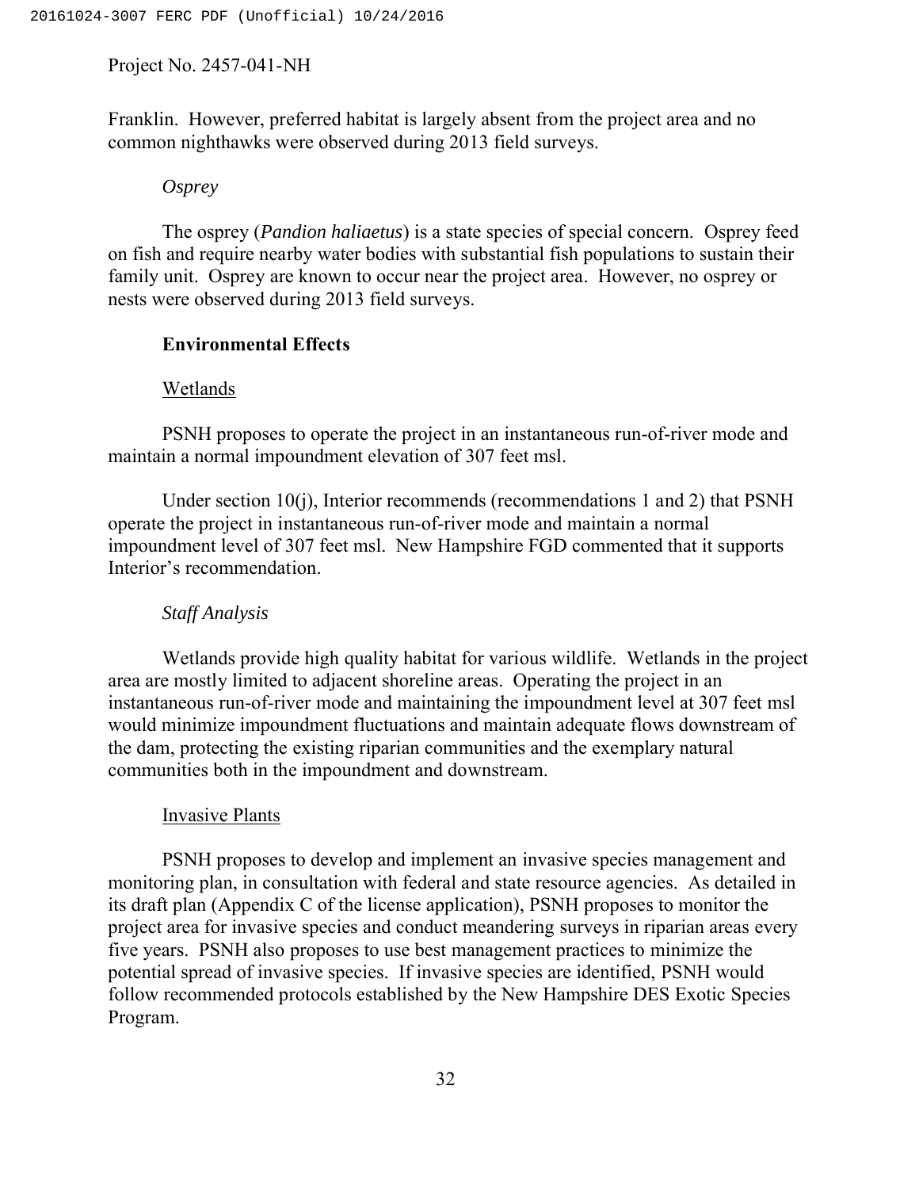Franklin. However, preferred habitat is largely absent from the project area and no common nighthawks were observed during 2013 field surveys.

*Osprey*

The osprey (*Pandion haliaetus*) is a state species of special concern. Osprey feed on fish and require nearby water bodies with substantial fish populations to sustain their family unit. Osprey are known to occur near the project area. However, no osprey or nests were observed during 2013 field surveys.

**Environmental Effects**

Wetlands

PSNH proposes to operate the project in an instantaneous run-of-river mode and maintain a normal impoundment elevation of 307 feet msl.

Under section 10(j), Interior recommends (recommendations 1 and 2) that PSNH operate the project in instantaneous run-of-river mode and maintain a normal impoundment level of 307 feet msl. New Hampshire FGD commented that it supports Interior's recommendation.

*Staff Analysis*

Wetlands provide high quality habitat for various wildlife. Wetlands in the project area are mostly limited to adjacent shoreline areas. Operating the project in an instantaneous run-of-river mode and maintaining the impoundment level at 307 feet msl would minimize impoundment fluctuations and maintain adequate flows downstream of the dam, protecting the existing riparian communities and the exemplary natural communities both in the impoundment and downstream.

Invasive Plants

PSNH proposes to develop and implement an invasive species management and monitoring plan, in consultation with federal and state resource agencies. As detailed in its draft plan (Appendix C of the license application), PSNH proposes to monitor the project area for invasive species and conduct meandering surveys in riparian areas every five years. PSNH also proposes to use best management practices to minimize the potential spread of invasive species. If invasive species are identified, PSNH would follow recommended protocols established by the New Hampshire DES Exotic Species Program.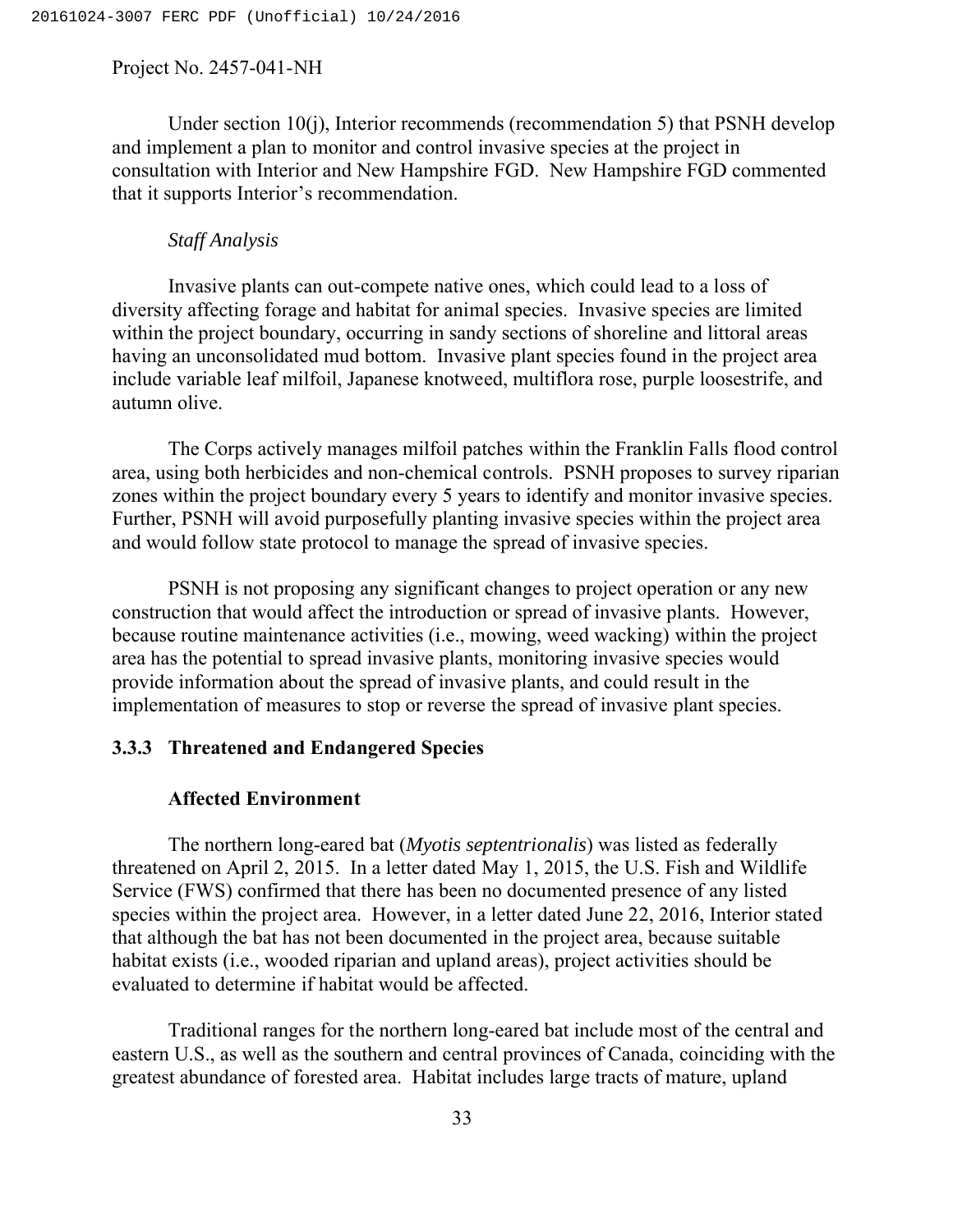Under section 10(j), Interior recommends (recommendation 5) that PSNH develop and implement a plan to monitor and control invasive species at the project in consultation with Interior and New Hampshire FGD. New Hampshire FGD commented that it supports Interior's recommendation.

*Staff Analysis*

Invasive plants can out-compete native ones, which could lead to a loss of diversity affecting forage and habitat for animal species. Invasive species are limited within the project boundary, occurring in sandy sections of shoreline and littoral areas having an unconsolidated mud bottom. Invasive plant species found in the project area include variable leaf milfoil, Japanese knotweed, multiflora rose, purple loosestrife, and autumn olive.

The Corps actively manages milfoil patches within the Franklin Falls flood control area, using both herbicides and non-chemical controls. PSNH proposes to survey riparian zones within the project boundary every 5 years to identify and monitor invasive species. Further, PSNH will avoid purposefully planting invasive species within the project area and would follow state protocol to manage the spread of invasive species.

PSNH is not proposing any significant changes to project operation or any new construction that would affect the introduction or spread of invasive plants. However, because routine maintenance activities (i.e., mowing, weed wacking) within the project area has the potential to spread invasive plants, monitoring invasive species would provide information about the spread of invasive plants, and could result in the implementation of measures to stop or reverse the spread of invasive plant species.

### 3.3.3 Threatened and Endangered Species

#### Affected Environment

The northern long-eared bat (*Myotis septentrionalis*) was listed as federally threatened on April 2, 2015. In a letter dated May 1, 2015, the U.S. Fish and Wildlife Service (FWS) confirmed that there has been no documented presence of any listed species within the project area. However, in a letter dated June 22, 2016, Interior stated that although the bat has not been documented in the project area, because suitable habitat exists (i.e., wooded riparian and upland areas), project activities should be evaluated to determine if habitat would be affected.

Traditional ranges for the northern long-eared bat include most of the central and eastern U.S., as well as the southern and central provinces of Canada, coinciding with the greatest abundance of forested area. Habitat includes large tracts of mature, upland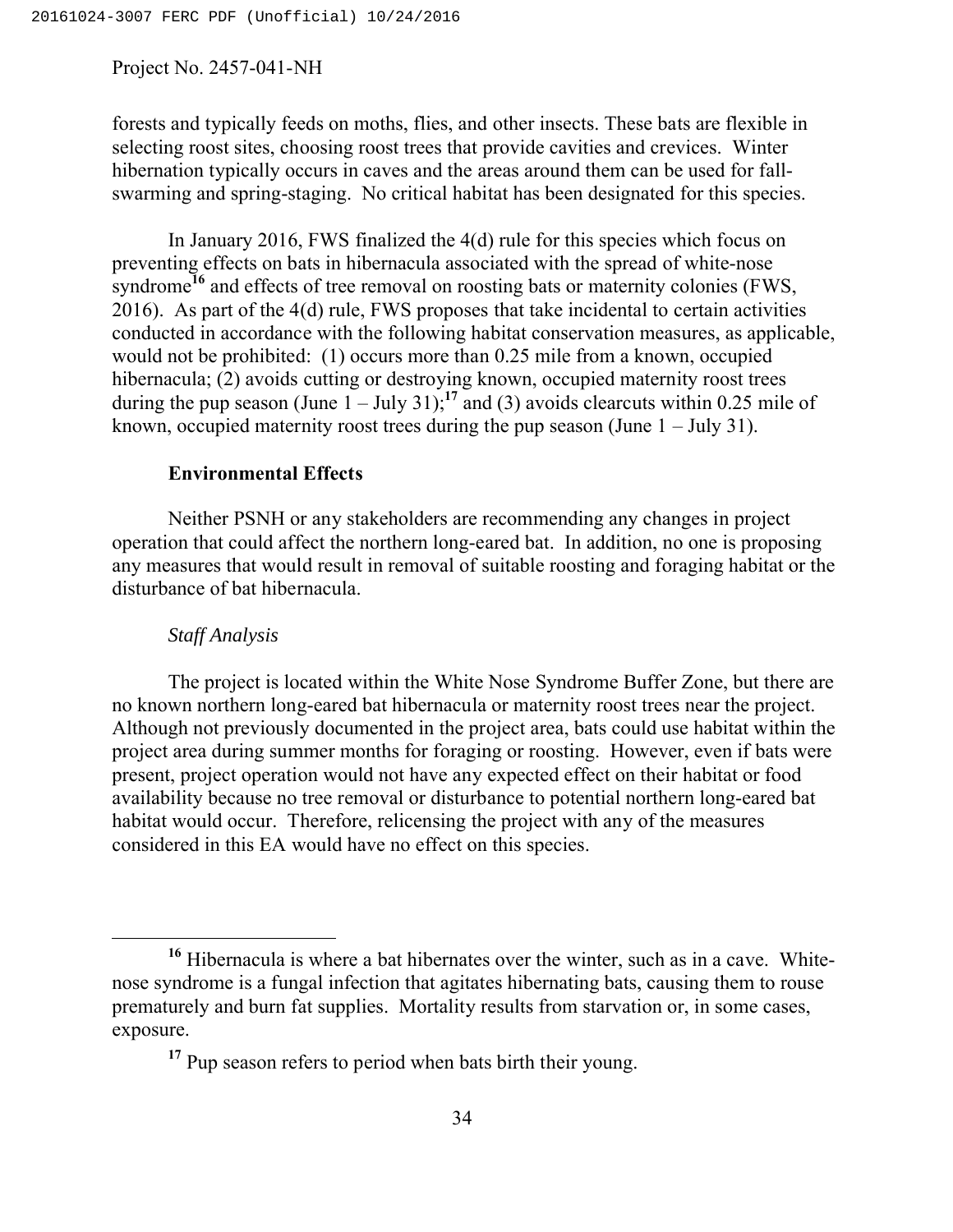forests and typically feeds on moths, flies, and other insects. These bats are flexible in selecting roost sites, choosing roost trees that provide cavities and crevices. Winter hibernation typically occurs in caves and the areas around them can be used for fall-swarming and spring-staging. No critical habitat has been designated for this species.

In January 2016, FWS finalized the 4(d) rule for this species which focus on preventing effects on bats in hibernacula associated with the spread of white-nose syndrome[16] and effects of tree removal on roosting bats or maternity colonies (FWS, 2016). As part of the 4(d) rule, FWS proposes that take incidental to certain activities conducted in accordance with the following habitat conservation measures, as applicable, would not be prohibited: (1) occurs more than 0.25 mile from a known, occupied hibernacula; (2) avoids cutting or destroying known, occupied maternity roost trees during the pup season (June 1 – July 31);[17] and (3) avoids clearcuts within 0.25 mile of known, occupied maternity roost trees during the pup season (June 1 – July 31).

**Environmental Effects**

Neither PSNH or any stakeholders are recommending any changes in project operation that could affect the northern long-eared bat. In addition, no one is proposing any measures that would result in removal of suitable roosting and foraging habitat or the disturbance of bat hibernacula.

*Staff Analysis*

The project is located within the White Nose Syndrome Buffer Zone, but there are no known northern long-eared bat hibernacula or maternity roost trees near the project. Although not previously documented in the project area, bats could use habitat within the project area during summer months for foraging or roosting. However, even if bats were present, project operation would not have any expected effect on their habitat or food availability because no tree removal or disturbance to potential northern long-eared bat habitat would occur. Therefore, relicensing the project with any of the measures considered in this EA would have no effect on this species.

---

[16] Hibernacula is where a bat hibernates over the winter, such as in a cave. White-nose syndrome is a fungal infection that agitates hibernating bats, causing them to rouse prematurely and burn fat supplies. Mortality results from starvation or, in some cases, exposure.

[17] Pup season refers to period when bats birth their young.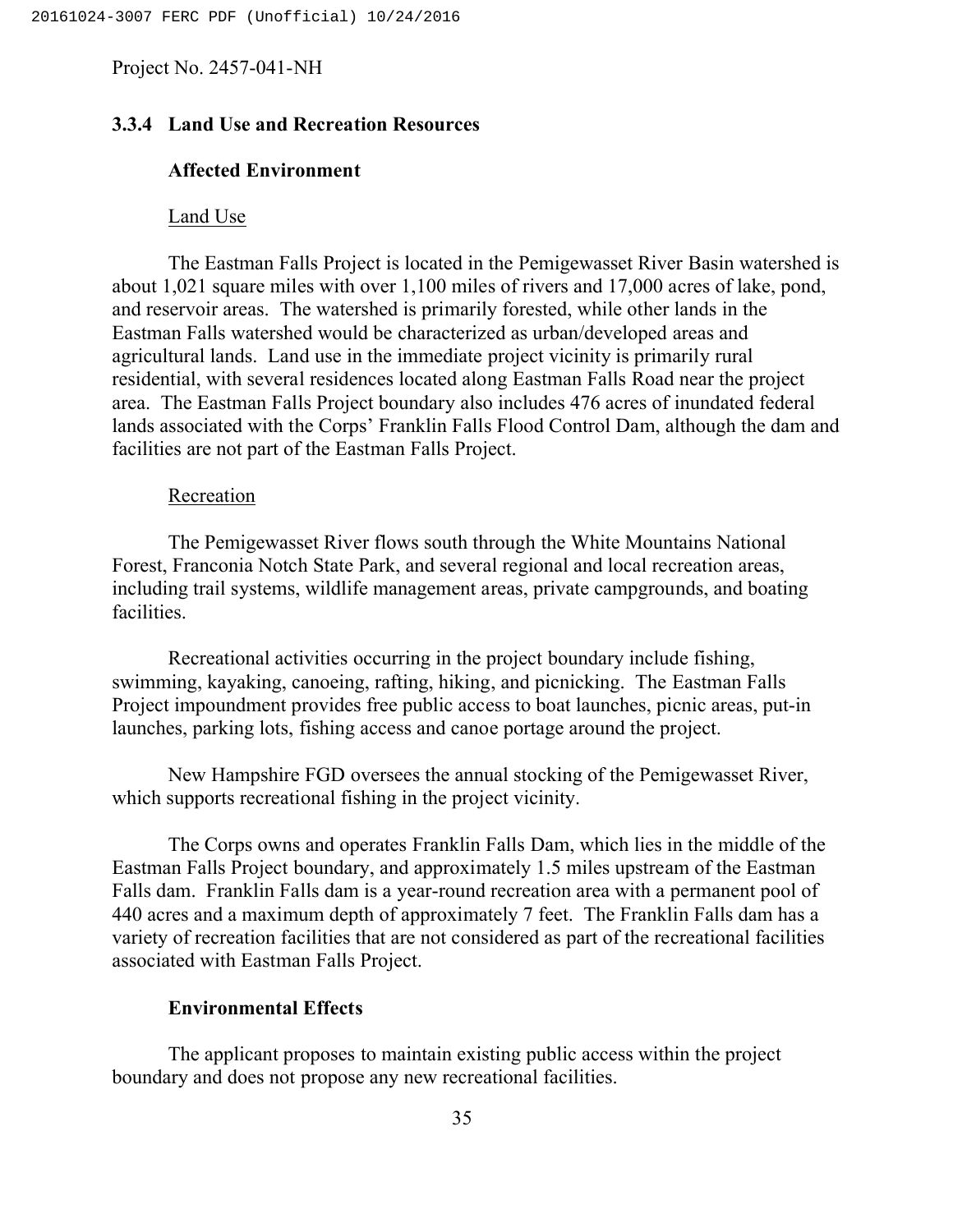### 3.3.4 Land Use and Recreation Resources

**Affected Environment**

Land Use

The Eastman Falls Project is located in the Pemigewasset River Basin watershed is about 1,021 square miles with over 1,100 miles of rivers and 17,000 acres of lake, pond, and reservoir areas. The watershed is primarily forested, while other lands in the Eastman Falls watershed would be characterized as urban/developed areas and agricultural lands. Land use in the immediate project vicinity is primarily rural residential, with several residences located along Eastman Falls Road near the project area. The Eastman Falls Project boundary also includes 476 acres of inundated federal lands associated with the Corps' Franklin Falls Flood Control Dam, although the dam and facilities are not part of the Eastman Falls Project.

Recreation

The Pemigewasset River flows south through the White Mountains National Forest, Franconia Notch State Park, and several regional and local recreation areas, including trail systems, wildlife management areas, private campgrounds, and boating facilities.

Recreational activities occurring in the project boundary include fishing, swimming, kayaking, canoeing, rafting, hiking, and picnicking. The Eastman Falls Project impoundment provides free public access to boat launches, picnic areas, put-in launches, parking lots, fishing access and canoe portage around the project.

New Hampshire FGD oversees the annual stocking of the Pemigewasset River, which supports recreational fishing in the project vicinity.

The Corps owns and operates Franklin Falls Dam, which lies in the middle of the Eastman Falls Project boundary, and approximately 1.5 miles upstream of the Eastman Falls dam. Franklin Falls dam is a year-round recreation area with a permanent pool of 440 acres and a maximum depth of approximately 7 feet. The Franklin Falls dam has a variety of recreation facilities that are not considered as part of the recreational facilities associated with Eastman Falls Project.

**Environmental Effects**

The applicant proposes to maintain existing public access within the project boundary and does not propose any new recreational facilities.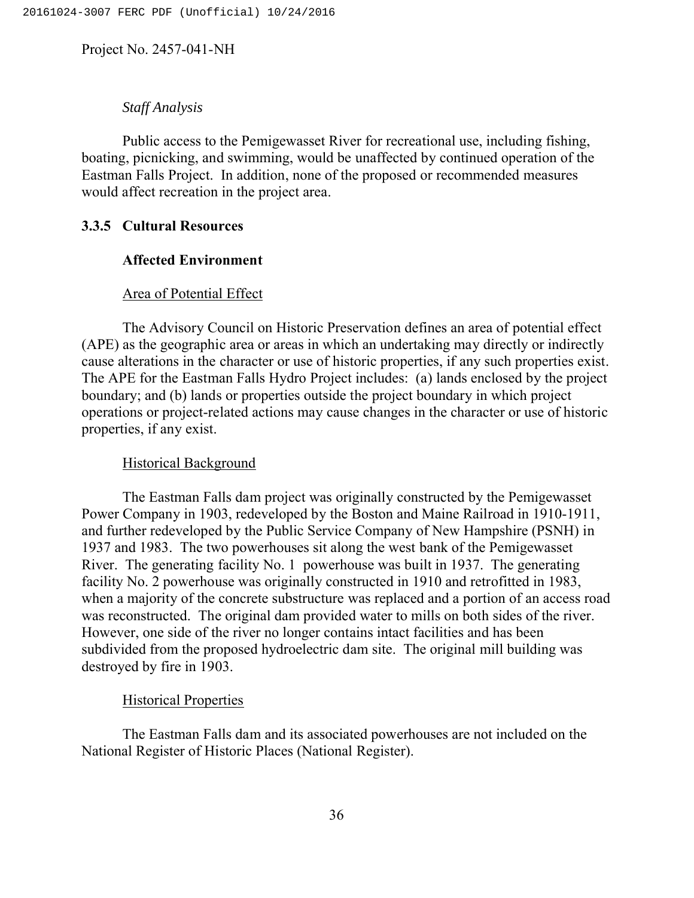*Staff Analysis*

Public access to the Pemigewasset River for recreational use, including fishing, boating, picnicking, and swimming, would be unaffected by continued operation of the Eastman Falls Project. In addition, none of the proposed or recommended measures would affect recreation in the project area.

### 3.3.5 Cultural Resources

#### Affected Environment

Area of Potential Effect

The Advisory Council on Historic Preservation defines an area of potential effect (APE) as the geographic area or areas in which an undertaking may directly or indirectly cause alterations in the character or use of historic properties, if any such properties exist. The APE for the Eastman Falls Hydro Project includes: (a) lands enclosed by the project boundary; and (b) lands or properties outside the project boundary in which project operations or project-related actions may cause changes in the character or use of historic properties, if any exist.

Historical Background

The Eastman Falls dam project was originally constructed by the Pemigewasset Power Company in 1903, redeveloped by the Boston and Maine Railroad in 1910-1911, and further redeveloped by the Public Service Company of New Hampshire (PSNH) in 1937 and 1983. The two powerhouses sit along the west bank of the Pemigewasset River. The generating facility No. 1 powerhouse was built in 1937. The generating facility No. 2 powerhouse was originally constructed in 1910 and retrofitted in 1983, when a majority of the concrete substructure was replaced and a portion of an access road was reconstructed. The original dam provided water to mills on both sides of the river. However, one side of the river no longer contains intact facilities and has been subdivided from the proposed hydroelectric dam site. The original mill building was destroyed by fire in 1903.

Historical Properties

The Eastman Falls dam and its associated powerhouses are not included on the National Register of Historic Places (National Register).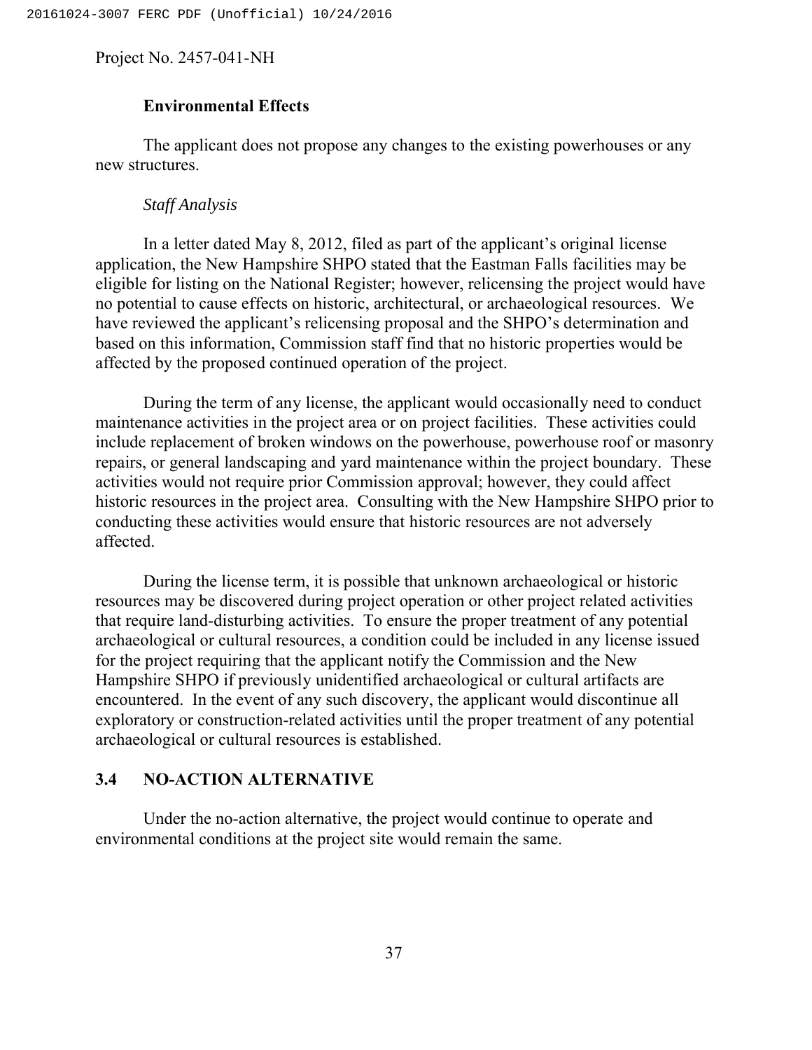### Environmental Effects

The applicant does not propose any changes to the existing powerhouses or any new structures.

*Staff Analysis*

In a letter dated May 8, 2012, filed as part of the applicant's original license application, the New Hampshire SHPO stated that the Eastman Falls facilities may be eligible for listing on the National Register; however, relicensing the project would have no potential to cause effects on historic, architectural, or archaeological resources. We have reviewed the applicant's relicensing proposal and the SHPO's determination and based on this information, Commission staff find that no historic properties would be affected by the proposed continued operation of the project.

During the term of any license, the applicant would occasionally need to conduct maintenance activities in the project area or on project facilities. These activities could include replacement of broken windows on the powerhouse, powerhouse roof or masonry repairs, or general landscaping and yard maintenance within the project boundary. These activities would not require prior Commission approval; however, they could affect historic resources in the project area. Consulting with the New Hampshire SHPO prior to conducting these activities would ensure that historic resources are not adversely affected.

During the license term, it is possible that unknown archaeological or historic resources may be discovered during project operation or other project related activities that require land-disturbing activities. To ensure the proper treatment of any potential archaeological or cultural resources, a condition could be included in any license issued for the project requiring that the applicant notify the Commission and the New Hampshire SHPO if previously unidentified archaeological or cultural artifacts are encountered. In the event of any such discovery, the applicant would discontinue all exploratory or construction-related activities until the proper treatment of any potential archaeological or cultural resources is established.

## 3.4 NO-ACTION ALTERNATIVE

Under the no-action alternative, the project would continue to operate and environmental conditions at the project site would remain the same.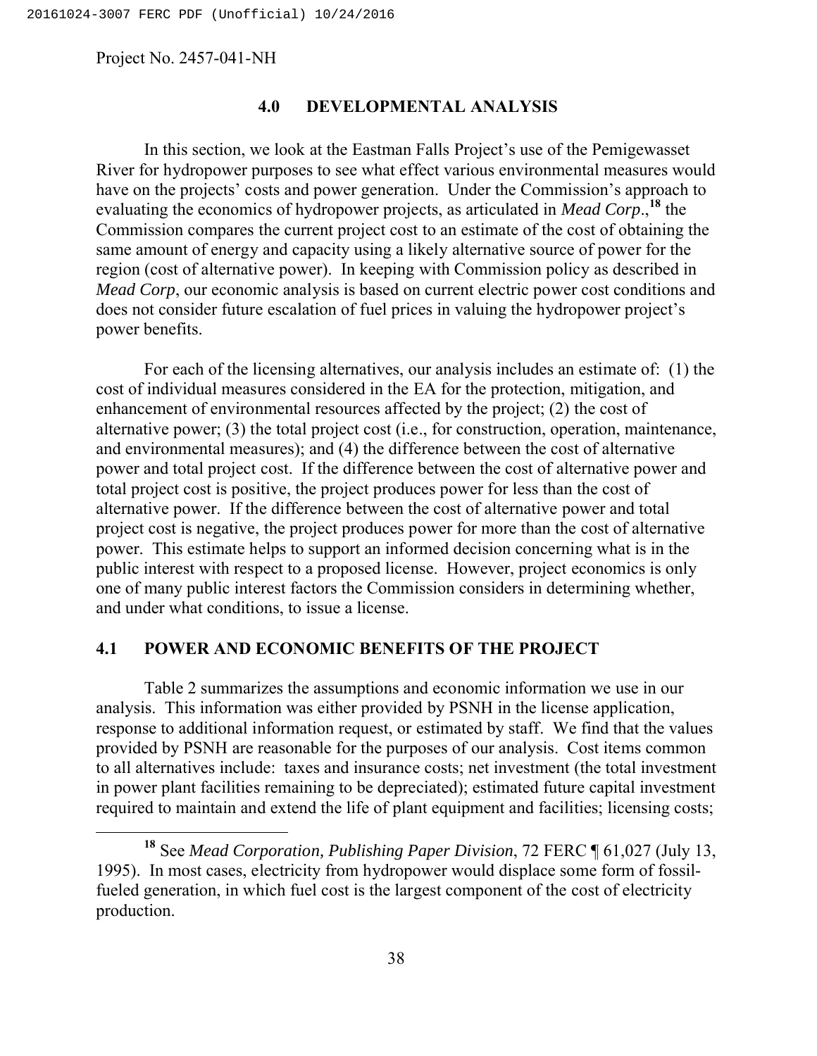## 4.0 DEVELOPMENTAL ANALYSIS

In this section, we look at the Eastman Falls Project's use of the Pemigewasset River for hydropower purposes to see what effect various environmental measures would have on the projects' costs and power generation. Under the Commission's approach to evaluating the economics of hydropower projects, as articulated in *Mead Corp*.,[18] the Commission compares the current project cost to an estimate of the cost of obtaining the same amount of energy and capacity using a likely alternative source of power for the region (cost of alternative power). In keeping with Commission policy as described in *Mead Corp*, our economic analysis is based on current electric power cost conditions and does not consider future escalation of fuel prices in valuing the hydropower project's power benefits.

For each of the licensing alternatives, our analysis includes an estimate of: (1) the cost of individual measures considered in the EA for the protection, mitigation, and enhancement of environmental resources affected by the project; (2) the cost of alternative power; (3) the total project cost (i.e., for construction, operation, maintenance, and environmental measures); and (4) the difference between the cost of alternative power and total project cost. If the difference between the cost of alternative power and total project cost is positive, the project produces power for less than the cost of alternative power. If the difference between the cost of alternative power and total project cost is negative, the project produces power for more than the cost of alternative power. This estimate helps to support an informed decision concerning what is in the public interest with respect to a proposed license. However, project economics is only one of many public interest factors the Commission considers in determining whether, and under what conditions, to issue a license.

## 4.1 POWER AND ECONOMIC BENEFITS OF THE PROJECT

Table 2 summarizes the assumptions and economic information we use in our analysis. This information was either provided by PSNH in the license application, response to additional information request, or estimated by staff. We find that the values provided by PSNH are reasonable for the purposes of our analysis. Cost items common to all alternatives include: taxes and insurance costs; net investment (the total investment in power plant facilities remaining to be depreciated); estimated future capital investment required to maintain and extend the life of plant equipment and facilities; licensing costs;

[18] See *Mead Corporation, Publishing Paper Division*, 72 FERC ¶ 61,027 (July 13, 1995). In most cases, electricity from hydropower would displace some form of fossil-fueled generation, in which fuel cost is the largest component of the cost of electricity production.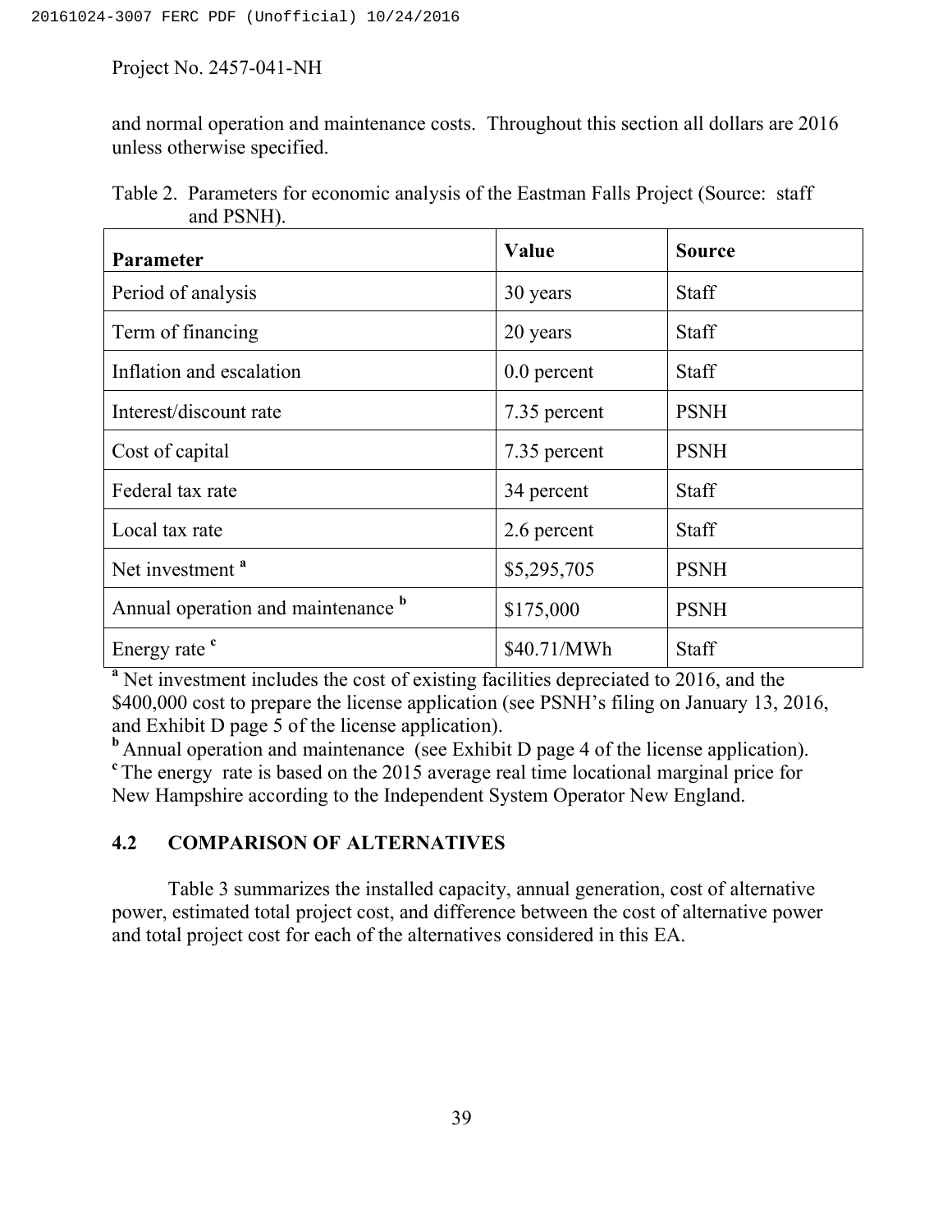and normal operation and maintenance costs. Throughout this section all dollars are 2016 unless otherwise specified.

Table 2. Parameters for economic analysis of the Eastman Falls Project (Source: staff and PSNH).

| Parameter | Value | Source |
|---|---|---|
| Period of analysis | 30 years | Staff |
| Term of financing | 20 years | Staff |
| Inflation and escalation | 0.0 percent | Staff |
| Interest/discount rate | 7.35 percent | PSNH |
| Cost of capital | 7.35 percent | PSNH |
| Federal tax rate | 34 percent | Staff |
| Local tax rate | 2.6 percent | Staff |
| Net investment [a] | $5,295,705 | PSNH |
| Annual operation and maintenance [b] | $175,000 | PSNH |
| Energy rate [c] | $40.71/MWh | Staff |

[a] Net investment includes the cost of existing facilities depreciated to 2016, and the $400,000 cost to prepare the license application (see PSNH's filing on January 13, 2016, and Exhibit D page 5 of the license application).
[b] Annual operation and maintenance (see Exhibit D page 4 of the license application).
[c] The energy rate is based on the 2015 average real time locational marginal price for New Hampshire according to the Independent System Operator New England.

## 4.2 COMPARISON OF ALTERNATIVES

Table 3 summarizes the installed capacity, annual generation, cost of alternative power, estimated total project cost, and difference between the cost of alternative power and total project cost for each of the alternatives considered in this EA.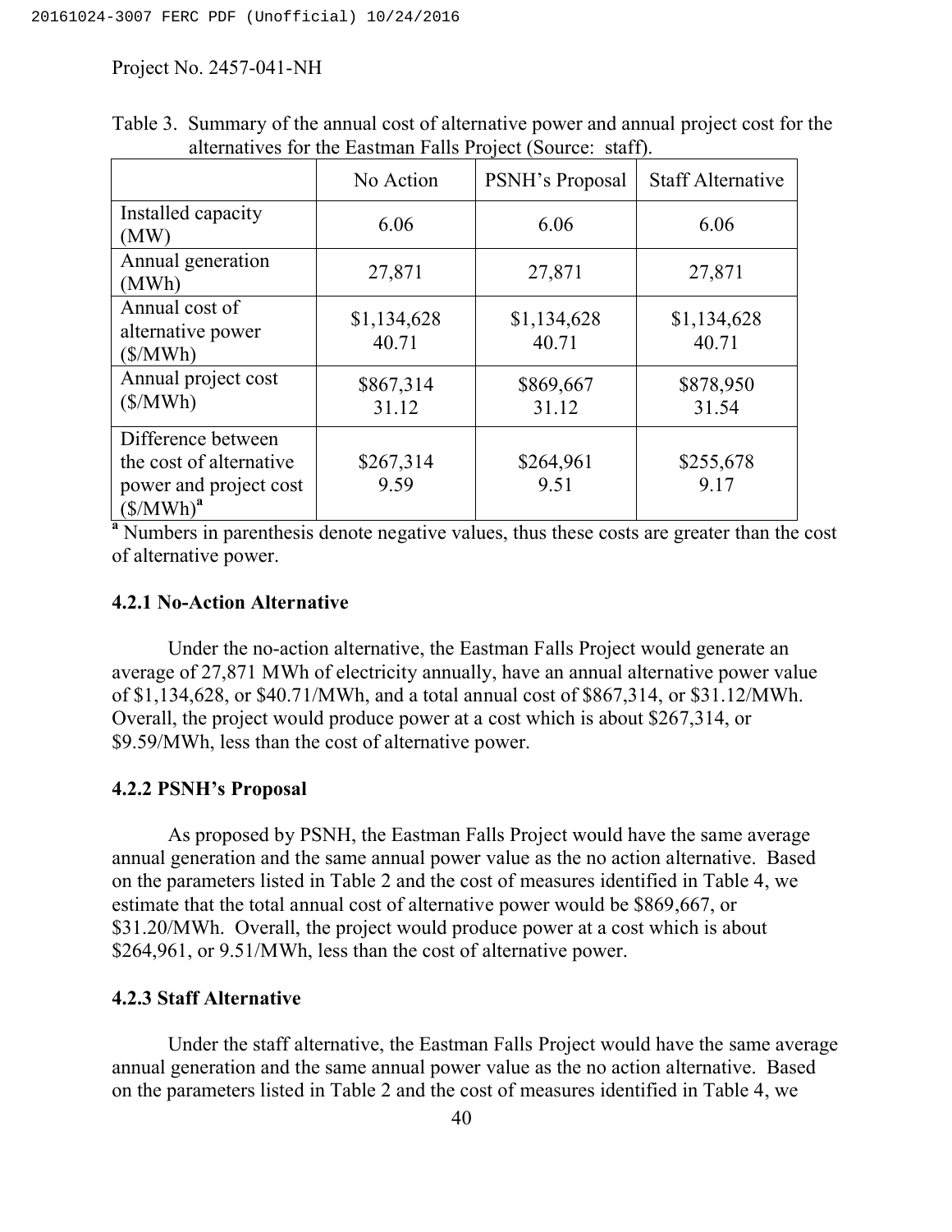Project No. 2457-041-NH

Table 3. Summary of the annual cost of alternative power and annual project cost for the alternatives for the Eastman Falls Project (Source: staff).

| | No Action | PSNH's Proposal | Staff Alternative |
|---|---|---|---|
| Installed capacity (MW) | 6.06 | 6.06 | 6.06 |
| Annual generation (MWh) | 27,871 | 27,871 | 27,871 |
| Annual cost of alternative power ($/MWh) | $1,134,628<br>40.71 | $1,134,628<br>40.71 | $1,134,628<br>40.71 |
| Annual project cost ($/MWh) | $867,314<br>31.12 | $869,667<br>31.12 | $878,950<br>31.54 |
| Difference between the cost of alternative power and project cost ($/MWh)[a] | $267,314<br>9.59 | $264,961<br>9.51 | $255,678<br>9.17 |

[a] Numbers in parenthesis denote negative values, thus these costs are greater than the cost of alternative power.

### 4.2.1 No-Action Alternative

Under the no-action alternative, the Eastman Falls Project would generate an average of 27,871 MWh of electricity annually, have an annual alternative power value of $1,134,628, or $40.71/MWh, and a total annual cost of $867,314, or $31.12/MWh. Overall, the project would produce power at a cost which is about $267,314, or $9.59/MWh, less than the cost of alternative power.

### 4.2.2 PSNH's Proposal

As proposed by PSNH, the Eastman Falls Project would have the same average annual generation and the same annual power value as the no action alternative. Based on the parameters listed in Table 2 and the cost of measures identified in Table 4, we estimate that the total annual cost of alternative power would be $869,667, or $31.20/MWh. Overall, the project would produce power at a cost which is about $264,961, or 9.51/MWh, less than the cost of alternative power.

### 4.2.3 Staff Alternative

Under the staff alternative, the Eastman Falls Project would have the same average annual generation and the same annual power value as the no action alternative. Based on the parameters listed in Table 2 and the cost of measures identified in Table 4, we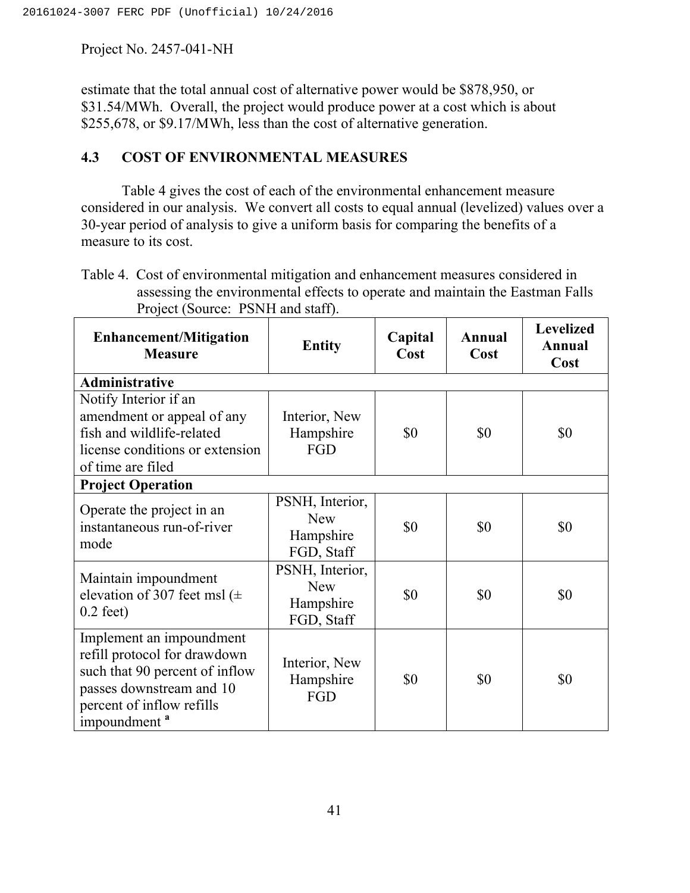estimate that the total annual cost of alternative power would be $878,950, or $31.54/MWh. Overall, the project would produce power at a cost which is about $255,678, or $9.17/MWh, less than the cost of alternative generation.

### 4.3 COST OF ENVIRONMENTAL MEASURES

Table 4 gives the cost of each of the environmental enhancement measure considered in our analysis. We convert all costs to equal annual (levelized) values over a 30-year period of analysis to give a uniform basis for comparing the benefits of a measure to its cost.

Table 4. Cost of environmental mitigation and enhancement measures considered in assessing the environmental effects to operate and maintain the Eastman Falls Project (Source: PSNH and staff).

| Enhancement/Mitigation Measure | Entity | Capital Cost | Annual Cost | Levelized Annual Cost |
|---|---|---|---|---|
| **Administrative** | | | | |
| Notify Interior if an amendment or appeal of any fish and wildlife-related license conditions or extension of time are filed | Interior, New Hampshire FGD | $0 | $0 | $0 |
| **Project Operation** | | | | |
| Operate the project in an instantaneous run-of-river mode | PSNH, Interior, New Hampshire FGD, Staff | $0 | $0 | $0 |
| Maintain impoundment elevation of 307 feet msl (± 0.2 feet) | PSNH, Interior, New Hampshire FGD, Staff | $0 | $0 | $0 |
| Implement an impoundment refill protocol for drawdown such that 90 percent of inflow passes downstream and 10 percent of inflow refills impoundment [a] | Interior, New Hampshire FGD | $0 | $0 | $0 |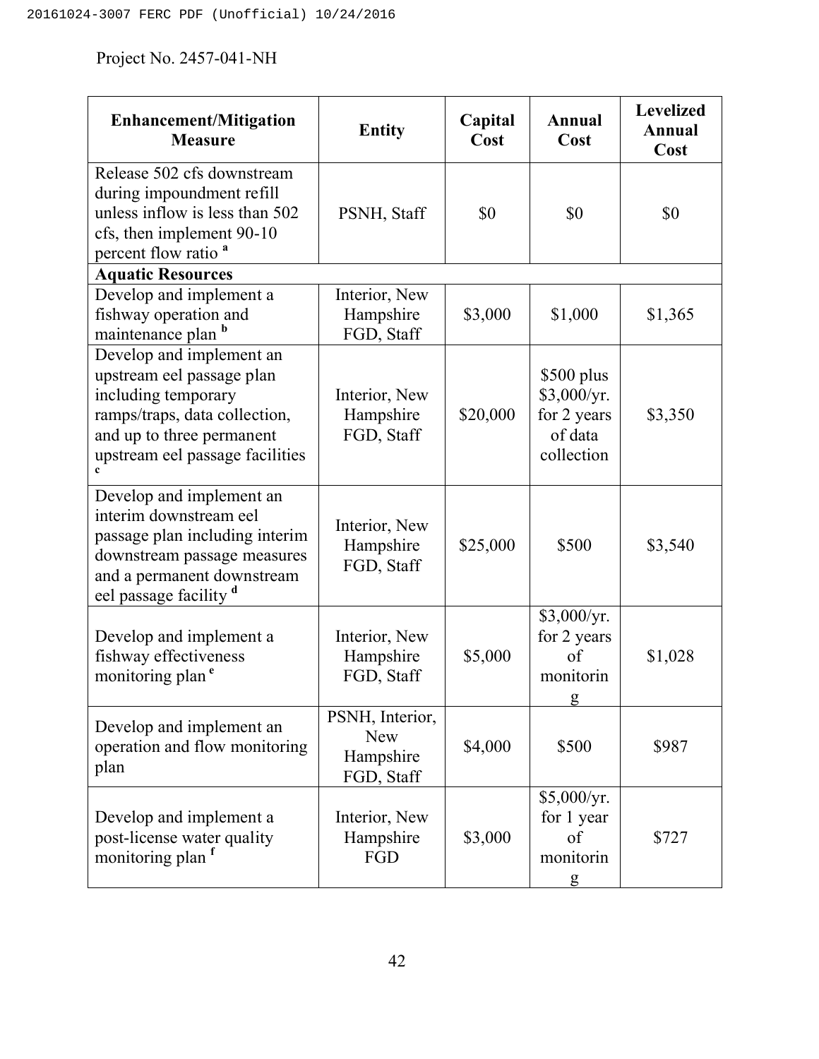Project No. 2457-041-NH

| Enhancement/Mitigation Measure | Entity | Capital Cost | Annual Cost | Levelized Annual Cost |
|---|---|---|---|---|
| Release 502 cfs downstream during impoundment refill unless inflow is less than 502 cfs, then implement 90-10 percent flow ratio [a] | PSNH, Staff | $0 | $0 | $0 |
| **Aquatic Resources** | | | | |
| Develop and implement a fishway operation and maintenance plan [b] | Interior, New Hampshire FGD, Staff | $3,000 | $1,000 | $1,365 |
| Develop and implement an upstream eel passage plan including temporary ramps/traps, data collection, and up to three permanent upstream eel passage facilities [c] | Interior, New Hampshire FGD, Staff | $20,000 | $500 plus $3,000/yr. for 2 years of data collection | $3,350 |
| Develop and implement an interim downstream eel passage plan including interim downstream passage measures and a permanent downstream eel passage facility [d] | Interior, New Hampshire FGD, Staff | $25,000 | $500 | $3,540 |
| Develop and implement a fishway effectiveness monitoring plan [e] | Interior, New Hampshire FGD, Staff | $5,000 | $3,000/yr. for 2 years of monitoring | $1,028 |
| Develop and implement an operation and flow monitoring plan | PSNH, Interior, New Hampshire FGD, Staff | $4,000 | $500 | $987 |
| Develop and implement a post-license water quality monitoring plan [f] | Interior, New Hampshire FGD | $3,000 | $5,000/yr. for 1 year of monitoring | $727 |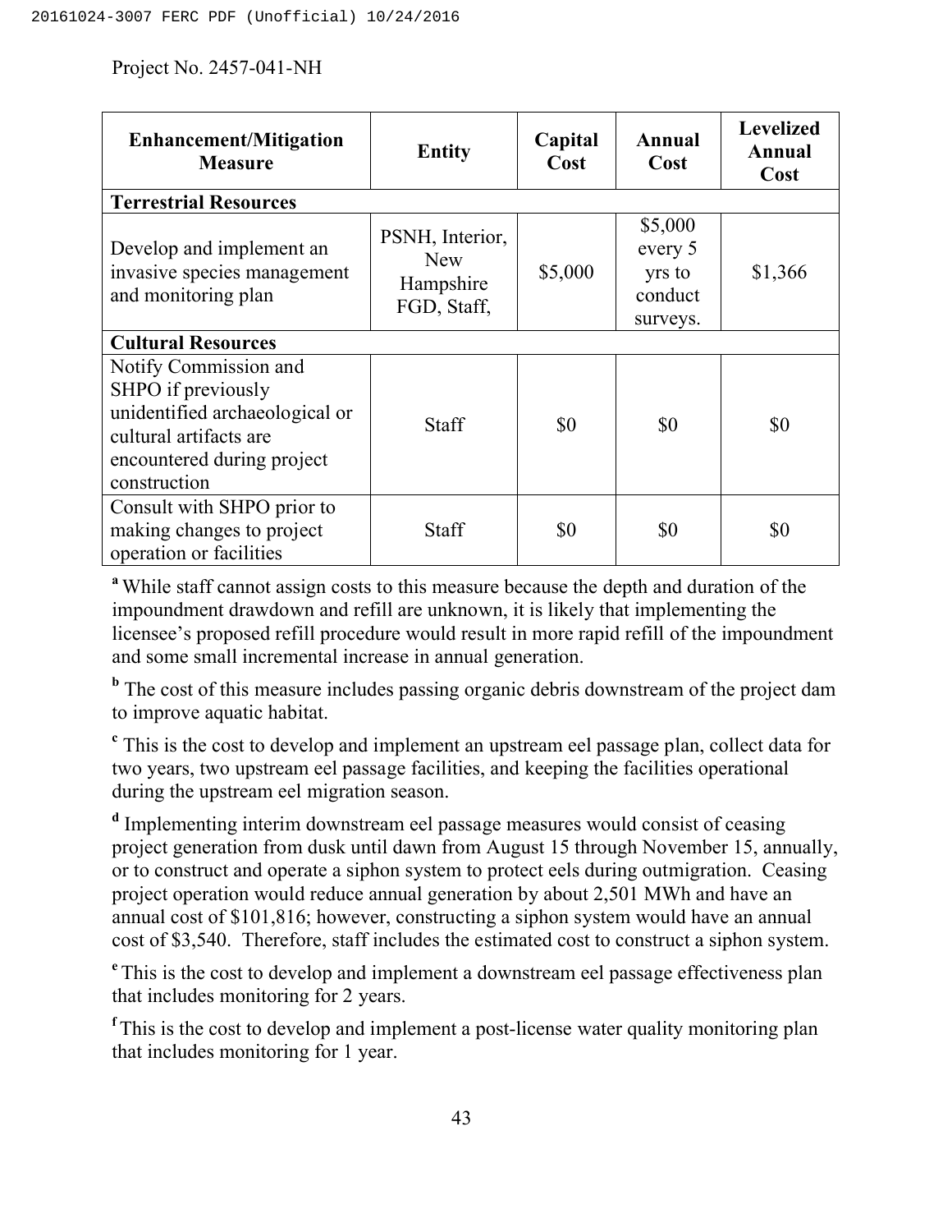Project No. 2457-041-NH

| Enhancement/Mitigation Measure | Entity | Capital Cost | Annual Cost | Levelized Annual Cost |
|---|---|---|---|---|
| **Terrestrial Resources** | | | | |
| Develop and implement an invasive species management and monitoring plan | PSNH, Interior, New Hampshire FGD, Staff, | $5,000 | $5,000 every 5 yrs to conduct surveys. | $1,366 |
| **Cultural Resources** | | | | |
| Notify Commission and SHPO if previously unidentified archaeological or cultural artifacts are encountered during project construction | Staff | $0 | $0 | $0 |
| Consult with SHPO prior to making changes to project operation or facilities | Staff | $0 | $0 | $0 |

[a] While staff cannot assign costs to this measure because the depth and duration of the impoundment drawdown and refill are unknown, it is likely that implementing the licensee's proposed refill procedure would result in more rapid refill of the impoundment and some small incremental increase in annual generation.

[b] The cost of this measure includes passing organic debris downstream of the project dam to improve aquatic habitat.

[c] This is the cost to develop and implement an upstream eel passage plan, collect data for two years, two upstream eel passage facilities, and keeping the facilities operational during the upstream eel migration season.

[d] Implementing interim downstream eel passage measures would consist of ceasing project generation from dusk until dawn from August 15 through November 15, annually, or to construct and operate a siphon system to protect eels during outmigration. Ceasing project operation would reduce annual generation by about 2,501 MWh and have an annual cost of $101,816; however, constructing a siphon system would have an annual cost of $3,540. Therefore, staff includes the estimated cost to construct a siphon system.

[e] This is the cost to develop and implement a downstream eel passage effectiveness plan that includes monitoring for 2 years.

[f] This is the cost to develop and implement a post-license water quality monitoring plan that includes monitoring for 1 year.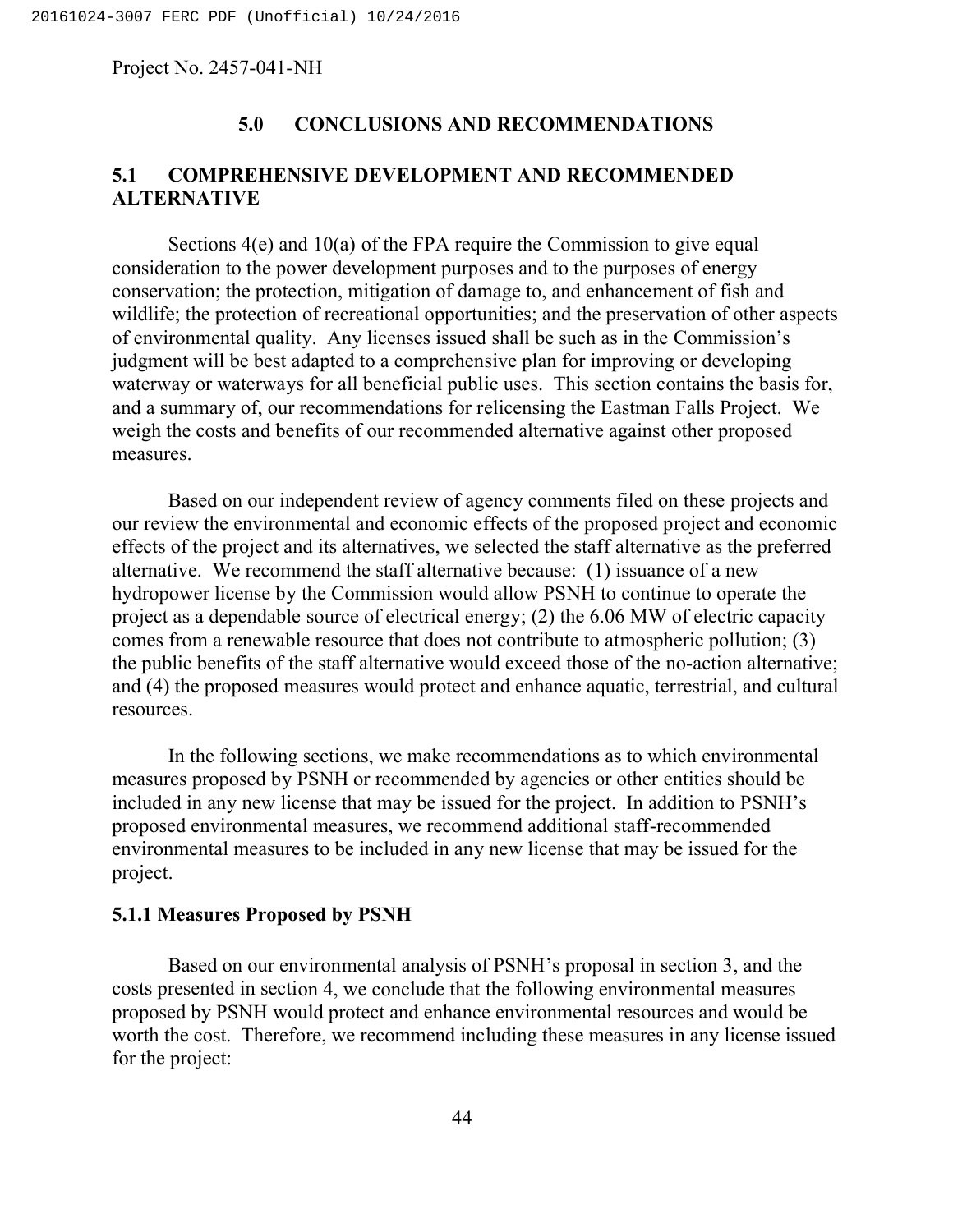## 5.0 CONCLUSIONS AND RECOMMENDATIONS

### 5.1 COMPREHENSIVE DEVELOPMENT AND RECOMMENDED ALTERNATIVE

Sections 4(e) and 10(a) of the FPA require the Commission to give equal consideration to the power development purposes and to the purposes of energy conservation; the protection, mitigation of damage to, and enhancement of fish and wildlife; the protection of recreational opportunities; and the preservation of other aspects of environmental quality. Any licenses issued shall be such as in the Commission's judgment will be best adapted to a comprehensive plan for improving or developing waterway or waterways for all beneficial public uses. This section contains the basis for, and a summary of, our recommendations for relicensing the Eastman Falls Project. We weigh the costs and benefits of our recommended alternative against other proposed measures.

Based on our independent review of agency comments filed on these projects and our review the environmental and economic effects of the proposed project and economic effects of the project and its alternatives, we selected the staff alternative as the preferred alternative. We recommend the staff alternative because: (1) issuance of a new hydropower license by the Commission would allow PSNH to continue to operate the project as a dependable source of electrical energy; (2) the 6.06 MW of electric capacity comes from a renewable resource that does not contribute to atmospheric pollution; (3) the public benefits of the staff alternative would exceed those of the no-action alternative; and (4) the proposed measures would protect and enhance aquatic, terrestrial, and cultural resources.

In the following sections, we make recommendations as to which environmental measures proposed by PSNH or recommended by agencies or other entities should be included in any new license that may be issued for the project. In addition to PSNH's proposed environmental measures, we recommend additional staff-recommended environmental measures to be included in any new license that may be issued for the project.

#### 5.1.1 Measures Proposed by PSNH

Based on our environmental analysis of PSNH's proposal in section 3, and the costs presented in section 4, we conclude that the following environmental measures proposed by PSNH would protect and enhance environmental resources and would be worth the cost. Therefore, we recommend including these measures in any license issued for the project: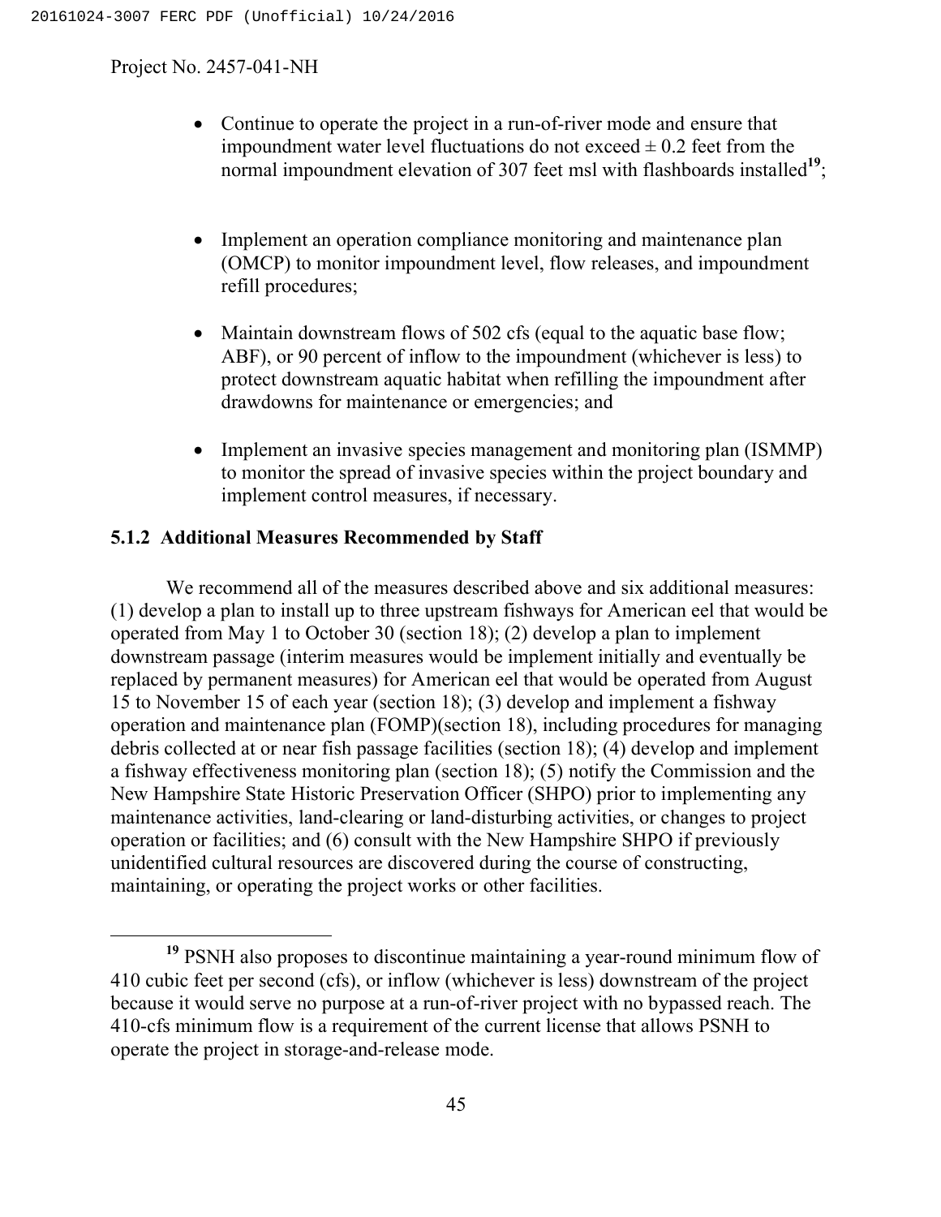- Continue to operate the project in a run-of-river mode and ensure that impoundment water level fluctuations do not exceed ± 0.2 feet from the normal impoundment elevation of 307 feet msl with flashboards installed[19];
- Implement an operation compliance monitoring and maintenance plan (OMCP) to monitor impoundment level, flow releases, and impoundment refill procedures;
- Maintain downstream flows of 502 cfs (equal to the aquatic base flow; ABF), or 90 percent of inflow to the impoundment (whichever is less) to protect downstream aquatic habitat when refilling the impoundment after drawdowns for maintenance or emergencies; and
- Implement an invasive species management and monitoring plan (ISMMP) to monitor the spread of invasive species within the project boundary and implement control measures, if necessary.

### 5.1.2 Additional Measures Recommended by Staff

We recommend all of the measures described above and six additional measures: (1) develop a plan to install up to three upstream fishways for American eel that would be operated from May 1 to October 30 (section 18); (2) develop a plan to implement downstream passage (interim measures would be implement initially and eventually be replaced by permanent measures) for American eel that would be operated from August 15 to November 15 of each year (section 18); (3) develop and implement a fishway operation and maintenance plan (FOMP)(section 18), including procedures for managing debris collected at or near fish passage facilities (section 18); (4) develop and implement a fishway effectiveness monitoring plan (section 18); (5) notify the Commission and the New Hampshire State Historic Preservation Officer (SHPO) prior to implementing any maintenance activities, land-clearing or land-disturbing activities, or changes to project operation or facilities; and (6) consult with the New Hampshire SHPO if previously unidentified cultural resources are discovered during the course of constructing, maintaining, or operating the project works or other facilities.

---

[19] PSNH also proposes to discontinue maintaining a year-round minimum flow of 410 cubic feet per second (cfs), or inflow (whichever is less) downstream of the project because it would serve no purpose at a run-of-river project with no bypassed reach. The 410-cfs minimum flow is a requirement of the current license that allows PSNH to operate the project in storage-and-release mode.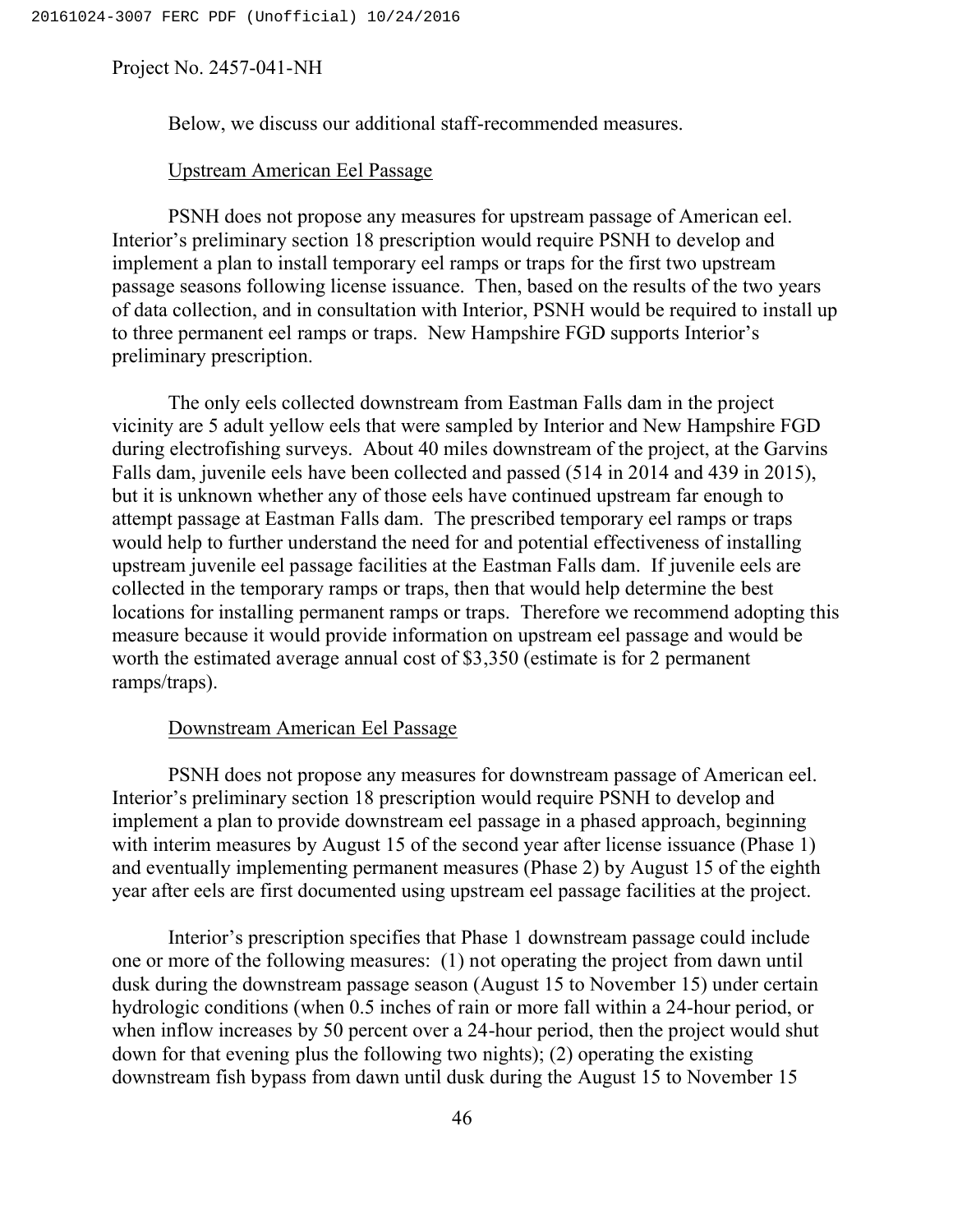Below, we discuss our additional staff-recommended measures.

Upstream American Eel Passage

PSNH does not propose any measures for upstream passage of American eel. Interior's preliminary section 18 prescription would require PSNH to develop and implement a plan to install temporary eel ramps or traps for the first two upstream passage seasons following license issuance. Then, based on the results of the two years of data collection, and in consultation with Interior, PSNH would be required to install up to three permanent eel ramps or traps. New Hampshire FGD supports Interior's preliminary prescription.

The only eels collected downstream from Eastman Falls dam in the project vicinity are 5 adult yellow eels that were sampled by Interior and New Hampshire FGD during electrofishing surveys. About 40 miles downstream of the project, at the Garvins Falls dam, juvenile eels have been collected and passed (514 in 2014 and 439 in 2015), but it is unknown whether any of those eels have continued upstream far enough to attempt passage at Eastman Falls dam. The prescribed temporary eel ramps or traps would help to further understand the need for and potential effectiveness of installing upstream juvenile eel passage facilities at the Eastman Falls dam. If juvenile eels are collected in the temporary ramps or traps, then that would help determine the best locations for installing permanent ramps or traps. Therefore we recommend adopting this measure because it would provide information on upstream eel passage and would be worth the estimated average annual cost of $3,350 (estimate is for 2 permanent ramps/traps).

Downstream American Eel Passage

PSNH does not propose any measures for downstream passage of American eel. Interior's preliminary section 18 prescription would require PSNH to develop and implement a plan to provide downstream eel passage in a phased approach, beginning with interim measures by August 15 of the second year after license issuance (Phase 1) and eventually implementing permanent measures (Phase 2) by August 15 of the eighth year after eels are first documented using upstream eel passage facilities at the project.

Interior's prescription specifies that Phase 1 downstream passage could include one or more of the following measures: (1) not operating the project from dawn until dusk during the downstream passage season (August 15 to November 15) under certain hydrologic conditions (when 0.5 inches of rain or more fall within a 24-hour period, or when inflow increases by 50 percent over a 24-hour period, then the project would shut down for that evening plus the following two nights); (2) operating the existing downstream fish bypass from dawn until dusk during the August 15 to November 15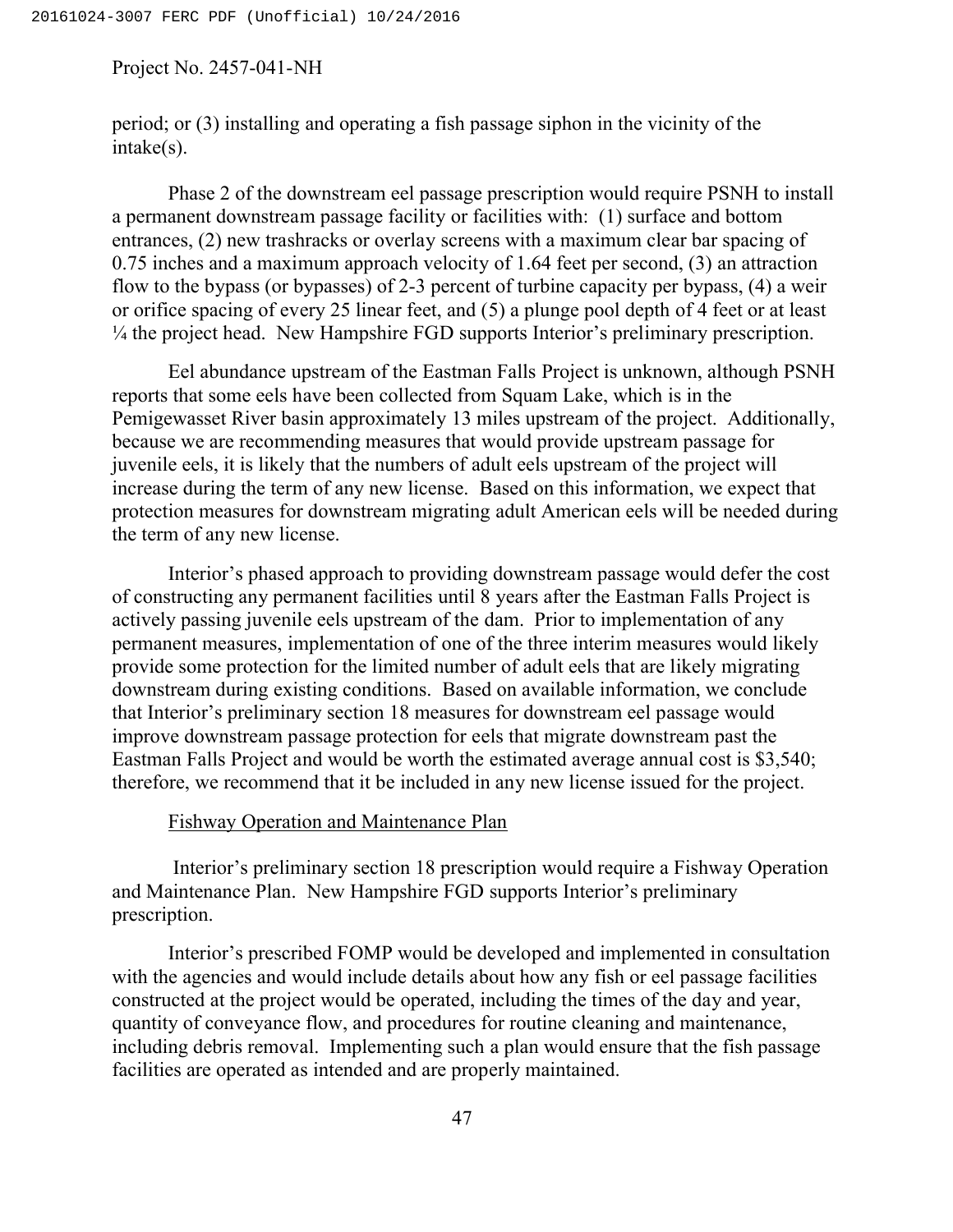period; or (3) installing and operating a fish passage siphon in the vicinity of the intake(s).

Phase 2 of the downstream eel passage prescription would require PSNH to install a permanent downstream passage facility or facilities with: (1) surface and bottom entrances, (2) new trashracks or overlay screens with a maximum clear bar spacing of 0.75 inches and a maximum approach velocity of 1.64 feet per second, (3) an attraction flow to the bypass (or bypasses) of 2-3 percent of turbine capacity per bypass, (4) a weir or orifice spacing of every 25 linear feet, and (5) a plunge pool depth of 4 feet or at least ¼ the project head. New Hampshire FGD supports Interior's preliminary prescription.

Eel abundance upstream of the Eastman Falls Project is unknown, although PSNH reports that some eels have been collected from Squam Lake, which is in the Pemigewasset River basin approximately 13 miles upstream of the project. Additionally, because we are recommending measures that would provide upstream passage for juvenile eels, it is likely that the numbers of adult eels upstream of the project will increase during the term of any new license. Based on this information, we expect that protection measures for downstream migrating adult American eels will be needed during the term of any new license.

Interior's phased approach to providing downstream passage would defer the cost of constructing any permanent facilities until 8 years after the Eastman Falls Project is actively passing juvenile eels upstream of the dam. Prior to implementation of any permanent measures, implementation of one of the three interim measures would likely provide some protection for the limited number of adult eels that are likely migrating downstream during existing conditions. Based on available information, we conclude that Interior's preliminary section 18 measures for downstream eel passage would improve downstream passage protection for eels that migrate downstream past the Eastman Falls Project and would be worth the estimated average annual cost is $3,540; therefore, we recommend that it be included in any new license issued for the project.

Fishway Operation and Maintenance Plan

Interior's preliminary section 18 prescription would require a Fishway Operation and Maintenance Plan. New Hampshire FGD supports Interior's preliminary prescription.

Interior's prescribed FOMP would be developed and implemented in consultation with the agencies and would include details about how any fish or eel passage facilities constructed at the project would be operated, including the times of the day and year, quantity of conveyance flow, and procedures for routine cleaning and maintenance, including debris removal. Implementing such a plan would ensure that the fish passage facilities are operated as intended and are properly maintained.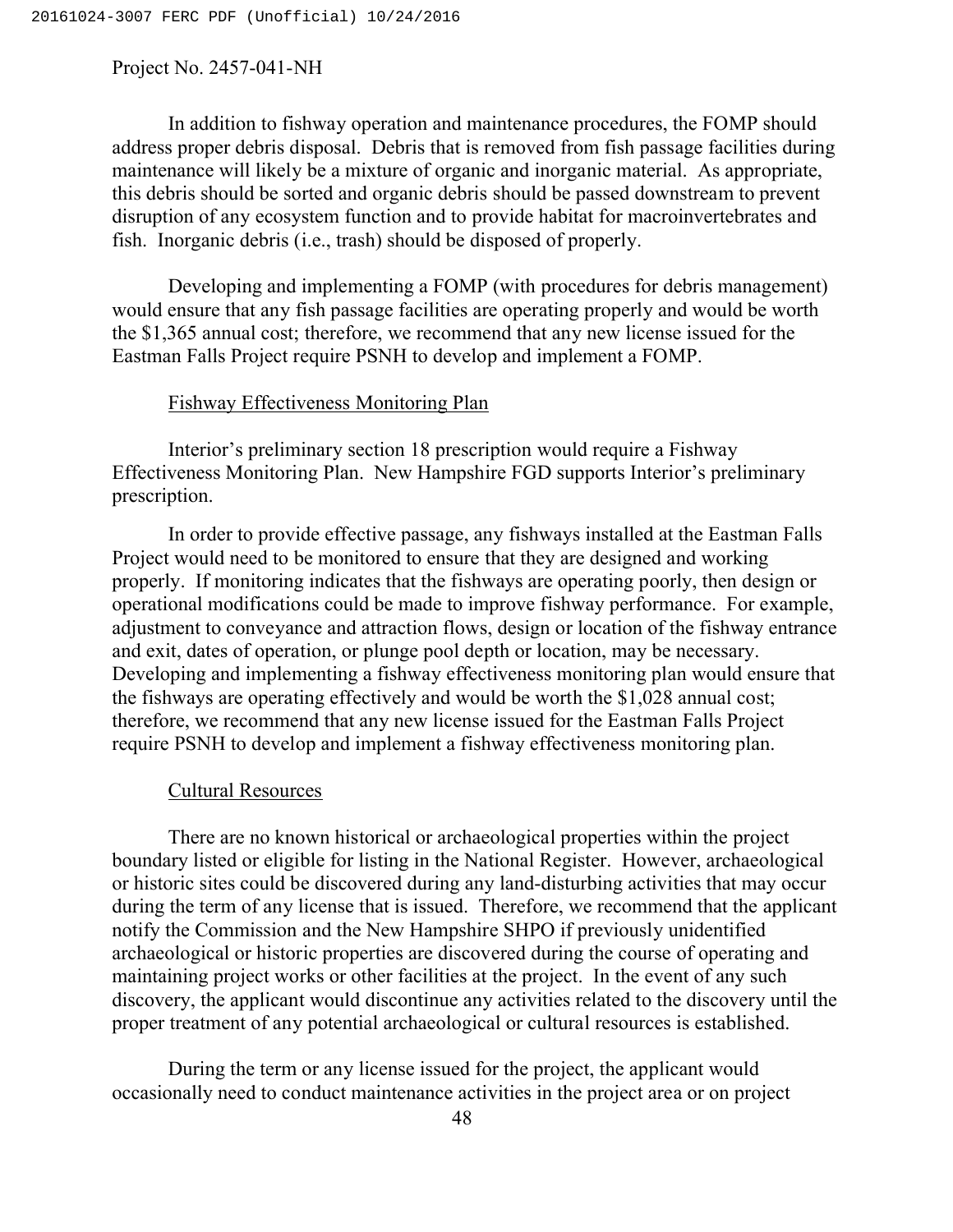In addition to fishway operation and maintenance procedures, the FOMP should address proper debris disposal. Debris that is removed from fish passage facilities during maintenance will likely be a mixture of organic and inorganic material. As appropriate, this debris should be sorted and organic debris should be passed downstream to prevent disruption of any ecosystem function and to provide habitat for macroinvertebrates and fish. Inorganic debris (i.e., trash) should be disposed of properly.

Developing and implementing a FOMP (with procedures for debris management) would ensure that any fish passage facilities are operating properly and would be worth the $1,365 annual cost; therefore, we recommend that any new license issued for the Eastman Falls Project require PSNH to develop and implement a FOMP.

Fishway Effectiveness Monitoring Plan

Interior's preliminary section 18 prescription would require a Fishway Effectiveness Monitoring Plan. New Hampshire FGD supports Interior's preliminary prescription.

In order to provide effective passage, any fishways installed at the Eastman Falls Project would need to be monitored to ensure that they are designed and working properly. If monitoring indicates that the fishways are operating poorly, then design or operational modifications could be made to improve fishway performance. For example, adjustment to conveyance and attraction flows, design or location of the fishway entrance and exit, dates of operation, or plunge pool depth or location, may be necessary. Developing and implementing a fishway effectiveness monitoring plan would ensure that the fishways are operating effectively and would be worth the $1,028 annual cost; therefore, we recommend that any new license issued for the Eastman Falls Project require PSNH to develop and implement a fishway effectiveness monitoring plan.

Cultural Resources

There are no known historical or archaeological properties within the project boundary listed or eligible for listing in the National Register. However, archaeological or historic sites could be discovered during any land-disturbing activities that may occur during the term of any license that is issued. Therefore, we recommend that the applicant notify the Commission and the New Hampshire SHPO if previously unidentified archaeological or historic properties are discovered during the course of operating and maintaining project works or other facilities at the project. In the event of any such discovery, the applicant would discontinue any activities related to the discovery until the proper treatment of any potential archaeological or cultural resources is established.

During the term or any license issued for the project, the applicant would occasionally need to conduct maintenance activities in the project area or on project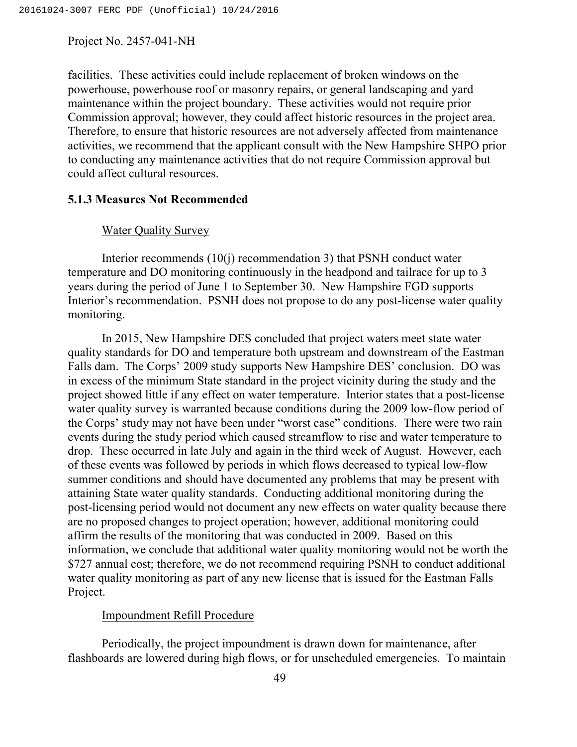facilities. These activities could include replacement of broken windows on the powerhouse, powerhouse roof or masonry repairs, or general landscaping and yard maintenance within the project boundary. These activities would not require prior Commission approval; however, they could affect historic resources in the project area. Therefore, to ensure that historic resources are not adversely affected from maintenance activities, we recommend that the applicant consult with the New Hampshire SHPO prior to conducting any maintenance activities that do not require Commission approval but could affect cultural resources.

### 5.1.3 Measures Not Recommended

Water Quality Survey

Interior recommends (10(j) recommendation 3) that PSNH conduct water temperature and DO monitoring continuously in the headpond and tailrace for up to 3 years during the period of June 1 to September 30. New Hampshire FGD supports Interior's recommendation. PSNH does not propose to do any post-license water quality monitoring.

In 2015, New Hampshire DES concluded that project waters meet state water quality standards for DO and temperature both upstream and downstream of the Eastman Falls dam. The Corps' 2009 study supports New Hampshire DES' conclusion. DO was in excess of the minimum State standard in the project vicinity during the study and the project showed little if any effect on water temperature. Interior states that a post-license water quality survey is warranted because conditions during the 2009 low-flow period of the Corps' study may not have been under "worst case" conditions. There were two rain events during the study period which caused streamflow to rise and water temperature to drop. These occurred in late July and again in the third week of August. However, each of these events was followed by periods in which flows decreased to typical low-flow summer conditions and should have documented any problems that may be present with attaining State water quality standards. Conducting additional monitoring during the post-licensing period would not document any new effects on water quality because there are no proposed changes to project operation; however, additional monitoring could affirm the results of the monitoring that was conducted in 2009. Based on this information, we conclude that additional water quality monitoring would not be worth the $727 annual cost; therefore, we do not recommend requiring PSNH to conduct additional water quality monitoring as part of any new license that is issued for the Eastman Falls Project.

Impoundment Refill Procedure

Periodically, the project impoundment is drawn down for maintenance, after flashboards are lowered during high flows, or for unscheduled emergencies. To maintain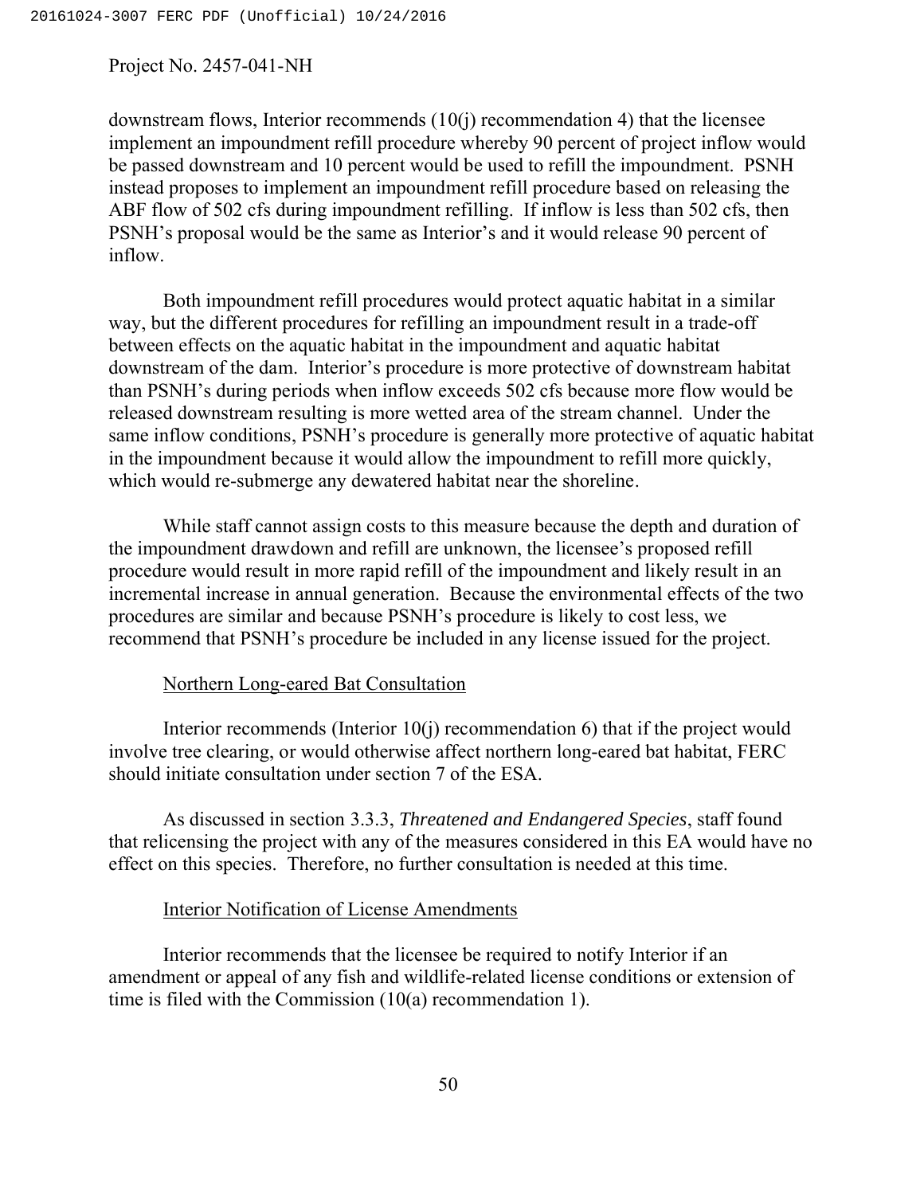downstream flows, Interior recommends (10(j) recommendation 4) that the licensee implement an impoundment refill procedure whereby 90 percent of project inflow would be passed downstream and 10 percent would be used to refill the impoundment. PSNH instead proposes to implement an impoundment refill procedure based on releasing the ABF flow of 502 cfs during impoundment refilling. If inflow is less than 502 cfs, then PSNH's proposal would be the same as Interior's and it would release 90 percent of inflow.

Both impoundment refill procedures would protect aquatic habitat in a similar way, but the different procedures for refilling an impoundment result in a trade-off between effects on the aquatic habitat in the impoundment and aquatic habitat downstream of the dam. Interior's procedure is more protective of downstream habitat than PSNH's during periods when inflow exceeds 502 cfs because more flow would be released downstream resulting is more wetted area of the stream channel. Under the same inflow conditions, PSNH's procedure is generally more protective of aquatic habitat in the impoundment because it would allow the impoundment to refill more quickly, which would re-submerge any dewatered habitat near the shoreline.

While staff cannot assign costs to this measure because the depth and duration of the impoundment drawdown and refill are unknown, the licensee's proposed refill procedure would result in more rapid refill of the impoundment and likely result in an incremental increase in annual generation. Because the environmental effects of the two procedures are similar and because PSNH's procedure is likely to cost less, we recommend that PSNH's procedure be included in any license issued for the project.

Northern Long-eared Bat Consultation

Interior recommends (Interior 10(j) recommendation 6) that if the project would involve tree clearing, or would otherwise affect northern long-eared bat habitat, FERC should initiate consultation under section 7 of the ESA.

As discussed in section 3.3.3, *Threatened and Endangered Species*, staff found that relicensing the project with any of the measures considered in this EA would have no effect on this species. Therefore, no further consultation is needed at this time.

Interior Notification of License Amendments

Interior recommends that the licensee be required to notify Interior if an amendment or appeal of any fish and wildlife-related license conditions or extension of time is filed with the Commission (10(a) recommendation 1).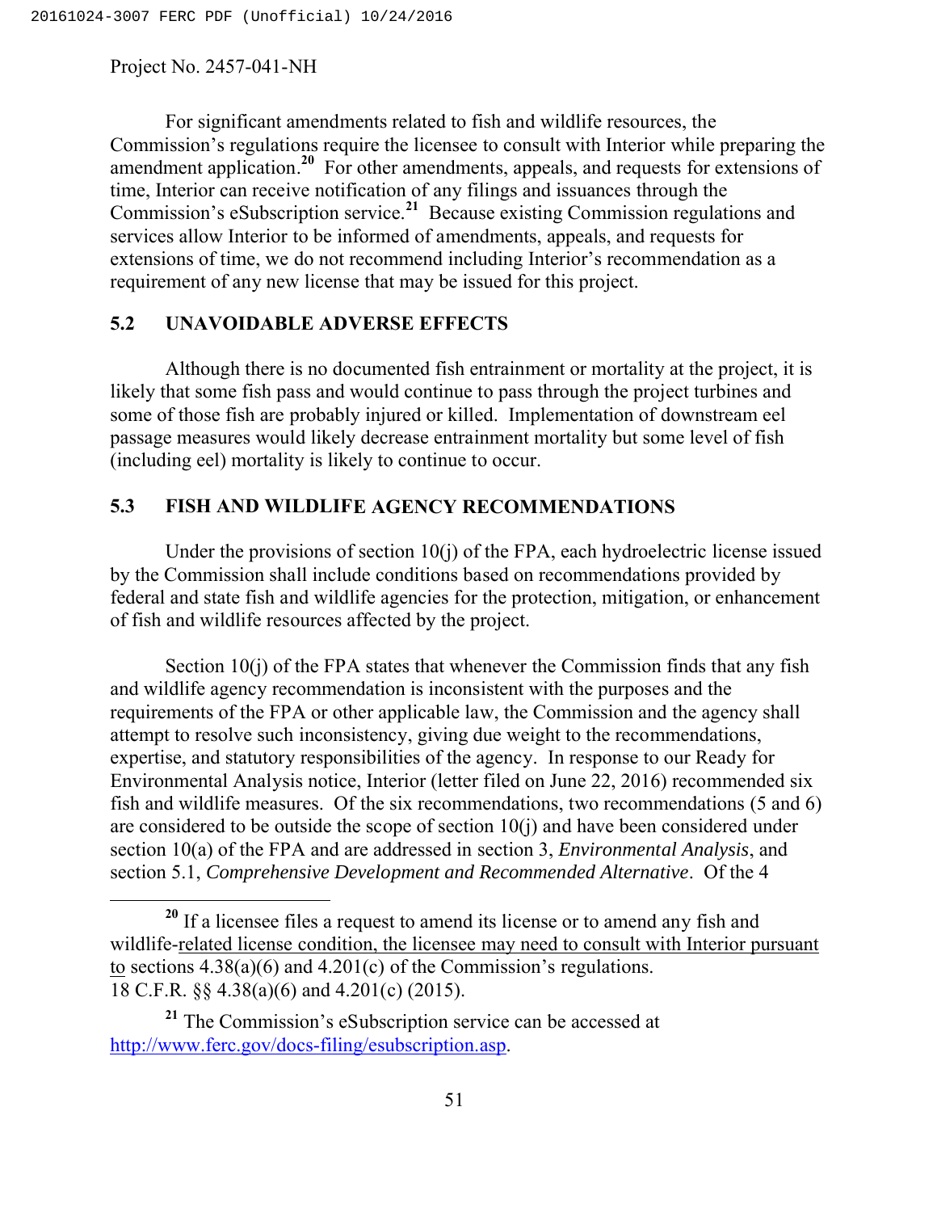For significant amendments related to fish and wildlife resources, the Commission's regulations require the licensee to consult with Interior while preparing the amendment application.[20] For other amendments, appeals, and requests for extensions of time, Interior can receive notification of any filings and issuances through the Commission's eSubscription service.[21] Because existing Commission regulations and services allow Interior to be informed of amendments, appeals, and requests for extensions of time, we do not recommend including Interior's recommendation as a requirement of any new license that may be issued for this project.

## 5.2 UNAVOIDABLE ADVERSE EFFECTS

Although there is no documented fish entrainment or mortality at the project, it is likely that some fish pass and would continue to pass through the project turbines and some of those fish are probably injured or killed. Implementation of downstream eel passage measures would likely decrease entrainment mortality but some level of fish (including eel) mortality is likely to continue to occur.

## 5.3 FISH AND WILDLIFE AGENCY RECOMMENDATIONS

Under the provisions of section 10(j) of the FPA, each hydroelectric license issued by the Commission shall include conditions based on recommendations provided by federal and state fish and wildlife agencies for the protection, mitigation, or enhancement of fish and wildlife resources affected by the project.

Section 10(j) of the FPA states that whenever the Commission finds that any fish and wildlife agency recommendation is inconsistent with the purposes and the requirements of the FPA or other applicable law, the Commission and the agency shall attempt to resolve such inconsistency, giving due weight to the recommendations, expertise, and statutory responsibilities of the agency. In response to our Ready for Environmental Analysis notice, Interior (letter filed on June 22, 2016) recommended six fish and wildlife measures. Of the six recommendations, two recommendations (5 and 6) are considered to be outside the scope of section 10(j) and have been considered under section 10(a) of the FPA and are addressed in section 3, *Environmental Analysis*, and section 5.1, *Comprehensive Development and Recommended Alternative*. Of the 4

---

[20] If a licensee files a request to amend its license or to amend any fish and wildlife-related license condition, the licensee may need to consult with Interior pursuant to sections 4.38(a)(6) and 4.201(c) of the Commission's regulations. 18 C.F.R. §§ 4.38(a)(6) and 4.201(c) (2015).

[21] The Commission's eSubscription service can be accessed at http://www.ferc.gov/docs-filing/esubscription.asp.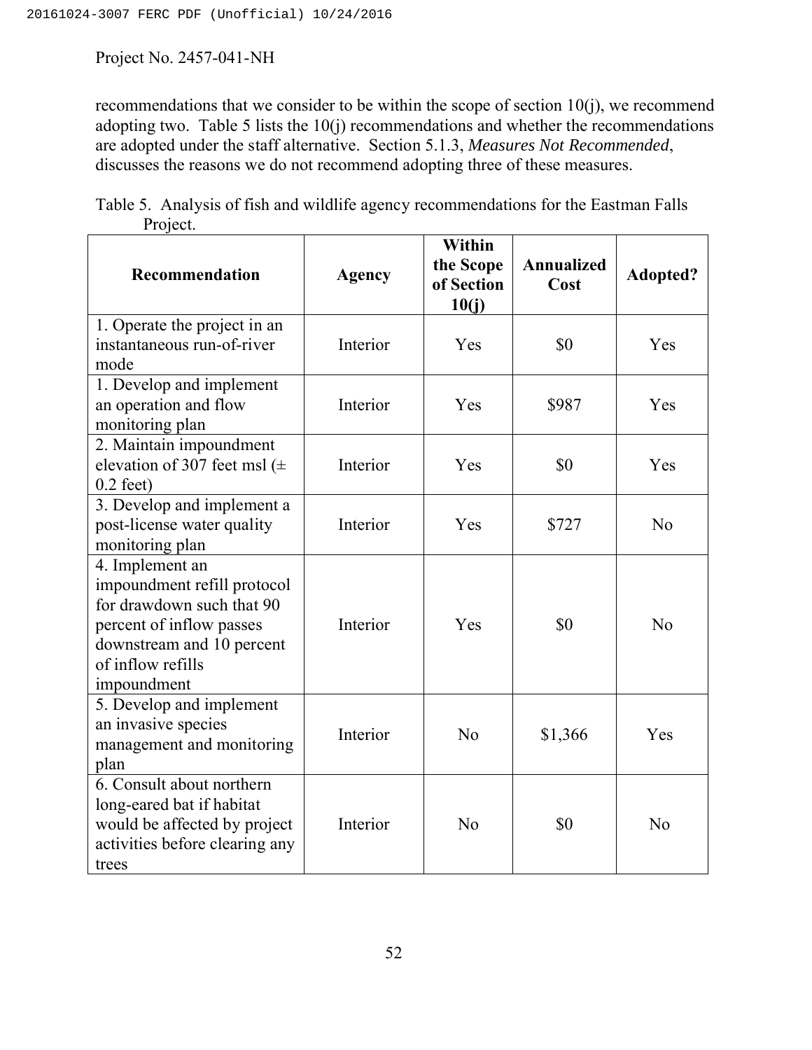recommendations that we consider to be within the scope of section 10(j), we recommend adopting two. Table 5 lists the 10(j) recommendations and whether the recommendations are adopted under the staff alternative. Section 5.1.3, *Measures Not Recommended*, discusses the reasons we do not recommend adopting three of these measures.

Table 5. Analysis of fish and wildlife agency recommendations for the Eastman Falls Project.

| Recommendation | Agency | Within the Scope of Section 10(j) | Annualized Cost | Adopted? |
|---|---|---|---|---|
| 1. Operate the project in an instantaneous run-of-river mode | Interior | Yes | $0 | Yes |
| 1. Develop and implement an operation and flow monitoring plan | Interior | Yes | $987 | Yes |
| 2. Maintain impoundment elevation of 307 feet msl (± 0.2 feet) | Interior | Yes | $0 | Yes |
| 3. Develop and implement a post-license water quality monitoring plan | Interior | Yes | $727 | No |
| 4. Implement an impoundment refill protocol for drawdown such that 90 percent of inflow passes downstream and 10 percent of inflow refills impoundment | Interior | Yes | $0 | No |
| 5. Develop and implement an invasive species management and monitoring plan | Interior | No | $1,366 | Yes |
| 6. Consult about northern long-eared bat if habitat would be affected by project activities before clearing any trees | Interior | No | $0 | No |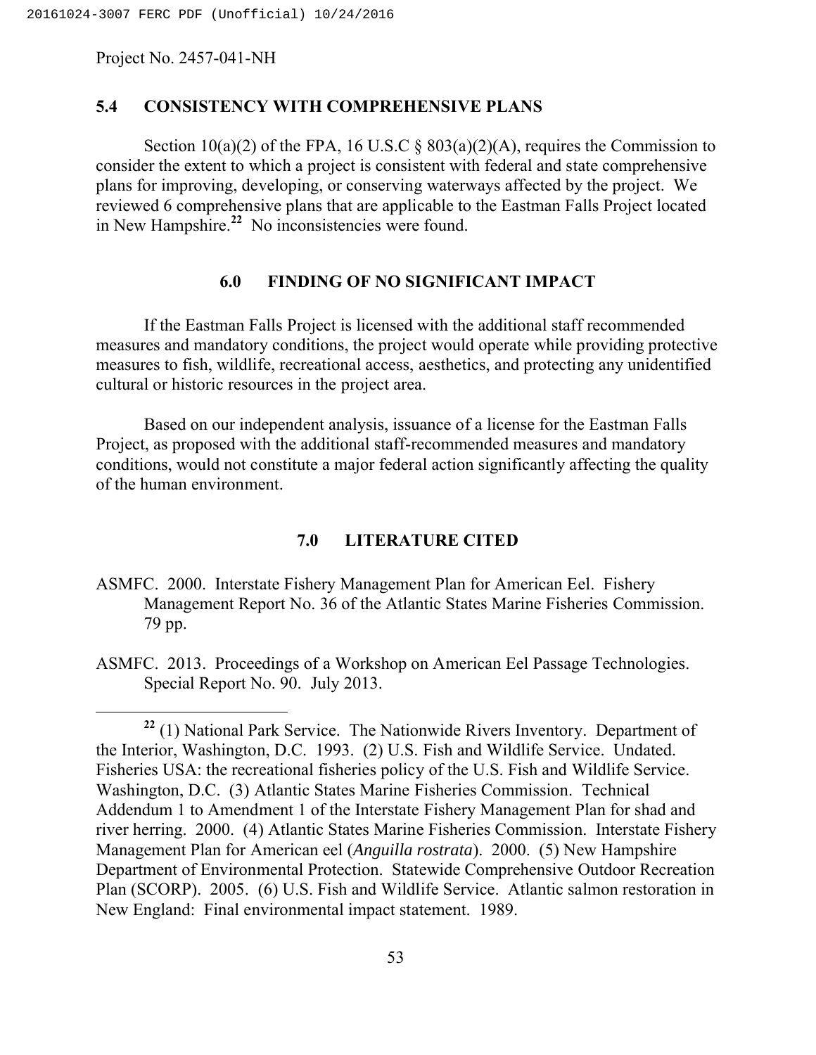## 5.4 CONSISTENCY WITH COMPREHENSIVE PLANS

Section 10(a)(2) of the FPA, 16 U.S.C § 803(a)(2)(A), requires the Commission to consider the extent to which a project is consistent with federal and state comprehensive plans for improving, developing, or conserving waterways affected by the project. We reviewed 6 comprehensive plans that are applicable to the Eastman Falls Project located in New Hampshire.[22] No inconsistencies were found.

## 6.0 FINDING OF NO SIGNIFICANT IMPACT

If the Eastman Falls Project is licensed with the additional staff recommended measures and mandatory conditions, the project would operate while providing protective measures to fish, wildlife, recreational access, aesthetics, and protecting any unidentified cultural or historic resources in the project area.

Based on our independent analysis, issuance of a license for the Eastman Falls Project, as proposed with the additional staff-recommended measures and mandatory conditions, would not constitute a major federal action significantly affecting the quality of the human environment.

## 7.0 LITERATURE CITED

ASMFC. 2000. Interstate Fishery Management Plan for American Eel. Fishery Management Report No. 36 of the Atlantic States Marine Fisheries Commission. 79 pp.

ASMFC. 2013. Proceedings of a Workshop on American Eel Passage Technologies. Special Report No. 90. July 2013.

---

[22] (1) National Park Service. The Nationwide Rivers Inventory. Department of the Interior, Washington, D.C. 1993. (2) U.S. Fish and Wildlife Service. Undated. Fisheries USA: the recreational fisheries policy of the U.S. Fish and Wildlife Service. Washington, D.C. (3) Atlantic States Marine Fisheries Commission. Technical Addendum 1 to Amendment 1 of the Interstate Fishery Management Plan for shad and river herring. 2000. (4) Atlantic States Marine Fisheries Commission. Interstate Fishery Management Plan for American eel (*Anguilla rostrata*). 2000. (5) New Hampshire Department of Environmental Protection. Statewide Comprehensive Outdoor Recreation Plan (SCORP). 2005. (6) U.S. Fish and Wildlife Service. Atlantic salmon restoration in New England: Final environmental impact statement. 1989.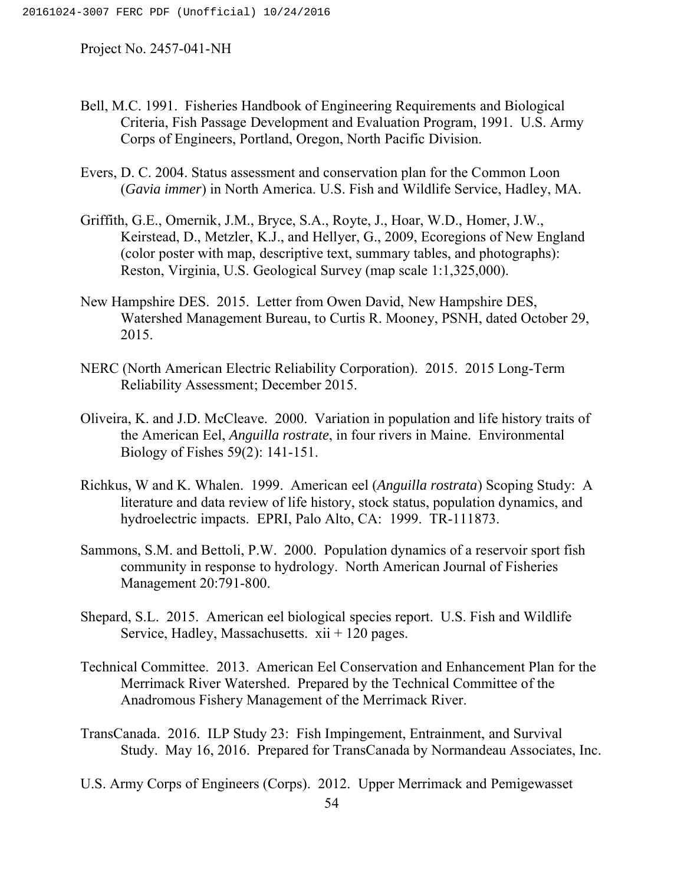Bell, M.C. 1991. Fisheries Handbook of Engineering Requirements and Biological Criteria, Fish Passage Development and Evaluation Program, 1991. U.S. Army Corps of Engineers, Portland, Oregon, North Pacific Division.

Evers, D. C. 2004. Status assessment and conservation plan for the Common Loon (*Gavia immer*) in North America. U.S. Fish and Wildlife Service, Hadley, MA.

Griffith, G.E., Omernik, J.M., Bryce, S.A., Royte, J., Hoar, W.D., Homer, J.W., Keirstead, D., Metzler, K.J., and Hellyer, G., 2009, Ecoregions of New England (color poster with map, descriptive text, summary tables, and photographs): Reston, Virginia, U.S. Geological Survey (map scale 1:1,325,000).

New Hampshire DES. 2015. Letter from Owen David, New Hampshire DES, Watershed Management Bureau, to Curtis R. Mooney, PSNH, dated October 29, 2015.

NERC (North American Electric Reliability Corporation). 2015. 2015 Long-Term Reliability Assessment; December 2015.

Oliveira, K. and J.D. McCleave. 2000. Variation in population and life history traits of the American Eel, *Anguilla rostrate*, in four rivers in Maine. Environmental Biology of Fishes 59(2): 141-151.

Richkus, W and K. Whalen. 1999. American eel (*Anguilla rostrata*) Scoping Study: A literature and data review of life history, stock status, population dynamics, and hydroelectric impacts. EPRI, Palo Alto, CA: 1999. TR-111873.

Sammons, S.M. and Bettoli, P.W. 2000. Population dynamics of a reservoir sport fish community in response to hydrology. North American Journal of Fisheries Management 20:791-800.

Shepard, S.L. 2015. American eel biological species report. U.S. Fish and Wildlife Service, Hadley, Massachusetts. xii + 120 pages.

Technical Committee. 2013. American Eel Conservation and Enhancement Plan for the Merrimack River Watershed. Prepared by the Technical Committee of the Anadromous Fishery Management of the Merrimack River.

TransCanada. 2016. ILP Study 23: Fish Impingement, Entrainment, and Survival Study. May 16, 2016. Prepared for TransCanada by Normandeau Associates, Inc.

U.S. Army Corps of Engineers (Corps). 2012. Upper Merrimack and Pemigewasset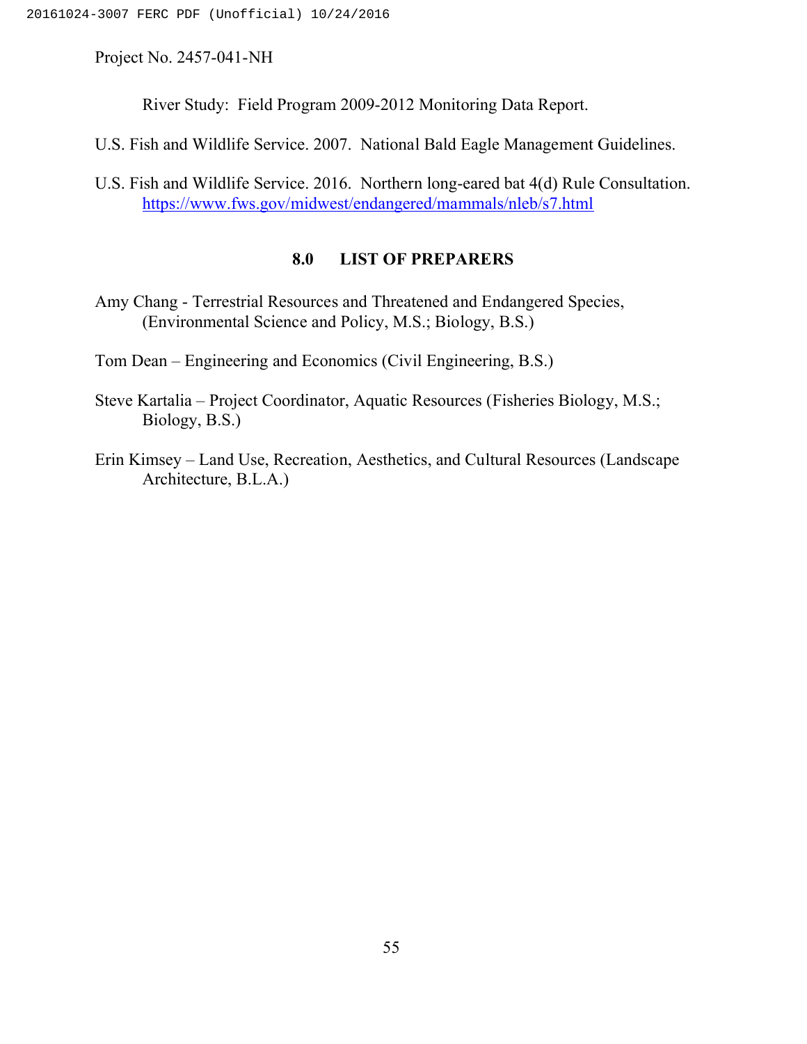River Study: Field Program 2009-2012 Monitoring Data Report.

U.S. Fish and Wildlife Service. 2007. National Bald Eagle Management Guidelines.

U.S. Fish and Wildlife Service. 2016. Northern long-eared bat 4(d) Rule Consultation. https://www.fws.gov/midwest/endangered/mammals/nleb/s7.html

## 8.0 LIST OF PREPARERS

Amy Chang - Terrestrial Resources and Threatened and Endangered Species, (Environmental Science and Policy, M.S.; Biology, B.S.)

Tom Dean – Engineering and Economics (Civil Engineering, B.S.)

Steve Kartalia – Project Coordinator, Aquatic Resources (Fisheries Biology, M.S.; Biology, B.S.)

Erin Kimsey – Land Use, Recreation, Aesthetics, and Cultural Resources (Landscape Architecture, B.L.A.)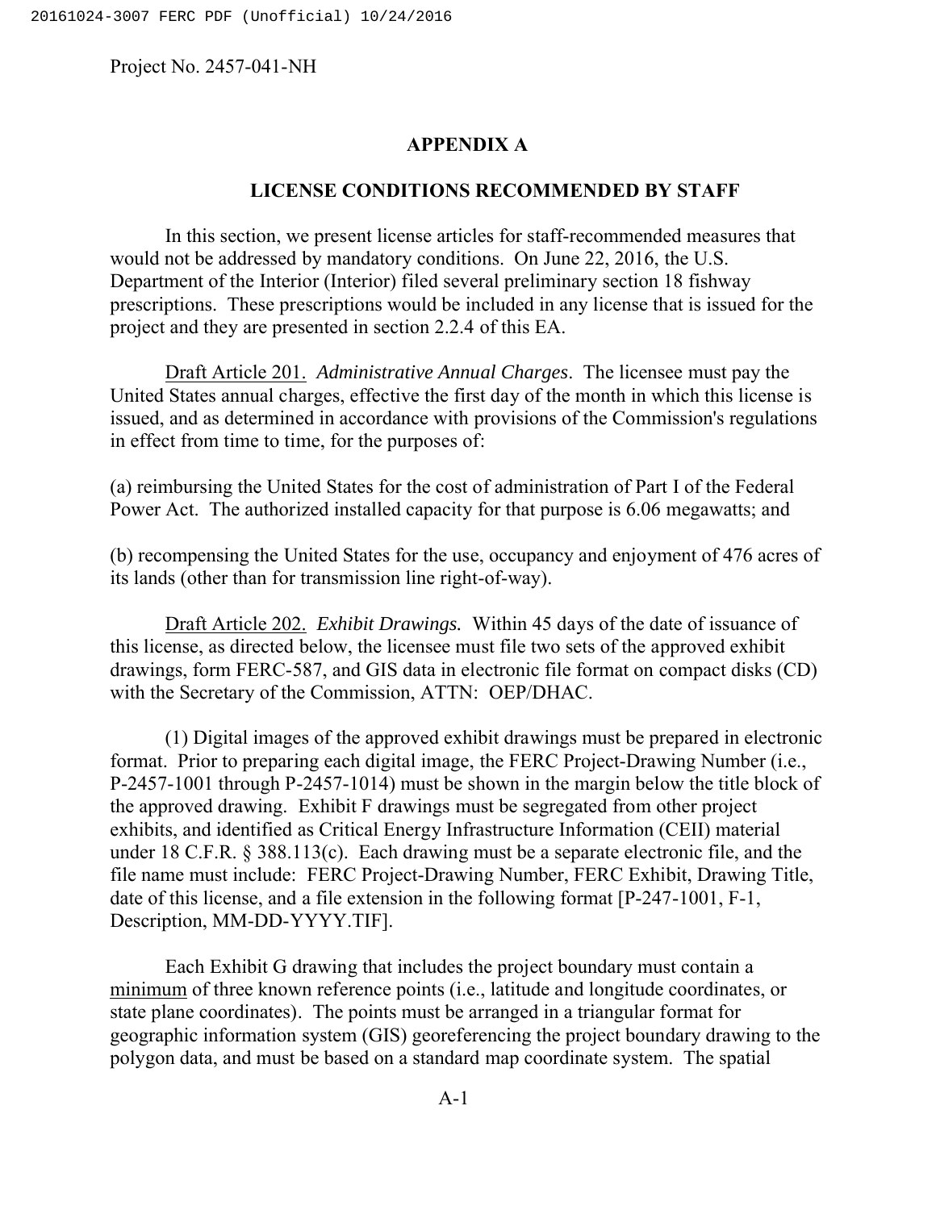Project No. 2457-041-NH

## APPENDIX A

## LICENSE CONDITIONS RECOMMENDED BY STAFF

In this section, we present license articles for staff-recommended measures that would not be addressed by mandatory conditions. On June 22, 2016, the U.S. Department of the Interior (Interior) filed several preliminary section 18 fishway prescriptions. These prescriptions would be included in any license that is issued for the project and they are presented in section 2.2.4 of this EA.

Draft Article 201. *Administrative Annual Charges*. The licensee must pay the United States annual charges, effective the first day of the month in which this license is issued, and as determined in accordance with provisions of the Commission's regulations in effect from time to time, for the purposes of:

(a) reimbursing the United States for the cost of administration of Part I of the Federal Power Act. The authorized installed capacity for that purpose is 6.06 megawatts; and

(b) recompensing the United States for the use, occupancy and enjoyment of 476 acres of its lands (other than for transmission line right-of-way).

Draft Article 202. *Exhibit Drawings.* Within 45 days of the date of issuance of this license, as directed below, the licensee must file two sets of the approved exhibit drawings, form FERC-587, and GIS data in electronic file format on compact disks (CD) with the Secretary of the Commission, ATTN: OEP/DHAC.

(1) Digital images of the approved exhibit drawings must be prepared in electronic format. Prior to preparing each digital image, the FERC Project-Drawing Number (i.e., P-2457-1001 through P-2457-1014) must be shown in the margin below the title block of the approved drawing. Exhibit F drawings must be segregated from other project exhibits, and identified as Critical Energy Infrastructure Information (CEII) material under 18 C.F.R. § 388.113(c). Each drawing must be a separate electronic file, and the file name must include: FERC Project-Drawing Number, FERC Exhibit, Drawing Title, date of this license, and a file extension in the following format [P-247-1001, F-1, Description, MM-DD-YYYY.TIF].

Each Exhibit G drawing that includes the project boundary must contain a minimum of three known reference points (i.e., latitude and longitude coordinates, or state plane coordinates). The points must be arranged in a triangular format for geographic information system (GIS) georeferencing the project boundary drawing to the polygon data, and must be based on a standard map coordinate system. The spatial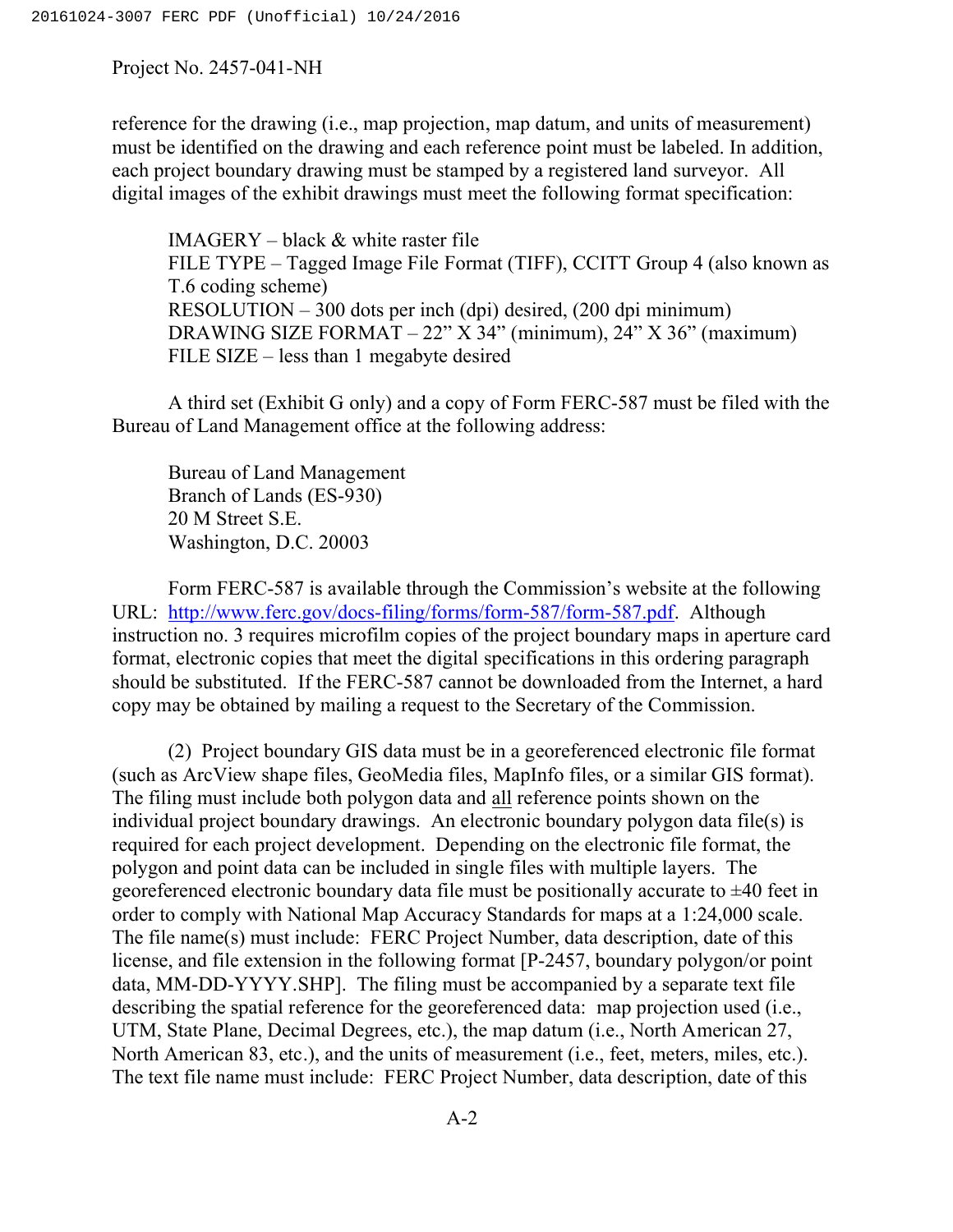reference for the drawing (i.e., map projection, map datum, and units of measurement) must be identified on the drawing and each reference point must be labeled. In addition, each project boundary drawing must be stamped by a registered land surveyor. All digital images of the exhibit drawings must meet the following format specification:

IMAGERY – black & white raster file
FILE TYPE – Tagged Image File Format (TIFF), CCITT Group 4 (also known as T.6 coding scheme)
RESOLUTION – 300 dots per inch (dpi) desired, (200 dpi minimum)
DRAWING SIZE FORMAT – 22" X 34" (minimum), 24" X 36" (maximum)
FILE SIZE – less than 1 megabyte desired

A third set (Exhibit G only) and a copy of Form FERC-587 must be filed with the Bureau of Land Management office at the following address:

Bureau of Land Management
Branch of Lands (ES-930)
20 M Street S.E.
Washington, D.C. 20003

Form FERC-587 is available through the Commission's website at the following URL: http://www.ferc.gov/docs-filing/forms/form-587/form-587.pdf. Although instruction no. 3 requires microfilm copies of the project boundary maps in aperture card format, electronic copies that meet the digital specifications in this ordering paragraph should be substituted. If the FERC-587 cannot be downloaded from the Internet, a hard copy may be obtained by mailing a request to the Secretary of the Commission.

(2) Project boundary GIS data must be in a georeferenced electronic file format (such as ArcView shape files, GeoMedia files, MapInfo files, or a similar GIS format). The filing must include both polygon data and all reference points shown on the individual project boundary drawings. An electronic boundary polygon data file(s) is required for each project development. Depending on the electronic file format, the polygon and point data can be included in single files with multiple layers. The georeferenced electronic boundary data file must be positionally accurate to ±40 feet in order to comply with National Map Accuracy Standards for maps at a 1:24,000 scale. The file name(s) must include: FERC Project Number, data description, date of this license, and file extension in the following format [P-2457, boundary polygon/or point data, MM-DD-YYYY.SHP]. The filing must be accompanied by a separate text file describing the spatial reference for the georeferenced data: map projection used (i.e., UTM, State Plane, Decimal Degrees, etc.), the map datum (i.e., North American 27, North American 83, etc.), and the units of measurement (i.e., feet, meters, miles, etc.). The text file name must include: FERC Project Number, data description, date of this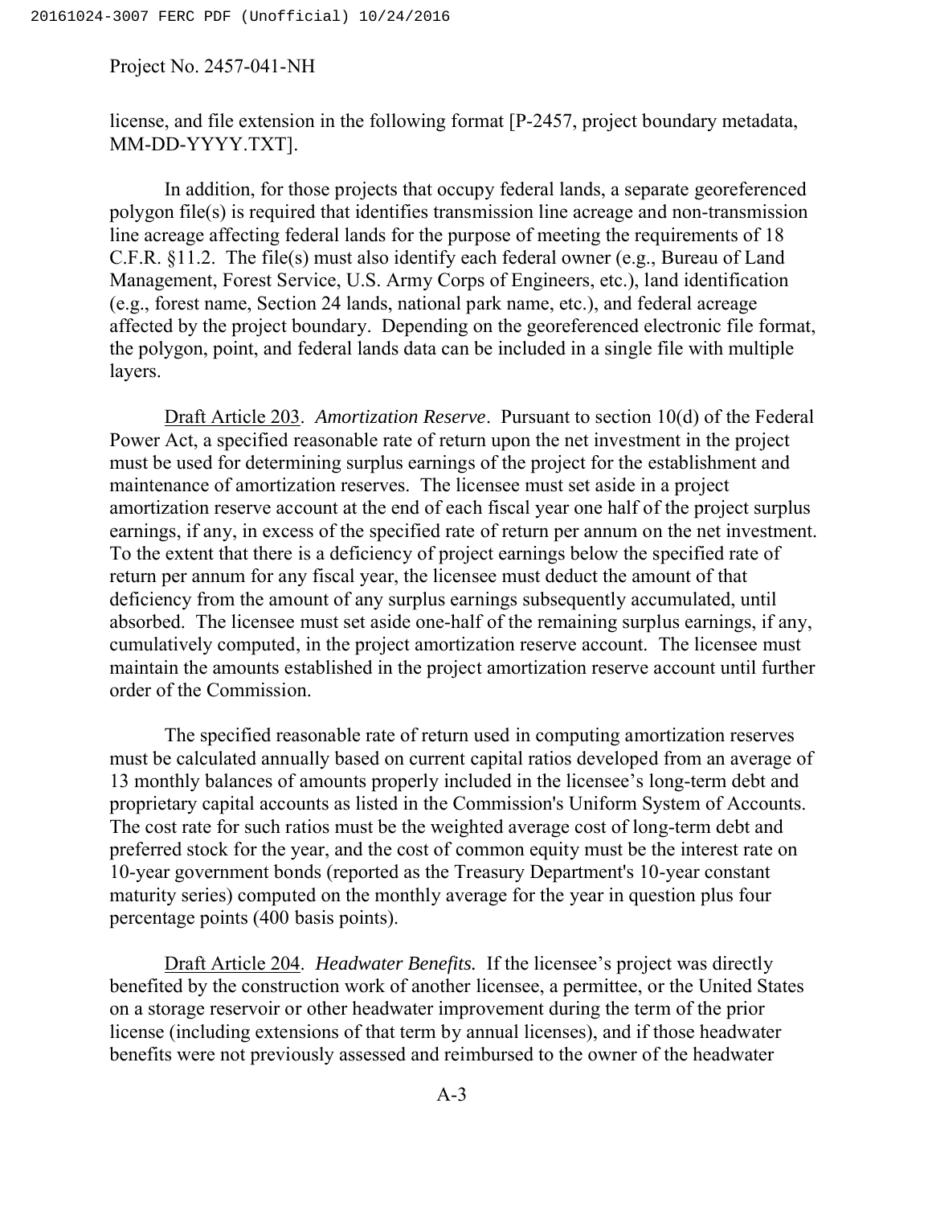license, and file extension in the following format [P-2457, project boundary metadata, MM-DD-YYYY.TXT].

In addition, for those projects that occupy federal lands, a separate georeferenced polygon file(s) is required that identifies transmission line acreage and non-transmission line acreage affecting federal lands for the purpose of meeting the requirements of 18 C.F.R. §11.2. The file(s) must also identify each federal owner (e.g., Bureau of Land Management, Forest Service, U.S. Army Corps of Engineers, etc.), land identification (e.g., forest name, Section 24 lands, national park name, etc.), and federal acreage affected by the project boundary. Depending on the georeferenced electronic file format, the polygon, point, and federal lands data can be included in a single file with multiple layers.

Draft Article 203. *Amortization Reserve*. Pursuant to section 10(d) of the Federal Power Act, a specified reasonable rate of return upon the net investment in the project must be used for determining surplus earnings of the project for the establishment and maintenance of amortization reserves. The licensee must set aside in a project amortization reserve account at the end of each fiscal year one half of the project surplus earnings, if any, in excess of the specified rate of return per annum on the net investment. To the extent that there is a deficiency of project earnings below the specified rate of return per annum for any fiscal year, the licensee must deduct the amount of that deficiency from the amount of any surplus earnings subsequently accumulated, until absorbed. The licensee must set aside one-half of the remaining surplus earnings, if any, cumulatively computed, in the project amortization reserve account. The licensee must maintain the amounts established in the project amortization reserve account until further order of the Commission.

The specified reasonable rate of return used in computing amortization reserves must be calculated annually based on current capital ratios developed from an average of 13 monthly balances of amounts properly included in the licensee's long-term debt and proprietary capital accounts as listed in the Commission's Uniform System of Accounts. The cost rate for such ratios must be the weighted average cost of long-term debt and preferred stock for the year, and the cost of common equity must be the interest rate on 10-year government bonds (reported as the Treasury Department's 10-year constant maturity series) computed on the monthly average for the year in question plus four percentage points (400 basis points).

Draft Article 204. *Headwater Benefits.* If the licensee's project was directly benefited by the construction work of another licensee, a permittee, or the United States on a storage reservoir or other headwater improvement during the term of the prior license (including extensions of that term by annual licenses), and if those headwater benefits were not previously assessed and reimbursed to the owner of the headwater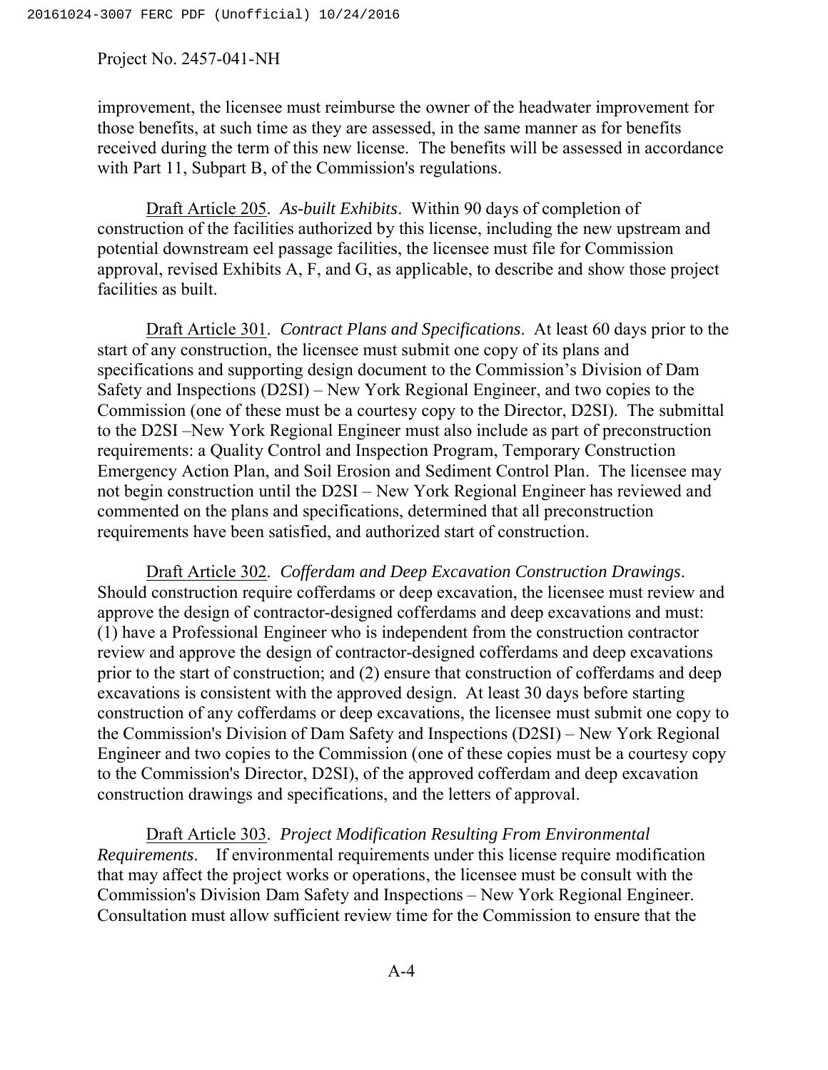improvement, the licensee must reimburse the owner of the headwater improvement for those benefits, at such time as they are assessed, in the same manner as for benefits received during the term of this new license. The benefits will be assessed in accordance with Part 11, Subpart B, of the Commission's regulations.

Draft Article 205. *As-built Exhibits*. Within 90 days of completion of construction of the facilities authorized by this license, including the new upstream and potential downstream eel passage facilities, the licensee must file for Commission approval, revised Exhibits A, F, and G, as applicable, to describe and show those project facilities as built.

Draft Article 301. *Contract Plans and Specifications*. At least 60 days prior to the start of any construction, the licensee must submit one copy of its plans and specifications and supporting design document to the Commission's Division of Dam Safety and Inspections (D2SI) – New York Regional Engineer, and two copies to the Commission (one of these must be a courtesy copy to the Director, D2SI). The submittal to the D2SI –New York Regional Engineer must also include as part of preconstruction requirements: a Quality Control and Inspection Program, Temporary Construction Emergency Action Plan, and Soil Erosion and Sediment Control Plan. The licensee may not begin construction until the D2SI – New York Regional Engineer has reviewed and commented on the plans and specifications, determined that all preconstruction requirements have been satisfied, and authorized start of construction.

Draft Article 302. *Cofferdam and Deep Excavation Construction Drawings*. Should construction require cofferdams or deep excavation, the licensee must review and approve the design of contractor-designed cofferdams and deep excavations and must: (1) have a Professional Engineer who is independent from the construction contractor review and approve the design of contractor-designed cofferdams and deep excavations prior to the start of construction; and (2) ensure that construction of cofferdams and deep excavations is consistent with the approved design. At least 30 days before starting construction of any cofferdams or deep excavations, the licensee must submit one copy to the Commission's Division of Dam Safety and Inspections (D2SI) – New York Regional Engineer and two copies to the Commission (one of these copies must be a courtesy copy to the Commission's Director, D2SI), of the approved cofferdam and deep excavation construction drawings and specifications, and the letters of approval.

Draft Article 303. *Project Modification Resulting From Environmental Requirements*. If environmental requirements under this license require modification that may affect the project works or operations, the licensee must be consult with the Commission's Division Dam Safety and Inspections – New York Regional Engineer. Consultation must allow sufficient review time for the Commission to ensure that the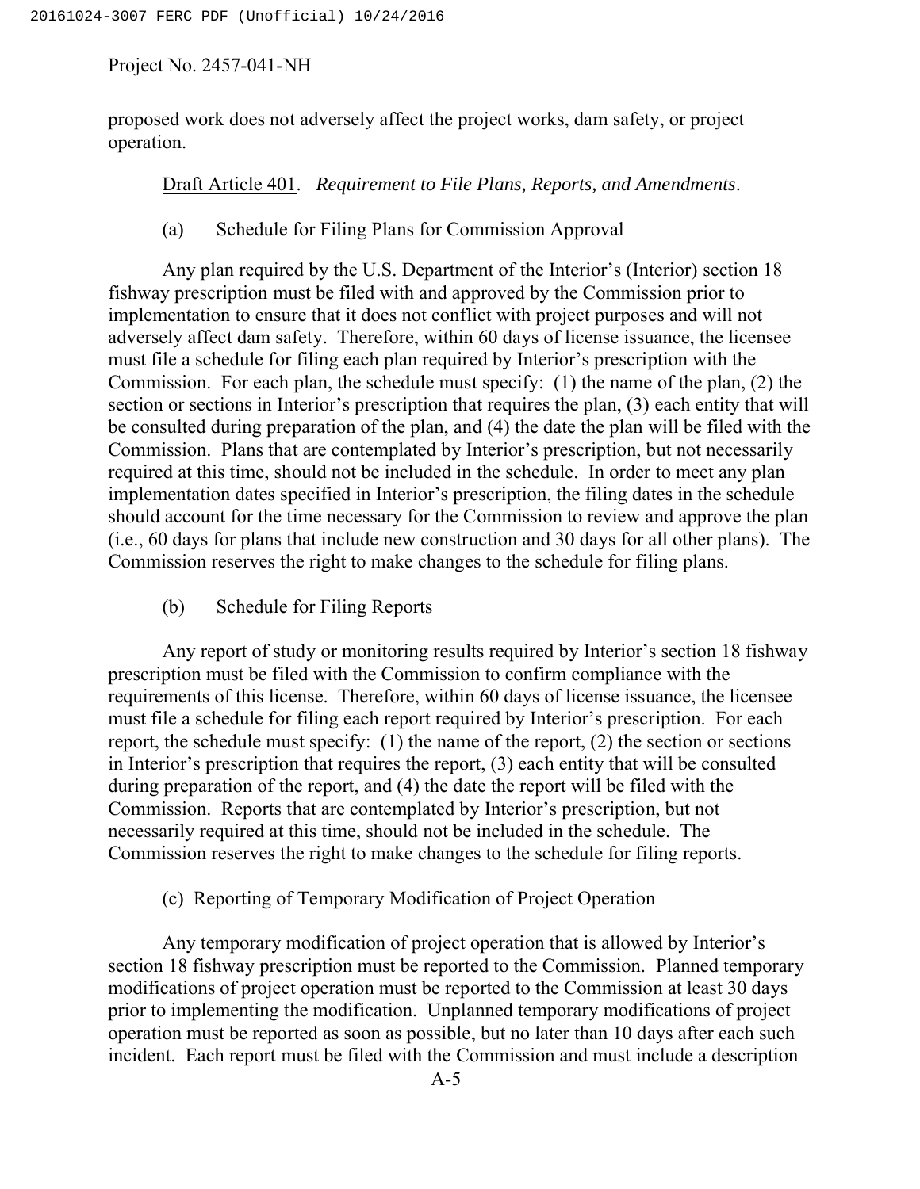proposed work does not adversely affect the project works, dam safety, or project operation.

Draft Article 401. *Requirement to File Plans, Reports, and Amendments*.

(a) Schedule for Filing Plans for Commission Approval

Any plan required by the U.S. Department of the Interior's (Interior) section 18 fishway prescription must be filed with and approved by the Commission prior to implementation to ensure that it does not conflict with project purposes and will not adversely affect dam safety. Therefore, within 60 days of license issuance, the licensee must file a schedule for filing each plan required by Interior's prescription with the Commission. For each plan, the schedule must specify: (1) the name of the plan, (2) the section or sections in Interior's prescription that requires the plan, (3) each entity that will be consulted during preparation of the plan, and (4) the date the plan will be filed with the Commission. Plans that are contemplated by Interior's prescription, but not necessarily required at this time, should not be included in the schedule. In order to meet any plan implementation dates specified in Interior's prescription, the filing dates in the schedule should account for the time necessary for the Commission to review and approve the plan (i.e., 60 days for plans that include new construction and 30 days for all other plans). The Commission reserves the right to make changes to the schedule for filing plans.

(b) Schedule for Filing Reports

Any report of study or monitoring results required by Interior's section 18 fishway prescription must be filed with the Commission to confirm compliance with the requirements of this license. Therefore, within 60 days of license issuance, the licensee must file a schedule for filing each report required by Interior's prescription. For each report, the schedule must specify: (1) the name of the report, (2) the section or sections in Interior's prescription that requires the report, (3) each entity that will be consulted during preparation of the report, and (4) the date the report will be filed with the Commission. Reports that are contemplated by Interior's prescription, but not necessarily required at this time, should not be included in the schedule. The Commission reserves the right to make changes to the schedule for filing reports.

(c) Reporting of Temporary Modification of Project Operation

Any temporary modification of project operation that is allowed by Interior's section 18 fishway prescription must be reported to the Commission. Planned temporary modifications of project operation must be reported to the Commission at least 30 days prior to implementing the modification. Unplanned temporary modifications of project operation must be reported as soon as possible, but no later than 10 days after each such incident. Each report must be filed with the Commission and must include a description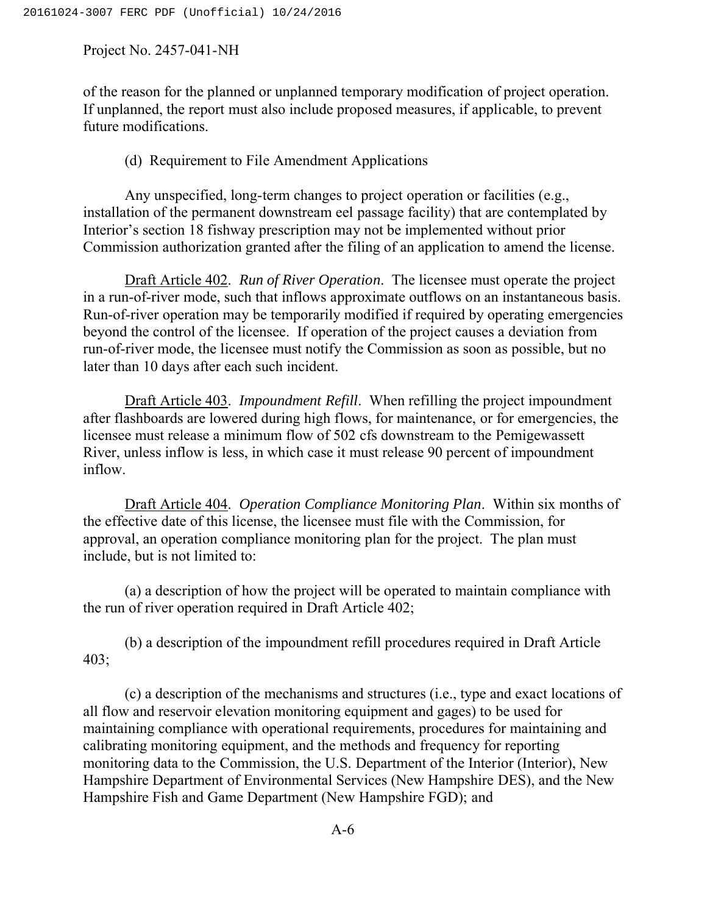of the reason for the planned or unplanned temporary modification of project operation. If unplanned, the report must also include proposed measures, if applicable, to prevent future modifications.

(d) Requirement to File Amendment Applications

Any unspecified, long-term changes to project operation or facilities (e.g., installation of the permanent downstream eel passage facility) that are contemplated by Interior's section 18 fishway prescription may not be implemented without prior Commission authorization granted after the filing of an application to amend the license.

Draft Article 402. *Run of River Operation*. The licensee must operate the project in a run-of-river mode, such that inflows approximate outflows on an instantaneous basis. Run-of-river operation may be temporarily modified if required by operating emergencies beyond the control of the licensee. If operation of the project causes a deviation from run-of-river mode, the licensee must notify the Commission as soon as possible, but no later than 10 days after each such incident.

Draft Article 403. *Impoundment Refill*. When refilling the project impoundment after flashboards are lowered during high flows, for maintenance, or for emergencies, the licensee must release a minimum flow of 502 cfs downstream to the Pemigewassett River, unless inflow is less, in which case it must release 90 percent of impoundment inflow.

Draft Article 404. *Operation Compliance Monitoring Plan*. Within six months of the effective date of this license, the licensee must file with the Commission, for approval, an operation compliance monitoring plan for the project. The plan must include, but is not limited to:

(a) a description of how the project will be operated to maintain compliance with the run of river operation required in Draft Article 402;

(b) a description of the impoundment refill procedures required in Draft Article 403;

(c) a description of the mechanisms and structures (i.e., type and exact locations of all flow and reservoir elevation monitoring equipment and gages) to be used for maintaining compliance with operational requirements, procedures for maintaining and calibrating monitoring equipment, and the methods and frequency for reporting monitoring data to the Commission, the U.S. Department of the Interior (Interior), New Hampshire Department of Environmental Services (New Hampshire DES), and the New Hampshire Fish and Game Department (New Hampshire FGD); and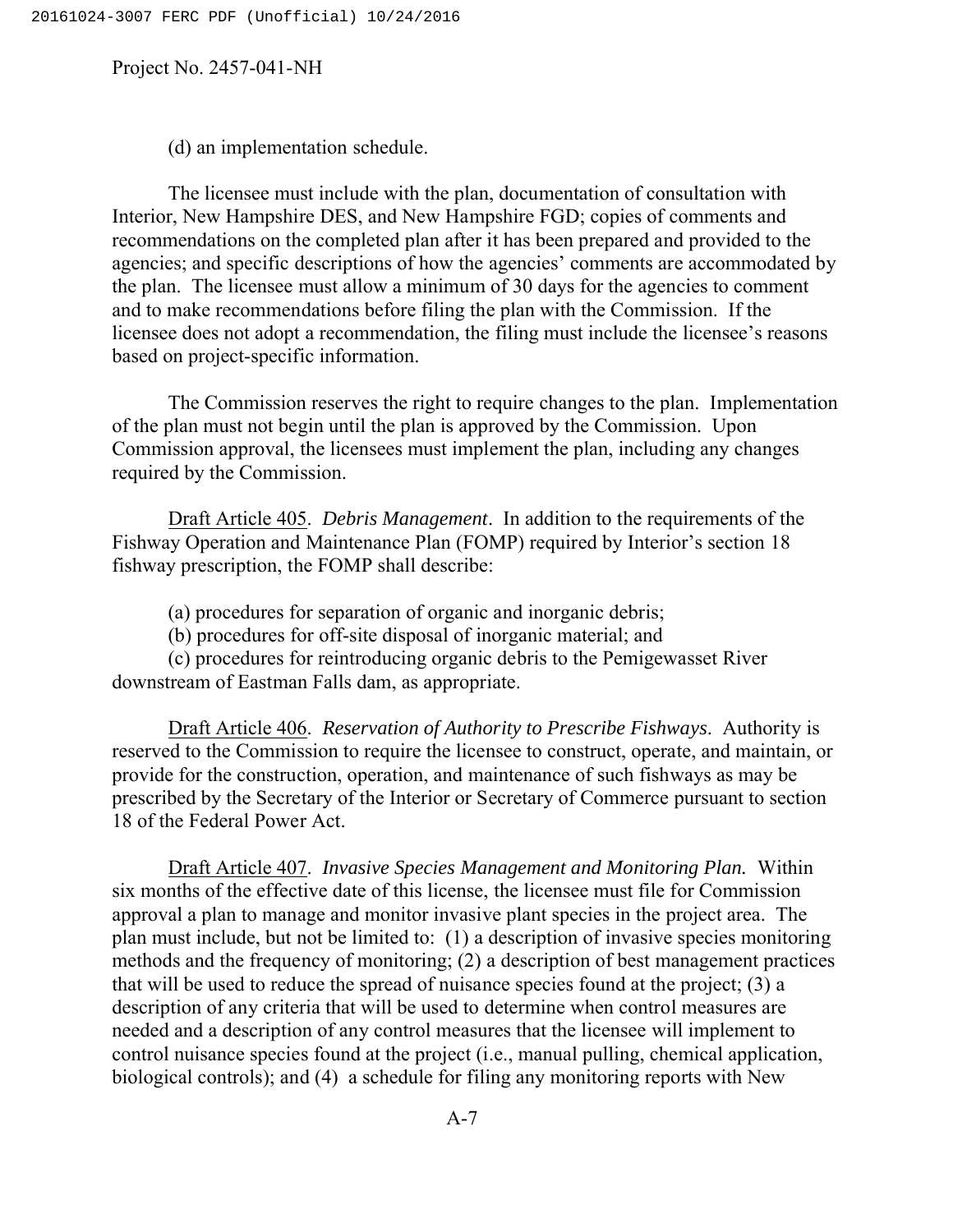(d) an implementation schedule.

The licensee must include with the plan, documentation of consultation with Interior, New Hampshire DES, and New Hampshire FGD; copies of comments and recommendations on the completed plan after it has been prepared and provided to the agencies; and specific descriptions of how the agencies' comments are accommodated by the plan. The licensee must allow a minimum of 30 days for the agencies to comment and to make recommendations before filing the plan with the Commission. If the licensee does not adopt a recommendation, the filing must include the licensee's reasons based on project-specific information.

The Commission reserves the right to require changes to the plan. Implementation of the plan must not begin until the plan is approved by the Commission. Upon Commission approval, the licensees must implement the plan, including any changes required by the Commission.

Draft Article 405. *Debris Management*. In addition to the requirements of the Fishway Operation and Maintenance Plan (FOMP) required by Interior's section 18 fishway prescription, the FOMP shall describe:

(a) procedures for separation of organic and inorganic debris;
(b) procedures for off-site disposal of inorganic material; and
(c) procedures for reintroducing organic debris to the Pemigewasset River downstream of Eastman Falls dam, as appropriate.

Draft Article 406. *Reservation of Authority to Prescribe Fishways*. Authority is reserved to the Commission to require the licensee to construct, operate, and maintain, or provide for the construction, operation, and maintenance of such fishways as may be prescribed by the Secretary of the Interior or Secretary of Commerce pursuant to section 18 of the Federal Power Act.

Draft Article 407. *Invasive Species Management and Monitoring Plan.* Within six months of the effective date of this license, the licensee must file for Commission approval a plan to manage and monitor invasive plant species in the project area. The plan must include, but not be limited to: (1) a description of invasive species monitoring methods and the frequency of monitoring; (2) a description of best management practices that will be used to reduce the spread of nuisance species found at the project; (3) a description of any criteria that will be used to determine when control measures are needed and a description of any control measures that the licensee will implement to control nuisance species found at the project (i.e., manual pulling, chemical application, biological controls); and (4) a schedule for filing any monitoring reports with New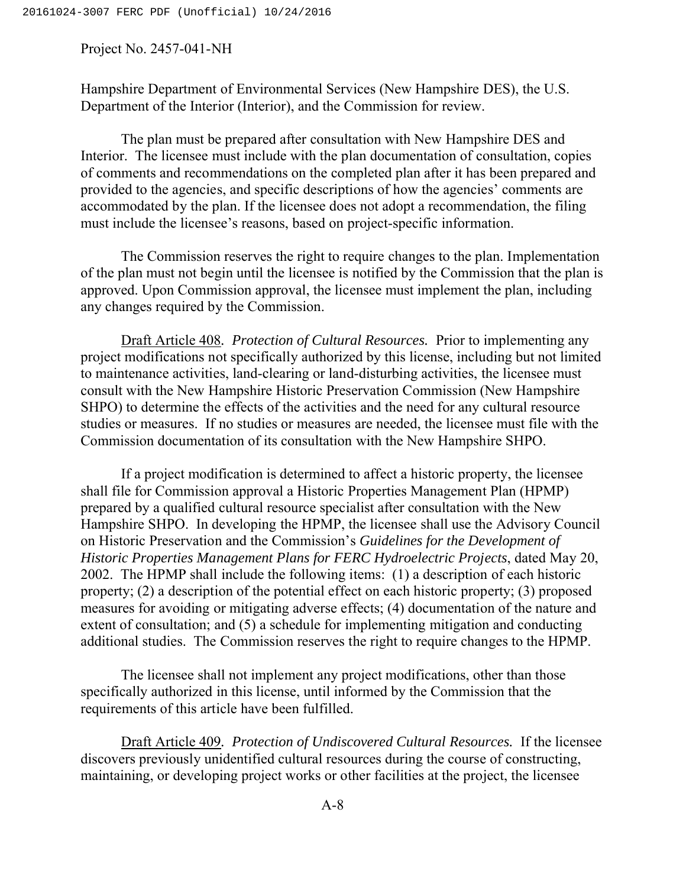Hampshire Department of Environmental Services (New Hampshire DES), the U.S. Department of the Interior (Interior), and the Commission for review.

The plan must be prepared after consultation with New Hampshire DES and Interior. The licensee must include with the plan documentation of consultation, copies of comments and recommendations on the completed plan after it has been prepared and provided to the agencies, and specific descriptions of how the agencies' comments are accommodated by the plan. If the licensee does not adopt a recommendation, the filing must include the licensee's reasons, based on project-specific information.

The Commission reserves the right to require changes to the plan. Implementation of the plan must not begin until the licensee is notified by the Commission that the plan is approved. Upon Commission approval, the licensee must implement the plan, including any changes required by the Commission.

Draft Article 408. *Protection of Cultural Resources.* Prior to implementing any project modifications not specifically authorized by this license, including but not limited to maintenance activities, land-clearing or land-disturbing activities, the licensee must consult with the New Hampshire Historic Preservation Commission (New Hampshire SHPO) to determine the effects of the activities and the need for any cultural resource studies or measures. If no studies or measures are needed, the licensee must file with the Commission documentation of its consultation with the New Hampshire SHPO.

If a project modification is determined to affect a historic property, the licensee shall file for Commission approval a Historic Properties Management Plan (HPMP) prepared by a qualified cultural resource specialist after consultation with the New Hampshire SHPO. In developing the HPMP, the licensee shall use the Advisory Council on Historic Preservation and the Commission's *Guidelines for the Development of Historic Properties Management Plans for FERC Hydroelectric Projects*, dated May 20, 2002. The HPMP shall include the following items: (1) a description of each historic property; (2) a description of the potential effect on each historic property; (3) proposed measures for avoiding or mitigating adverse effects; (4) documentation of the nature and extent of consultation; and (5) a schedule for implementing mitigation and conducting additional studies. The Commission reserves the right to require changes to the HPMP.

The licensee shall not implement any project modifications, other than those specifically authorized in this license, until informed by the Commission that the requirements of this article have been fulfilled.

Draft Article 409. *Protection of Undiscovered Cultural Resources.* If the licensee discovers previously unidentified cultural resources during the course of constructing, maintaining, or developing project works or other facilities at the project, the licensee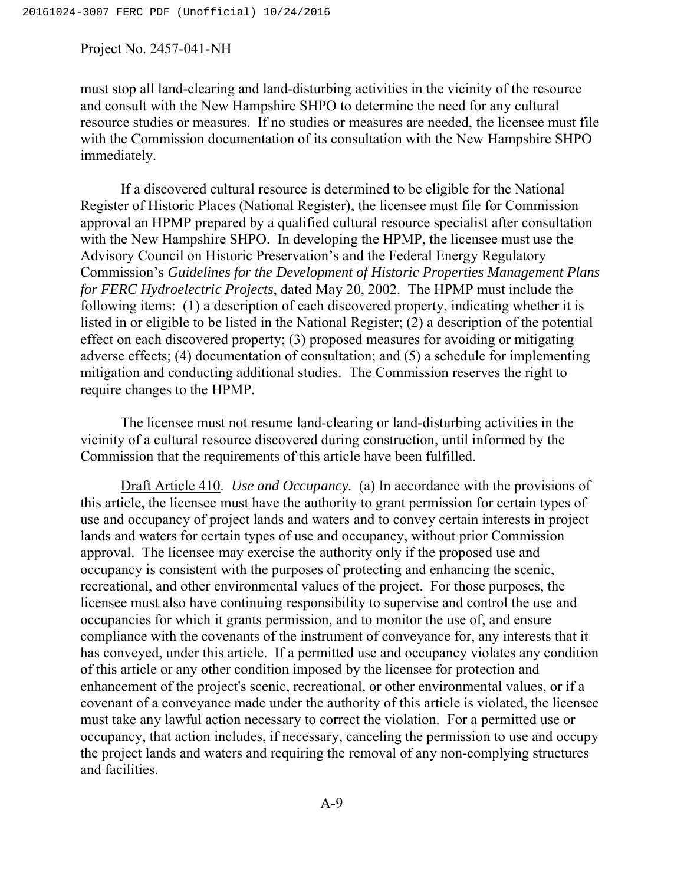must stop all land-clearing and land-disturbing activities in the vicinity of the resource and consult with the New Hampshire SHPO to determine the need for any cultural resource studies or measures. If no studies or measures are needed, the licensee must file with the Commission documentation of its consultation with the New Hampshire SHPO immediately.

If a discovered cultural resource is determined to be eligible for the National Register of Historic Places (National Register), the licensee must file for Commission approval an HPMP prepared by a qualified cultural resource specialist after consultation with the New Hampshire SHPO. In developing the HPMP, the licensee must use the Advisory Council on Historic Preservation's and the Federal Energy Regulatory Commission's *Guidelines for the Development of Historic Properties Management Plans for FERC Hydroelectric Projects*, dated May 20, 2002. The HPMP must include the following items: (1) a description of each discovered property, indicating whether it is listed in or eligible to be listed in the National Register; (2) a description of the potential effect on each discovered property; (3) proposed measures for avoiding or mitigating adverse effects; (4) documentation of consultation; and (5) a schedule for implementing mitigation and conducting additional studies. The Commission reserves the right to require changes to the HPMP.

The licensee must not resume land-clearing or land-disturbing activities in the vicinity of a cultural resource discovered during construction, until informed by the Commission that the requirements of this article have been fulfilled.

<u>Draft Article 410</u>. *Use and Occupancy.* (a) In accordance with the provisions of this article, the licensee must have the authority to grant permission for certain types of use and occupancy of project lands and waters and to convey certain interests in project lands and waters for certain types of use and occupancy, without prior Commission approval. The licensee may exercise the authority only if the proposed use and occupancy is consistent with the purposes of protecting and enhancing the scenic, recreational, and other environmental values of the project. For those purposes, the licensee must also have continuing responsibility to supervise and control the use and occupancies for which it grants permission, and to monitor the use of, and ensure compliance with the covenants of the instrument of conveyance for, any interests that it has conveyed, under this article. If a permitted use and occupancy violates any condition of this article or any other condition imposed by the licensee for protection and enhancement of the project's scenic, recreational, or other environmental values, or if a covenant of a conveyance made under the authority of this article is violated, the licensee must take any lawful action necessary to correct the violation. For a permitted use or occupancy, that action includes, if necessary, canceling the permission to use and occupy the project lands and waters and requiring the removal of any non-complying structures and facilities.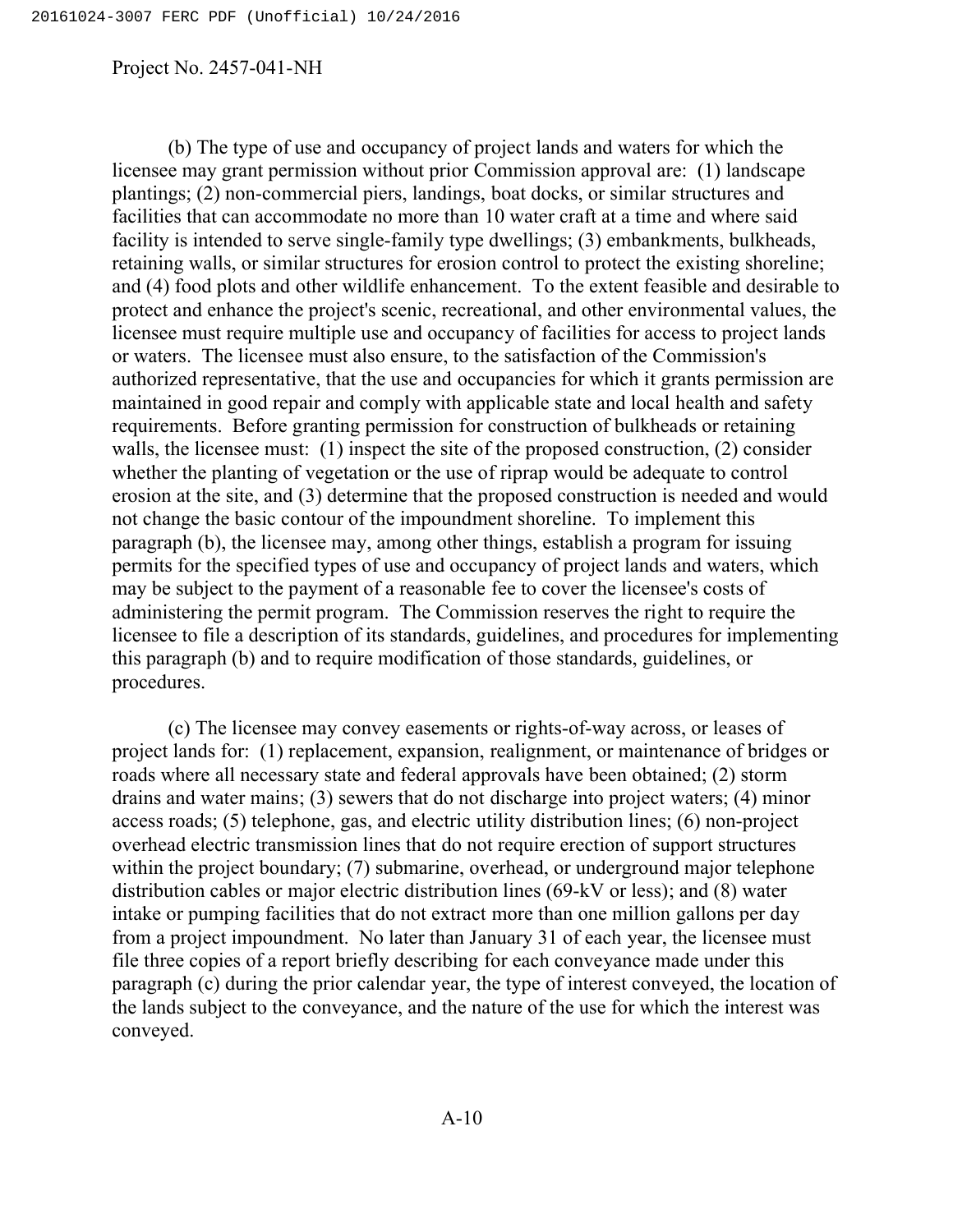(b) The type of use and occupancy of project lands and waters for which the licensee may grant permission without prior Commission approval are: (1) landscape plantings; (2) non-commercial piers, landings, boat docks, or similar structures and facilities that can accommodate no more than 10 water craft at a time and where said facility is intended to serve single-family type dwellings; (3) embankments, bulkheads, retaining walls, or similar structures for erosion control to protect the existing shoreline; and (4) food plots and other wildlife enhancement. To the extent feasible and desirable to protect and enhance the project's scenic, recreational, and other environmental values, the licensee must require multiple use and occupancy of facilities for access to project lands or waters. The licensee must also ensure, to the satisfaction of the Commission's authorized representative, that the use and occupancies for which it grants permission are maintained in good repair and comply with applicable state and local health and safety requirements. Before granting permission for construction of bulkheads or retaining walls, the licensee must: (1) inspect the site of the proposed construction, (2) consider whether the planting of vegetation or the use of riprap would be adequate to control erosion at the site, and (3) determine that the proposed construction is needed and would not change the basic contour of the impoundment shoreline. To implement this paragraph (b), the licensee may, among other things, establish a program for issuing permits for the specified types of use and occupancy of project lands and waters, which may be subject to the payment of a reasonable fee to cover the licensee's costs of administering the permit program. The Commission reserves the right to require the licensee to file a description of its standards, guidelines, and procedures for implementing this paragraph (b) and to require modification of those standards, guidelines, or procedures.

(c) The licensee may convey easements or rights-of-way across, or leases of project lands for: (1) replacement, expansion, realignment, or maintenance of bridges or roads where all necessary state and federal approvals have been obtained; (2) storm drains and water mains; (3) sewers that do not discharge into project waters; (4) minor access roads; (5) telephone, gas, and electric utility distribution lines; (6) non-project overhead electric transmission lines that do not require erection of support structures within the project boundary; (7) submarine, overhead, or underground major telephone distribution cables or major electric distribution lines (69-kV or less); and (8) water intake or pumping facilities that do not extract more than one million gallons per day from a project impoundment. No later than January 31 of each year, the licensee must file three copies of a report briefly describing for each conveyance made under this paragraph (c) during the prior calendar year, the type of interest conveyed, the location of the lands subject to the conveyance, and the nature of the use for which the interest was conveyed.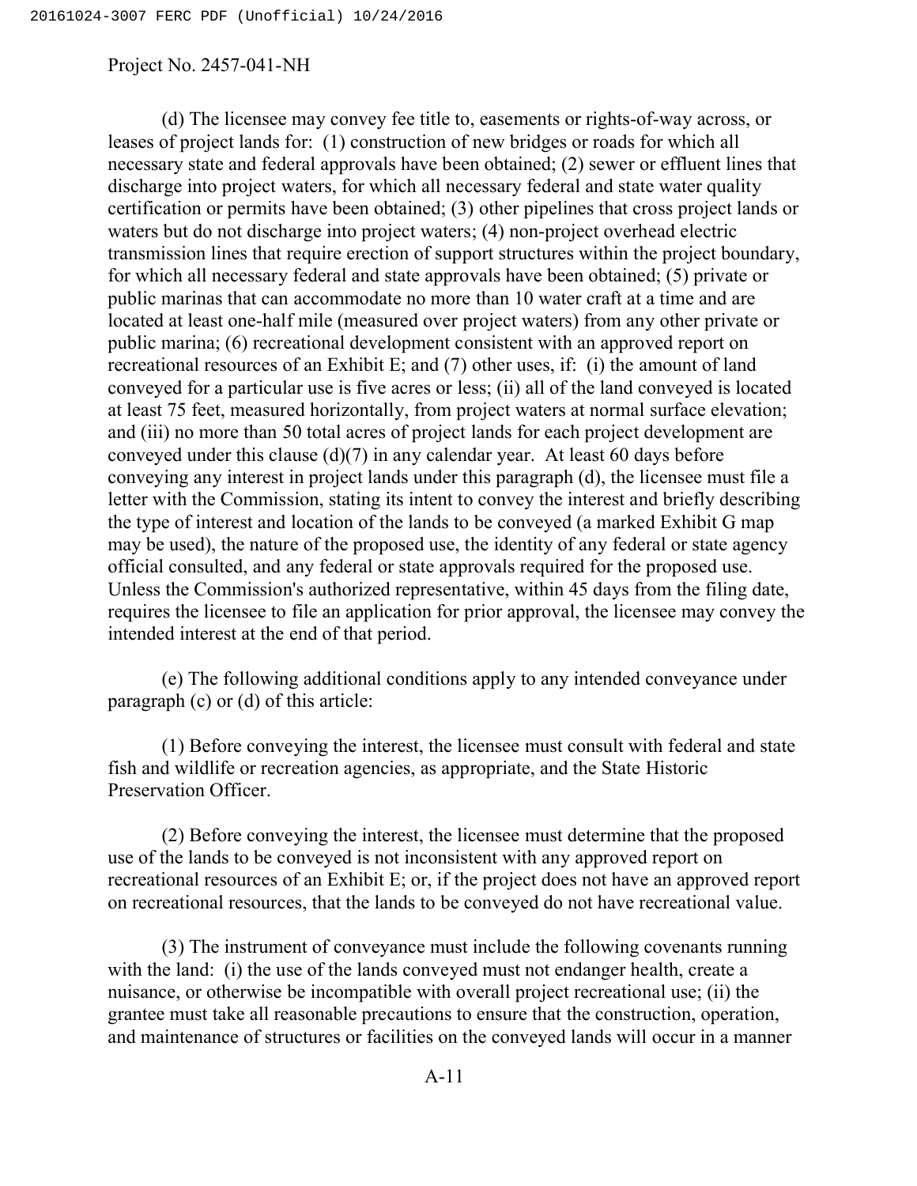Project No. 2457-041-NH

(d) The licensee may convey fee title to, easements or rights-of-way across, or leases of project lands for: (1) construction of new bridges or roads for which all necessary state and federal approvals have been obtained; (2) sewer or effluent lines that discharge into project waters, for which all necessary federal and state water quality certification or permits have been obtained; (3) other pipelines that cross project lands or waters but do not discharge into project waters; (4) non-project overhead electric transmission lines that require erection of support structures within the project boundary, for which all necessary federal and state approvals have been obtained; (5) private or public marinas that can accommodate no more than 10 water craft at a time and are located at least one-half mile (measured over project waters) from any other private or public marina; (6) recreational development consistent with an approved report on recreational resources of an Exhibit E; and (7) other uses, if: (i) the amount of land conveyed for a particular use is five acres or less; (ii) all of the land conveyed is located at least 75 feet, measured horizontally, from project waters at normal surface elevation; and (iii) no more than 50 total acres of project lands for each project development are conveyed under this clause (d)(7) in any calendar year. At least 60 days before conveying any interest in project lands under this paragraph (d), the licensee must file a letter with the Commission, stating its intent to convey the interest and briefly describing the type of interest and location of the lands to be conveyed (a marked Exhibit G map may be used), the nature of the proposed use, the identity of any federal or state agency official consulted, and any federal or state approvals required for the proposed use. Unless the Commission's authorized representative, within 45 days from the filing date, requires the licensee to file an application for prior approval, the licensee may convey the intended interest at the end of that period.

(e) The following additional conditions apply to any intended conveyance under paragraph (c) or (d) of this article:

(1) Before conveying the interest, the licensee must consult with federal and state fish and wildlife or recreation agencies, as appropriate, and the State Historic Preservation Officer.

(2) Before conveying the interest, the licensee must determine that the proposed use of the lands to be conveyed is not inconsistent with any approved report on recreational resources of an Exhibit E; or, if the project does not have an approved report on recreational resources, that the lands to be conveyed do not have recreational value.

(3) The instrument of conveyance must include the following covenants running with the land: (i) the use of the lands conveyed must not endanger health, create a nuisance, or otherwise be incompatible with overall project recreational use; (ii) the grantee must take all reasonable precautions to ensure that the construction, operation, and maintenance of structures or facilities on the conveyed lands will occur in a manner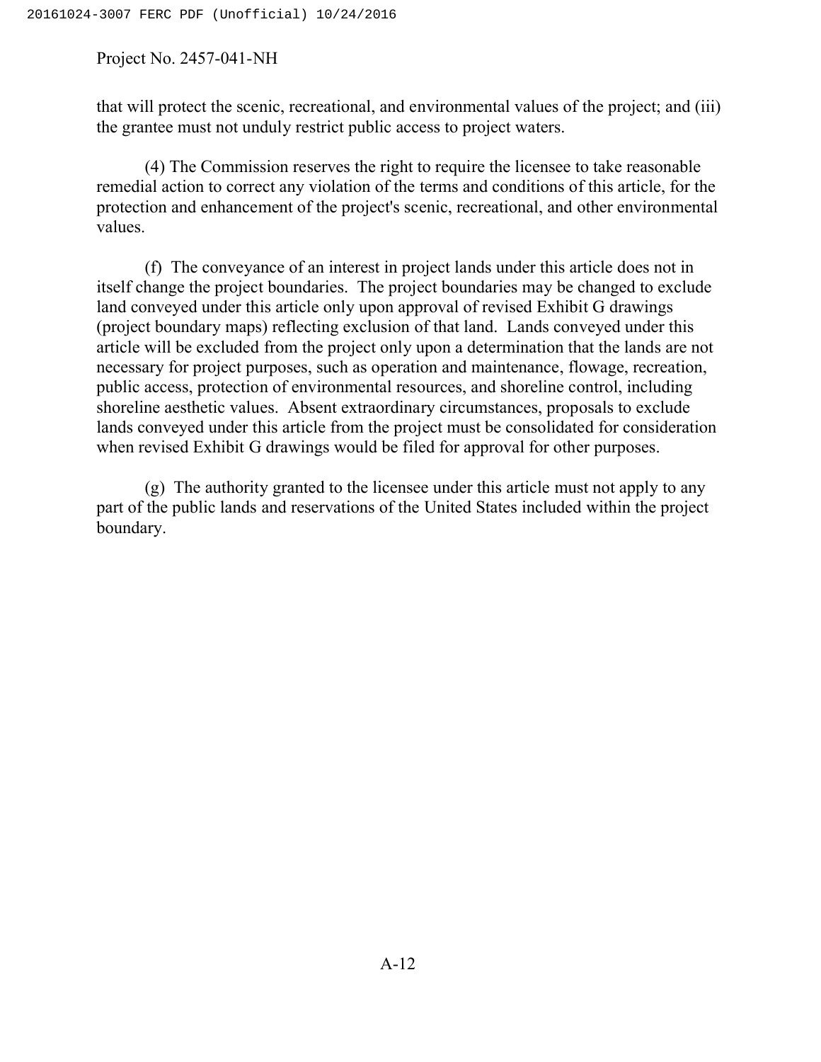that will protect the scenic, recreational, and environmental values of the project; and (iii) the grantee must not unduly restrict public access to project waters.

(4) The Commission reserves the right to require the licensee to take reasonable remedial action to correct any violation of the terms and conditions of this article, for the protection and enhancement of the project's scenic, recreational, and other environmental values.

(f) The conveyance of an interest in project lands under this article does not in itself change the project boundaries. The project boundaries may be changed to exclude land conveyed under this article only upon approval of revised Exhibit G drawings (project boundary maps) reflecting exclusion of that land. Lands conveyed under this article will be excluded from the project only upon a determination that the lands are not necessary for project purposes, such as operation and maintenance, flowage, recreation, public access, protection of environmental resources, and shoreline control, including shoreline aesthetic values. Absent extraordinary circumstances, proposals to exclude lands conveyed under this article from the project must be consolidated for consideration when revised Exhibit G drawings would be filed for approval for other purposes.

(g) The authority granted to the licensee under this article must not apply to any part of the public lands and reservations of the United States included within the project boundary.